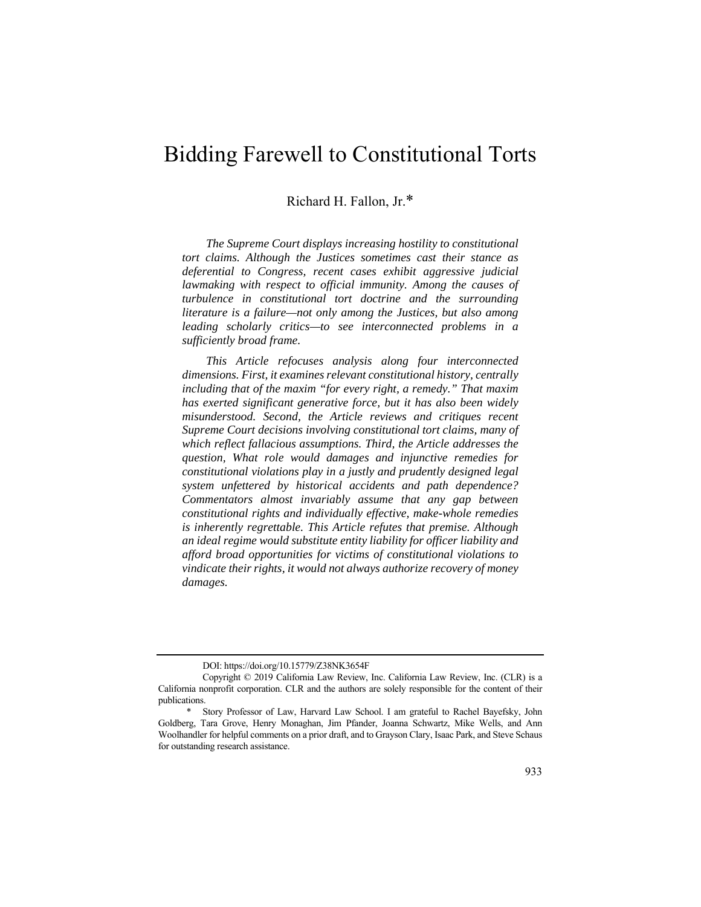# Bidding Farewell to Constitutional Torts

Richard H. Fallon, Jr.*

*The Supreme Court displays increasing hostility to constitutional tort claims. Although the Justices sometimes cast their stance as deferential to Congress, recent cases exhibit aggressive judicial lawmaking with respect to official immunity. Among the causes of turbulence in constitutional tort doctrine and the surrounding literature is a failure—not only among the Justices, but also among leading scholarly critics—to see interconnected problems in a sufficiently broad frame.*

*This Article refocuses analysis along four interconnected dimensions. First, it examines relevant constitutional history, centrally including that of the maxim "for every right, a remedy." That maxim has exerted significant generative force, but it has also been widely misunderstood. Second, the Article reviews and critiques recent Supreme Court decisions involving constitutional tort claims, many of which reflect fallacious assumptions. Third, the Article addresses the question, What role would damages and injunctive remedies for constitutional violations play in a justly and prudently designed legal system unfettered by historical accidents and path dependence? Commentators almost invariably assume that any gap between constitutional rights and individually effective, make-whole remedies is inherently regrettable. This Article refutes that premise. Although an ideal regime would substitute entity liability for officer liability and afford broad opportunities for victims of constitutional violations to vindicate their rights, it would not always authorize recovery of money damages.*

---

DOI: https://doi.org/10.15779/Z38NK3654F

Copyright © 2019 California Law Review, Inc. California Law Review, Inc. (CLR) is a California nonprofit corporation. CLR and the authors are solely responsible for the content of their publications.

\* Story Professor of Law, Harvard Law School. I am grateful to Rachel Bayefsky, John Goldberg, Tara Grove, Henry Monaghan, Jim Pfander, Joanna Schwartz, Mike Wells, and Ann Woolhandler for helpful comments on a prior draft, and to Grayson Clary, Isaac Park, and Steve Schaus for outstanding research assistance.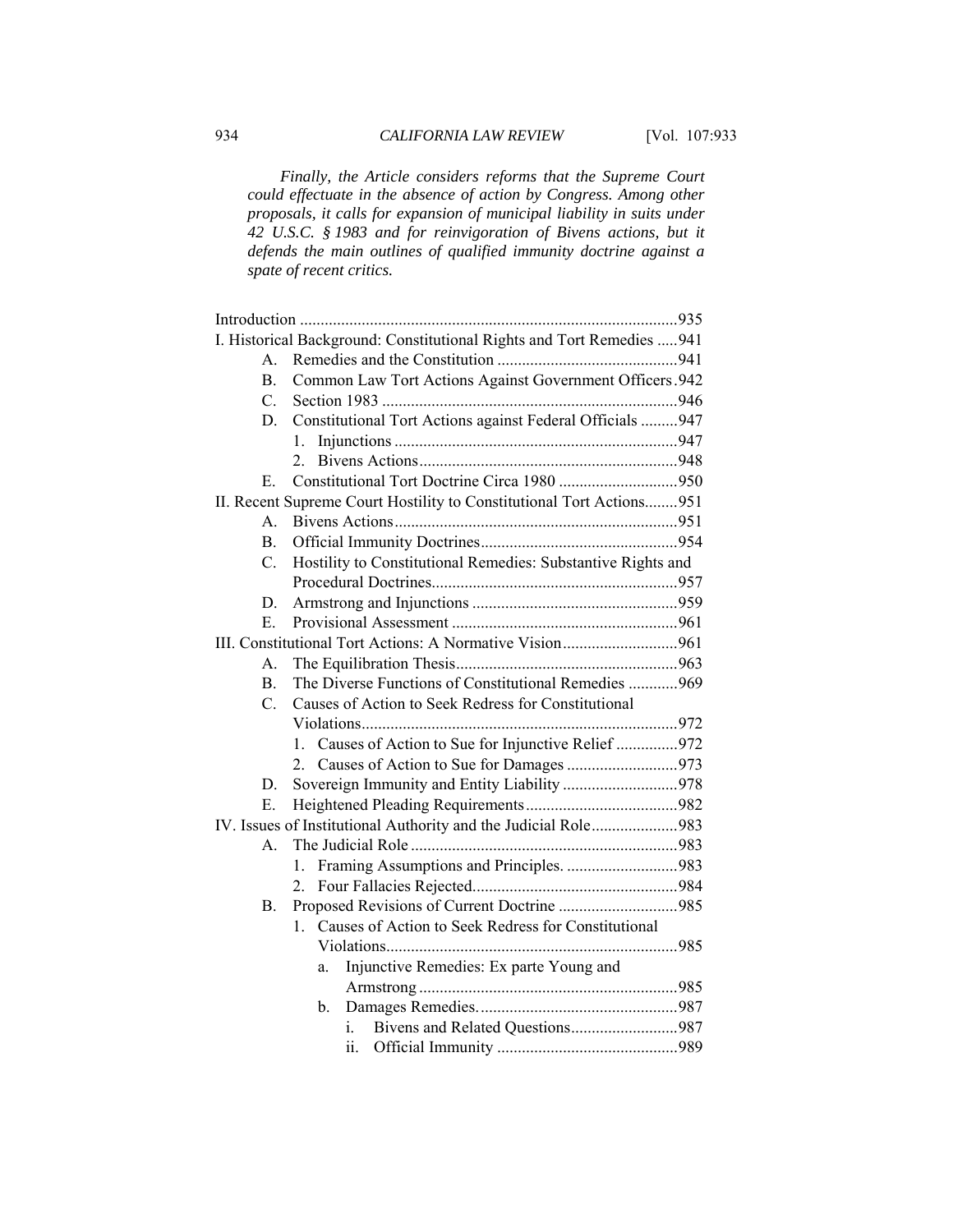*Finally, the Article considers reforms that the Supreme Court could effectuate in the absence of action by Congress. Among other proposals, it calls for expansion of municipal liability in suits under 42 U.S.C. § 1983 and for reinvigoration of Bivens actions, but it defends the main outlines of qualified immunity doctrine against a spate of recent critics.*

Introduction ....................................................................................935

I. Historical Background: Constitutional Rights and Tort Remedies .....941
- A. Remedies and the Constitution ............................................941
- B. Common Law Tort Actions Against Government Officers .942
- C. Section 1983 ........................................................................946
- D. Constitutional Tort Actions against Federal Officials .........947
  - 1. Injunctions .....................................................................947
  - 2. Bivens Actions ...............................................................948
- E. Constitutional Tort Doctrine Circa 1980 .............................950

II. Recent Supreme Court Hostility to Constitutional Tort Actions........951
- A. Bivens Actions .....................................................................951
- B. Official Immunity Doctrines ................................................954
- C. Hostility to Constitutional Remedies: Substantive Rights and Procedural Doctrines ............................................................957
- D. Armstrong and Injunctions ..................................................959
- E. Provisional Assessment .......................................................961

III. Constitutional Tort Actions: A Normative Vision ............................961
- A. The Equilibration Thesis ......................................................963
- B. The Diverse Functions of Constitutional Remedies ............969
- C. Causes of Action to Seek Redress for Constitutional Violations .............................................................................972
  - 1. Causes of Action to Sue for Injunctive Relief ...............972
  - 2. Causes of Action to Sue for Damages ...........................973
- D. Sovereign Immunity and Entity Liability ............................978
- E. Heightened Pleading Requirements .....................................982

IV. Issues of Institutional Authority and the Judicial Role.....................983
- A. The Judicial Role .................................................................983
  - 1. Framing Assumptions and Principles. ...........................983
  - 2. Four Fallacies Rejected ..................................................984
- B. Proposed Revisions of Current Doctrine .............................985
  - 1. Causes of Action to Seek Redress for Constitutional Violations .......................................................................985
    - a. Injunctive Remedies: Ex parte Young and Armstrong ...............................................................985
    - b. Damages Remedies. ................................................987
      - i. Bivens and Related Questions ..........................987
      - ii. Official Immunity ............................................989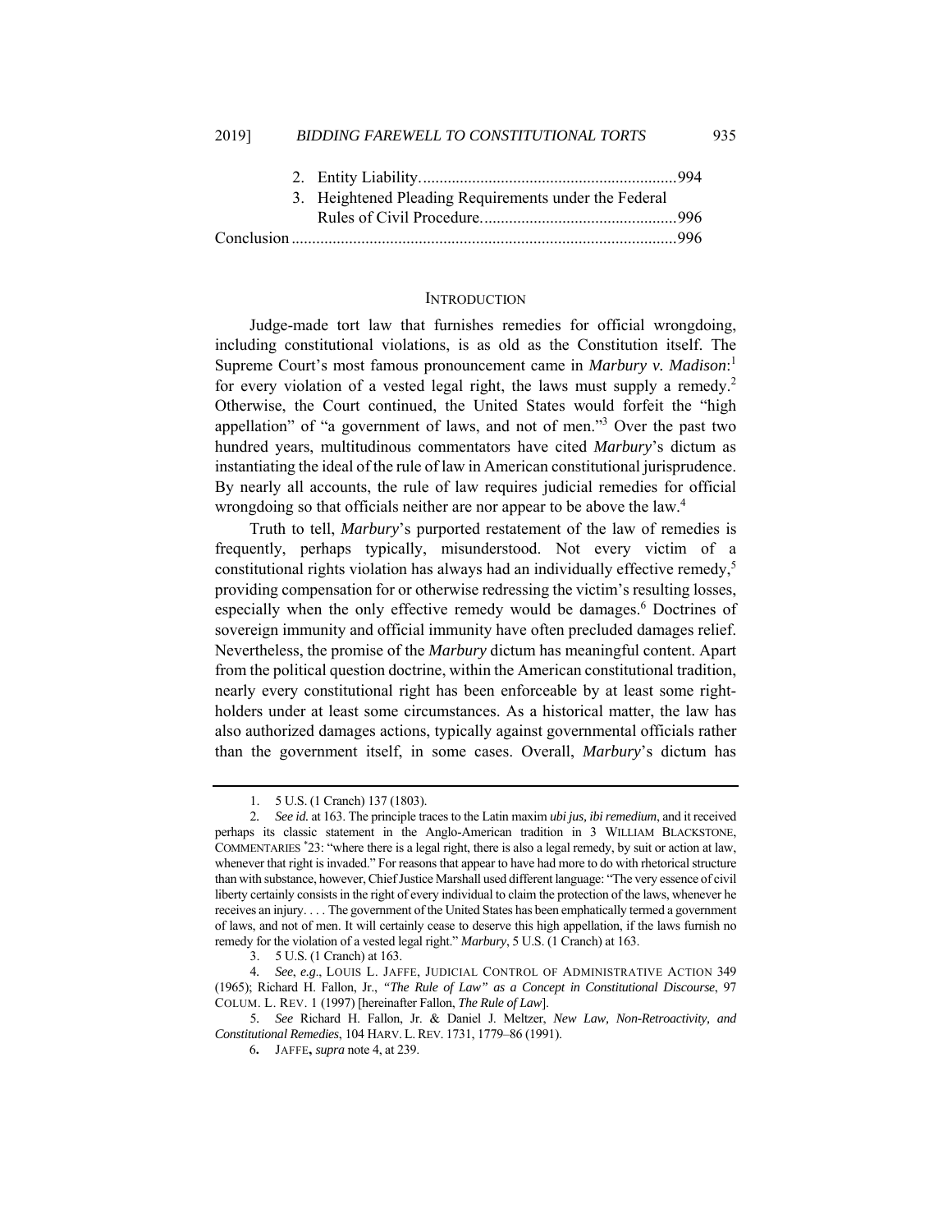2. Entity Liability .......... 994
3. Heightened Pleading Requirements under the Federal Rules of Civil Procedure .......... 996

Conclusion .......... 996

## INTRODUCTION

Judge-made tort law that furnishes remedies for official wrongdoing, including constitutional violations, is as old as the Constitution itself. The Supreme Court's most famous pronouncement came in *Marbury v. Madison*:[1] for every violation of a vested legal right, the laws must supply a remedy.[2] Otherwise, the Court continued, the United States would forfeit the "high appellation" of "a government of laws, and not of men."[3] Over the past two hundred years, multitudinous commentators have cited *Marbury*'s dictum as instantiating the ideal of the rule of law in American constitutional jurisprudence. By nearly all accounts, the rule of law requires judicial remedies for official wrongdoing so that officials neither are nor appear to be above the law.[4]

Truth to tell, *Marbury*'s purported restatement of the law of remedies is frequently, perhaps typically, misunderstood. Not every victim of a constitutional rights violation has always had an individually effective remedy,[5] providing compensation for or otherwise redressing the victim's resulting losses, especially when the only effective remedy would be damages.[6] Doctrines of sovereign immunity and official immunity have often precluded damages relief. Nevertheless, the promise of the *Marbury* dictum has meaningful content. Apart from the political question doctrine, within the American constitutional tradition, nearly every constitutional right has been enforceable by at least some right-holders under at least some circumstances. As a historical matter, the law has also authorized damages actions, typically against governmental officials rather than the government itself, in some cases. Overall, *Marbury*'s dictum has

---

1. 5 U.S. (1 Cranch) 137 (1803).

2. *See id.* at 163. The principle traces to the Latin maxim *ubi jus, ibi remedium*, and it received perhaps its classic statement in the Anglo-American tradition in 3 WILLIAM BLACKSTONE, COMMENTARIES *23: "where there is a legal right, there is also a legal remedy, by suit or action at law, whenever that right is invaded." For reasons that appear to have had more to do with rhetorical structure than with substance, however, Chief Justice Marshall used different language: "The very essence of civil liberty certainly consists in the right of every individual to claim the protection of the laws, whenever he receives an injury. . . . The government of the United States has been emphatically termed a government of laws, and not of men. It will certainly cease to deserve this high appellation, if the laws furnish no remedy for the violation of a vested legal right." *Marbury*, 5 U.S. (1 Cranch) at 163.

3. 5 U.S. (1 Cranch) at 163.

4. *See, e.g.*, LOUIS L. JAFFE, JUDICIAL CONTROL OF ADMINISTRATIVE ACTION 349 (1965); Richard H. Fallon, Jr., *"The Rule of Law" as a Concept in Constitutional Discourse*, 97 COLUM. L. REV. 1 (1997) [hereinafter Fallon, *The Rule of Law*].

5. *See* Richard H. Fallon, Jr. & Daniel J. Meltzer, *New Law, Non-Retroactivity, and Constitutional Remedies*, 104 HARV. L. REV. 1731, 1779–86 (1991).

6. JAFFE, *supra* note 4, at 239.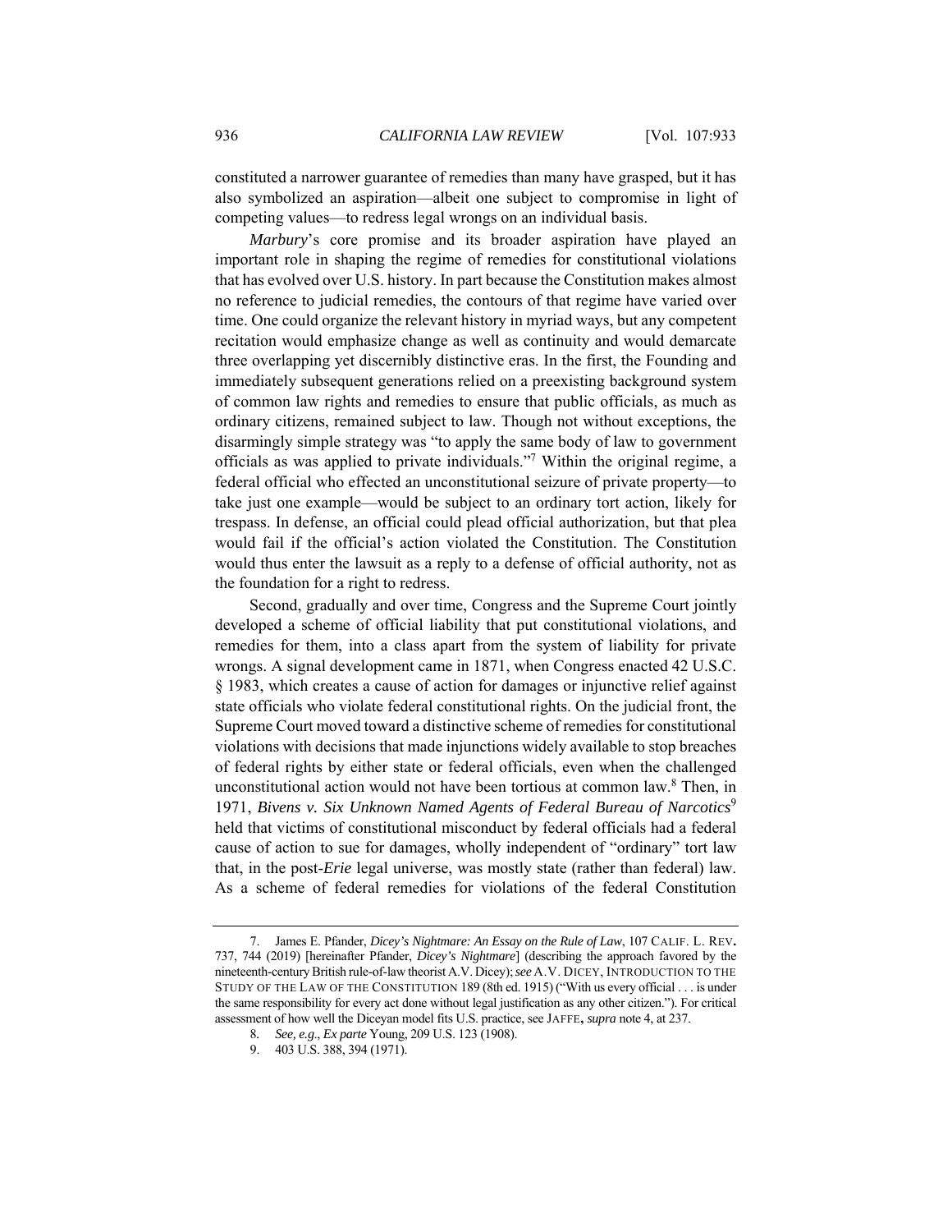constituted a narrower guarantee of remedies than many have grasped, but it has also symbolized an aspiration—albeit one subject to compromise in light of competing values—to redress legal wrongs on an individual basis.

*Marbury*'s core promise and its broader aspiration have played an important role in shaping the regime of remedies for constitutional violations that has evolved over U.S. history. In part because the Constitution makes almost no reference to judicial remedies, the contours of that regime have varied over time. One could organize the relevant history in myriad ways, but any competent recitation would emphasize change as well as continuity and would demarcate three overlapping yet discernibly distinctive eras. In the first, the Founding and immediately subsequent generations relied on a preexisting background system of common law rights and remedies to ensure that public officials, as much as ordinary citizens, remained subject to law. Though not without exceptions, the disarmingly simple strategy was "to apply the same body of law to government officials as was applied to private individuals."[7] Within the original regime, a federal official who effected an unconstitutional seizure of private property—to take just one example—would be subject to an ordinary tort action, likely for trespass. In defense, an official could plead official authorization, but that plea would fail if the official's action violated the Constitution. The Constitution would thus enter the lawsuit as a reply to a defense of official authority, not as the foundation for a right to redress.

Second, gradually and over time, Congress and the Supreme Court jointly developed a scheme of official liability that put constitutional violations, and remedies for them, into a class apart from the system of liability for private wrongs. A signal development came in 1871, when Congress enacted 42 U.S.C. § 1983, which creates a cause of action for damages or injunctive relief against state officials who violate federal constitutional rights. On the judicial front, the Supreme Court moved toward a distinctive scheme of remedies for constitutional violations with decisions that made injunctions widely available to stop breaches of federal rights by either state or federal officials, even when the challenged unconstitutional action would not have been tortious at common law.[8] Then, in 1971, *Bivens v. Six Unknown Named Agents of Federal Bureau of Narcotics*[9] held that victims of constitutional misconduct by federal officials had a federal cause of action to sue for damages, wholly independent of "ordinary" tort law that, in the post-*Erie* legal universe, was mostly state (rather than federal) law. As a scheme of federal remedies for violations of the federal Constitution

---

7. James E. Pfander, *Dicey's Nightmare: An Essay on the Rule of Law*, 107 CALIF. L. REV. 737, 744 (2019) [hereinafter Pfander, *Dicey's Nightmare*] (describing the approach favored by the nineteenth-century British rule-of-law theorist A.V. Dicey); *see* A.V. DICEY, INTRODUCTION TO THE STUDY OF THE LAW OF THE CONSTITUTION 189 (8th ed. 1915) ("With us every official . . . is under the same responsibility for every act done without legal justification as any other citizen."). For critical assessment of how well the Diceyan model fits U.S. practice, see JAFFE, *supra* note 4, at 237.

8. *See, e.g.*, *Ex parte* Young, 209 U.S. 123 (1908).

9. 403 U.S. 388, 394 (1971).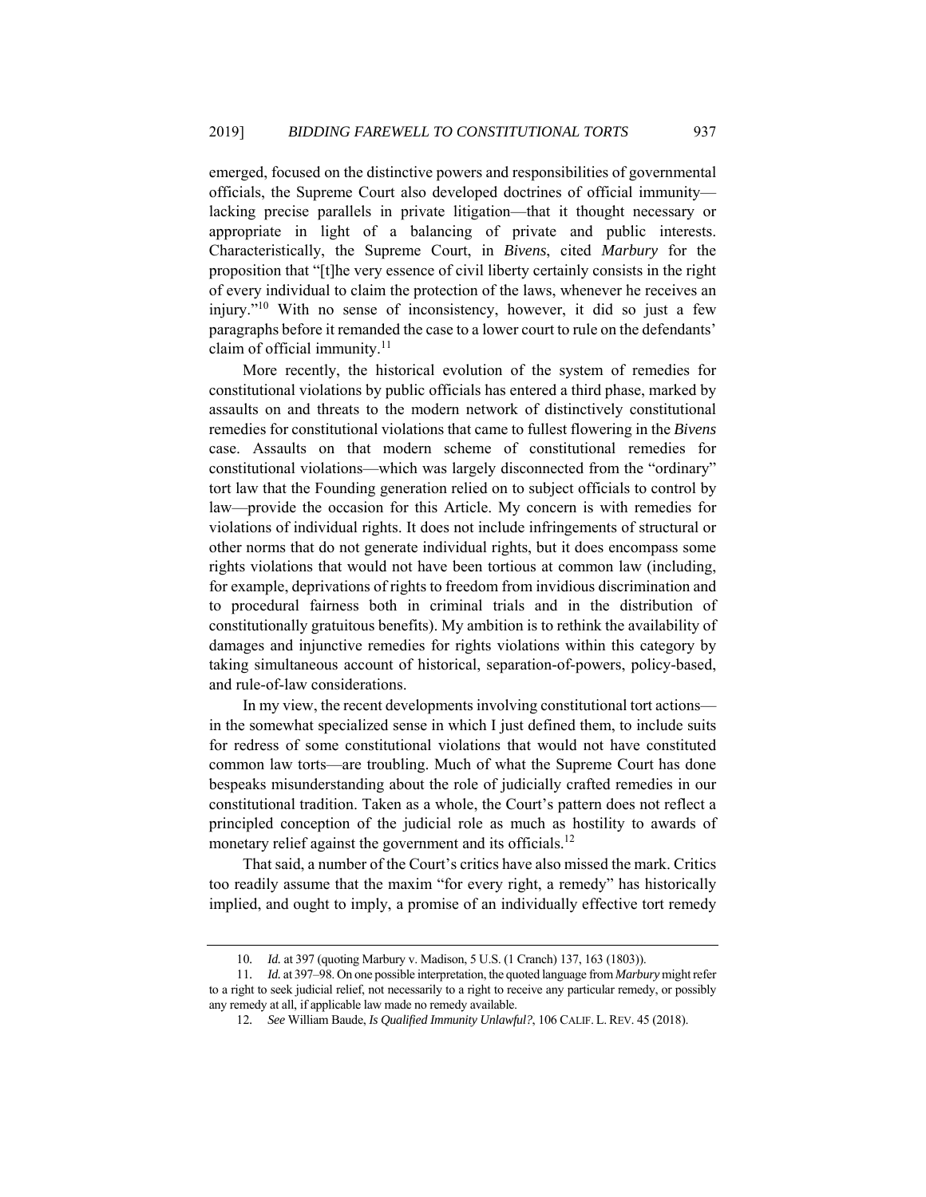emerged, focused on the distinctive powers and responsibilities of governmental officials, the Supreme Court also developed doctrines of official immunity—lacking precise parallels in private litigation—that it thought necessary or appropriate in light of a balancing of private and public interests. Characteristically, the Supreme Court, in *Bivens*, cited *Marbury* for the proposition that "[t]he very essence of civil liberty certainly consists in the right of every individual to claim the protection of the laws, whenever he receives an injury."[10] With no sense of inconsistency, however, it did so just a few paragraphs before it remanded the case to a lower court to rule on the defendants' claim of official immunity.[11]

More recently, the historical evolution of the system of remedies for constitutional violations by public officials has entered a third phase, marked by assaults on and threats to the modern network of distinctively constitutional remedies for constitutional violations that came to fullest flowering in the *Bivens* case. Assaults on that modern scheme of constitutional remedies for constitutional violations—which was largely disconnected from the "ordinary" tort law that the Founding generation relied on to subject officials to control by law—provide the occasion for this Article. My concern is with remedies for violations of individual rights. It does not include infringements of structural or other norms that do not generate individual rights, but it does encompass some rights violations that would not have been tortious at common law (including, for example, deprivations of rights to freedom from invidious discrimination and to procedural fairness both in criminal trials and in the distribution of constitutionally gratuitous benefits). My ambition is to rethink the availability of damages and injunctive remedies for rights violations within this category by taking simultaneous account of historical, separation-of-powers, policy-based, and rule-of-law considerations.

In my view, the recent developments involving constitutional tort actions—in the somewhat specialized sense in which I just defined them, to include suits for redress of some constitutional violations that would not have constituted common law torts—are troubling. Much of what the Supreme Court has done bespeaks misunderstanding about the role of judicially crafted remedies in our constitutional tradition. Taken as a whole, the Court's pattern does not reflect a principled conception of the judicial role as much as hostility to awards of monetary relief against the government and its officials.[12]

That said, a number of the Court's critics have also missed the mark. Critics too readily assume that the maxim "for every right, a remedy" has historically implied, and ought to imply, a promise of an individually effective tort remedy

---

10. *Id.* at 397 (quoting Marbury v. Madison, 5 U.S. (1 Cranch) 137, 163 (1803)).

11. *Id.* at 397–98. On one possible interpretation, the quoted language from *Marbury* might refer to a right to seek judicial relief, not necessarily to a right to receive any particular remedy, or possibly any remedy at all, if applicable law made no remedy available.

12. *See* William Baude, *Is Qualified Immunity Unlawful?*, 106 CALIF. L. REV. 45 (2018).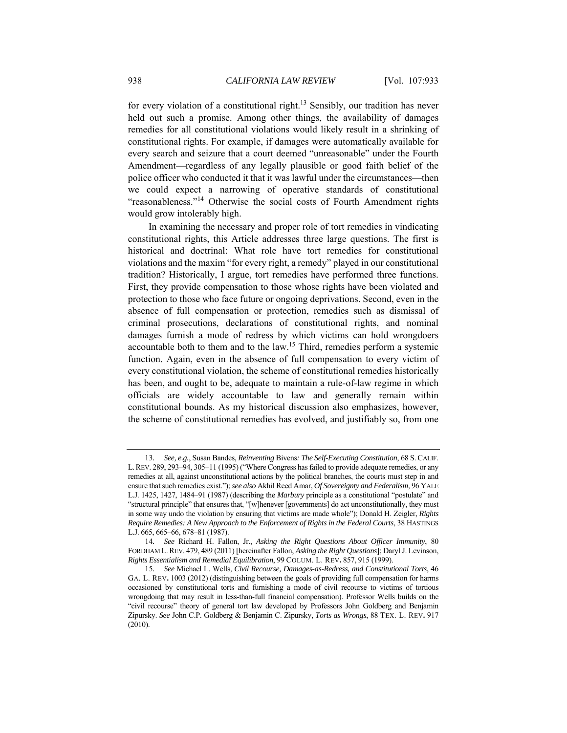for every violation of a constitutional right.[13] Sensibly, our tradition has never held out such a promise. Among other things, the availability of damages remedies for all constitutional violations would likely result in a shrinking of constitutional rights. For example, if damages were automatically available for every search and seizure that a court deemed "unreasonable" under the Fourth Amendment—regardless of any legally plausible or good faith belief of the police officer who conducted it that it was lawful under the circumstances—then we could expect a narrowing of operative standards of constitutional "reasonableness."[14] Otherwise the social costs of Fourth Amendment rights would grow intolerably high.

In examining the necessary and proper role of tort remedies in vindicating constitutional rights, this Article addresses three large questions. The first is historical and doctrinal: What role have tort remedies for constitutional violations and the maxim "for every right, a remedy" played in our constitutional tradition? Historically, I argue, tort remedies have performed three functions. First, they provide compensation to those whose rights have been violated and protection to those who face future or ongoing deprivations. Second, even in the absence of full compensation or protection, remedies such as dismissal of criminal prosecutions, declarations of constitutional rights, and nominal damages furnish a mode of redress by which victims can hold wrongdoers accountable both to them and to the law.[15] Third, remedies perform a systemic function. Again, even in the absence of full compensation to every victim of every constitutional violation, the scheme of constitutional remedies historically has been, and ought to be, adequate to maintain a rule-of-law regime in which officials are widely accountable to law and generally remain within constitutional bounds. As my historical discussion also emphasizes, however, the scheme of constitutional remedies has evolved, and justifiably so, from one

---

13. *See, e.g.*, Susan Bandes, *Reinventing* Bivens*: The Self-Executing Constitution*, 68 S. CALIF. L. REV. 289, 293–94, 305–11 (1995) ("Where Congress has failed to provide adequate remedies, or any remedies at all, against unconstitutional actions by the political branches, the courts must step in and ensure that such remedies exist."); *see also* Akhil Reed Amar, *Of Sovereignty and Federalism*, 96 YALE L.J. 1425, 1427, 1484–91 (1987) (describing the *Marbury* principle as a constitutional "postulate" and "structural principle" that ensures that, "[w]henever [governments] do act unconstitutionally, they must in some way undo the violation by ensuring that victims are made whole"); Donald H. Zeigler, *Rights Require Remedies: A New Approach to the Enforcement of Rights in the Federal Courts*, 38 HASTINGS L.J. 665, 665–66, 678–81 (1987).

14. *See* Richard H. Fallon, Jr., *Asking the Right Questions About Officer Immunity*, 80 FORDHAM L. REV. 479, 489 (2011) [hereinafter Fallon, *Asking the Right Questions*]; Daryl J. Levinson, *Rights Essentialism and Remedial Equilibration*, 99 COLUM. L. REV. 857, 915 (1999).

15. *See* Michael L. Wells, *Civil Recourse, Damages-as-Redress, and Constitutional Torts*, 46 GA. L. REV. 1003 (2012) (distinguishing between the goals of providing full compensation for harms occasioned by constitutional torts and furnishing a mode of civil recourse to victims of tortious wrongdoing that may result in less-than-full financial compensation). Professor Wells builds on the "civil recourse" theory of general tort law developed by Professors John Goldberg and Benjamin Zipursky. *See* John C.P. Goldberg & Benjamin C. Zipursky, *Torts as Wrongs*, 88 TEX. L. REV. 917 (2010).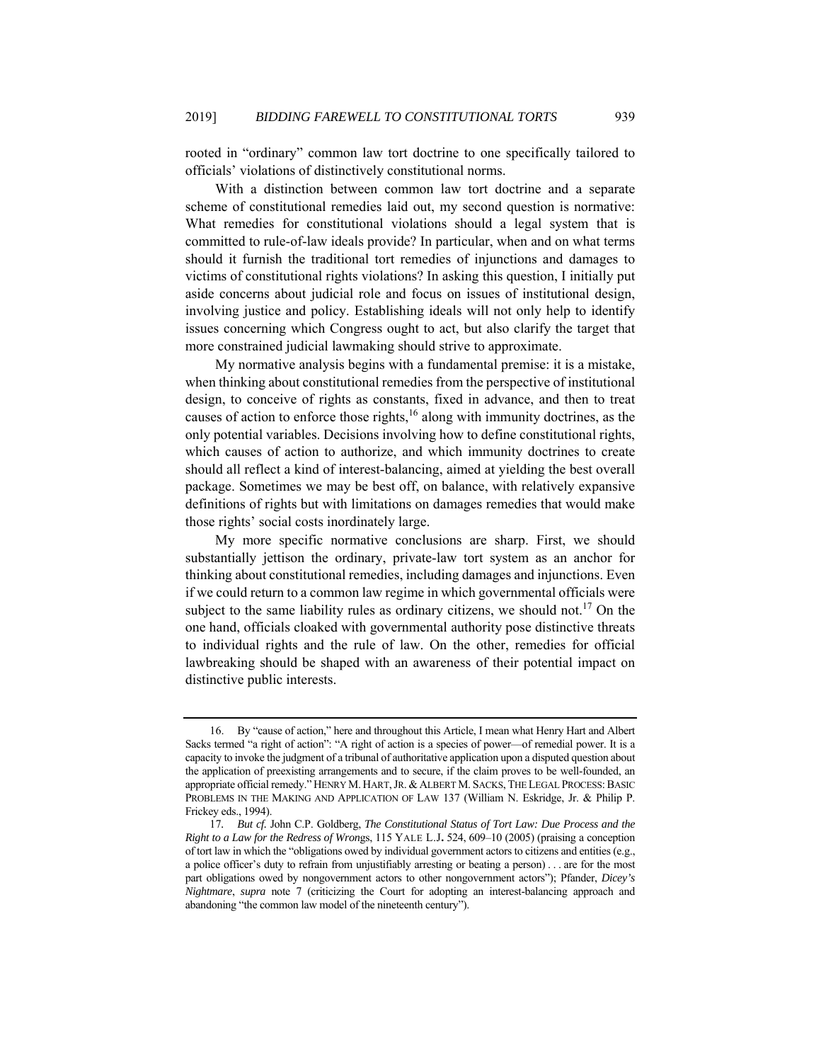rooted in "ordinary" common law tort doctrine to one specifically tailored to officials' violations of distinctively constitutional norms.

With a distinction between common law tort doctrine and a separate scheme of constitutional remedies laid out, my second question is normative: What remedies for constitutional violations should a legal system that is committed to rule-of-law ideals provide? In particular, when and on what terms should it furnish the traditional tort remedies of injunctions and damages to victims of constitutional rights violations? In asking this question, I initially put aside concerns about judicial role and focus on issues of institutional design, involving justice and policy. Establishing ideals will not only help to identify issues concerning which Congress ought to act, but also clarify the target that more constrained judicial lawmaking should strive to approximate.

My normative analysis begins with a fundamental premise: it is a mistake, when thinking about constitutional remedies from the perspective of institutional design, to conceive of rights as constants, fixed in advance, and then to treat causes of action to enforce those rights,[16] along with immunity doctrines, as the only potential variables. Decisions involving how to define constitutional rights, which causes of action to authorize, and which immunity doctrines to create should all reflect a kind of interest-balancing, aimed at yielding the best overall package. Sometimes we may be best off, on balance, with relatively expansive definitions of rights but with limitations on damages remedies that would make those rights' social costs inordinately large.

My more specific normative conclusions are sharp. First, we should substantially jettison the ordinary, private-law tort system as an anchor for thinking about constitutional remedies, including damages and injunctions. Even if we could return to a common law regime in which governmental officials were subject to the same liability rules as ordinary citizens, we should not.[17] On the one hand, officials cloaked with governmental authority pose distinctive threats to individual rights and the rule of law. On the other, remedies for official lawbreaking should be shaped with an awareness of their potential impact on distinctive public interests.

---

16. By "cause of action," here and throughout this Article, I mean what Henry Hart and Albert Sacks termed "a right of action": "A right of action is a species of power—of remedial power. It is a capacity to invoke the judgment of a tribunal of authoritative application upon a disputed question about the application of preexisting arrangements and to secure, if the claim proves to be well-founded, an appropriate official remedy." HENRY M. HART, JR. & ALBERT M. SACKS, THE LEGAL PROCESS: BASIC PROBLEMS IN THE MAKING AND APPLICATION OF LAW 137 (William N. Eskridge, Jr. & Philip P. Frickey eds., 1994).

17. *But cf.* John C.P. Goldberg, *The Constitutional Status of Tort Law: Due Process and the Right to a Law for the Redress of Wrongs*, 115 YALE L.J. 524, 609–10 (2005) (praising a conception of tort law in which the "obligations owed by individual government actors to citizens and entities (e.g., a police officer's duty to refrain from unjustifiably arresting or beating a person) . . . are for the most part obligations owed by nongovernment actors to other nongovernment actors"); Pfander, *Dicey's Nightmare*, *supra* note 7 (criticizing the Court for adopting an interest-balancing approach and abandoning "the common law model of the nineteenth century").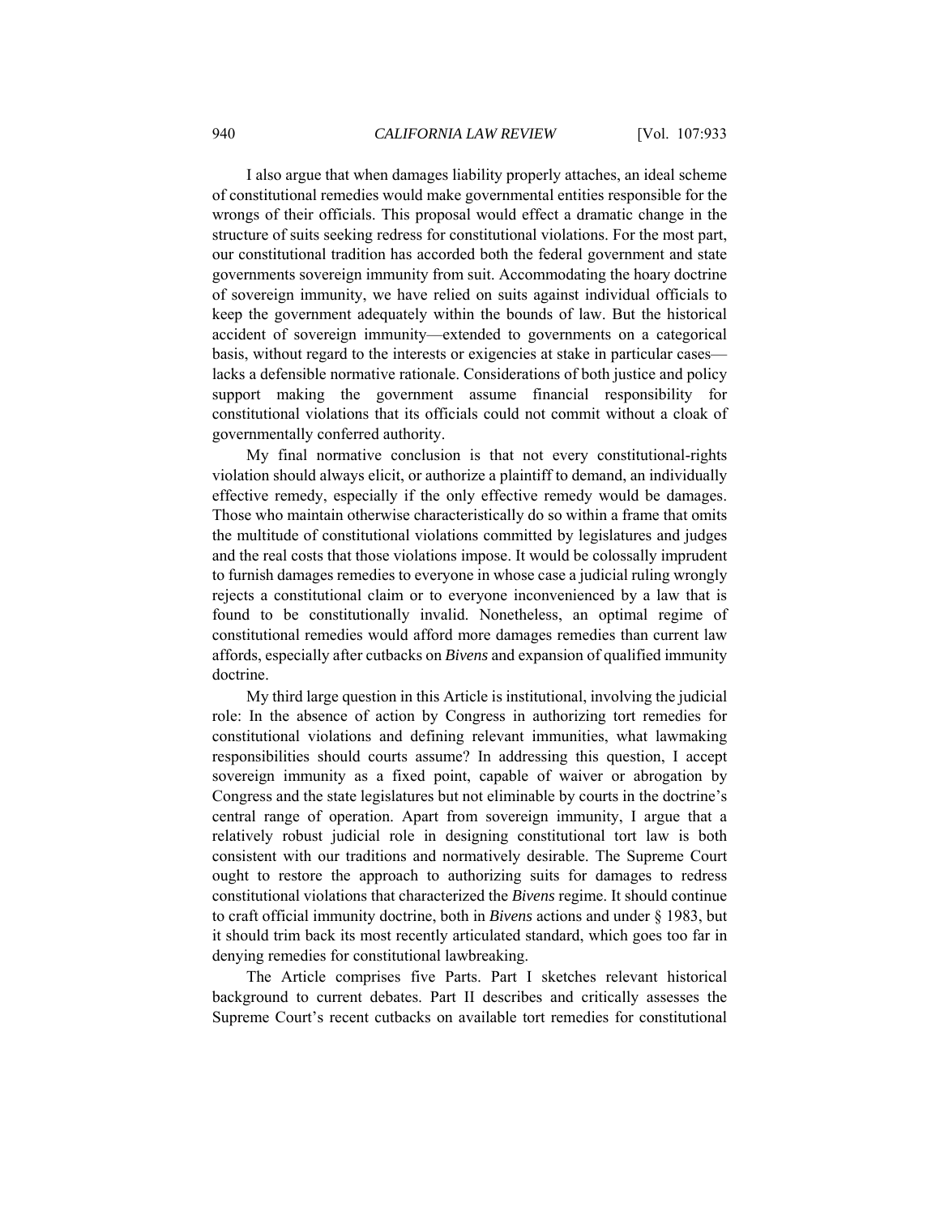I also argue that when damages liability properly attaches, an ideal scheme of constitutional remedies would make governmental entities responsible for the wrongs of their officials. This proposal would effect a dramatic change in the structure of suits seeking redress for constitutional violations. For the most part, our constitutional tradition has accorded both the federal government and state governments sovereign immunity from suit. Accommodating the hoary doctrine of sovereign immunity, we have relied on suits against individual officials to keep the government adequately within the bounds of law. But the historical accident of sovereign immunity—extended to governments on a categorical basis, without regard to the interests or exigencies at stake in particular cases—lacks a defensible normative rationale. Considerations of both justice and policy support making the government assume financial responsibility for constitutional violations that its officials could not commit without a cloak of governmentally conferred authority.

My final normative conclusion is that not every constitutional-rights violation should always elicit, or authorize a plaintiff to demand, an individually effective remedy, especially if the only effective remedy would be damages. Those who maintain otherwise characteristically do so within a frame that omits the multitude of constitutional violations committed by legislatures and judges and the real costs that those violations impose. It would be colossally imprudent to furnish damages remedies to everyone in whose case a judicial ruling wrongly rejects a constitutional claim or to everyone inconvenienced by a law that is found to be constitutionally invalid. Nonetheless, an optimal regime of constitutional remedies would afford more damages remedies than current law affords, especially after cutbacks on *Bivens* and expansion of qualified immunity doctrine.

My third large question in this Article is institutional, involving the judicial role: In the absence of action by Congress in authorizing tort remedies for constitutional violations and defining relevant immunities, what lawmaking responsibilities should courts assume? In addressing this question, I accept sovereign immunity as a fixed point, capable of waiver or abrogation by Congress and the state legislatures but not eliminable by courts in the doctrine's central range of operation. Apart from sovereign immunity, I argue that a relatively robust judicial role in designing constitutional tort law is both consistent with our traditions and normatively desirable. The Supreme Court ought to restore the approach to authorizing suits for damages to redress constitutional violations that characterized the *Bivens* regime. It should continue to craft official immunity doctrine, both in *Bivens* actions and under § 1983, but it should trim back its most recently articulated standard, which goes too far in denying remedies for constitutional lawbreaking.

The Article comprises five Parts. Part I sketches relevant historical background to current debates. Part II describes and critically assesses the Supreme Court's recent cutbacks on available tort remedies for constitutional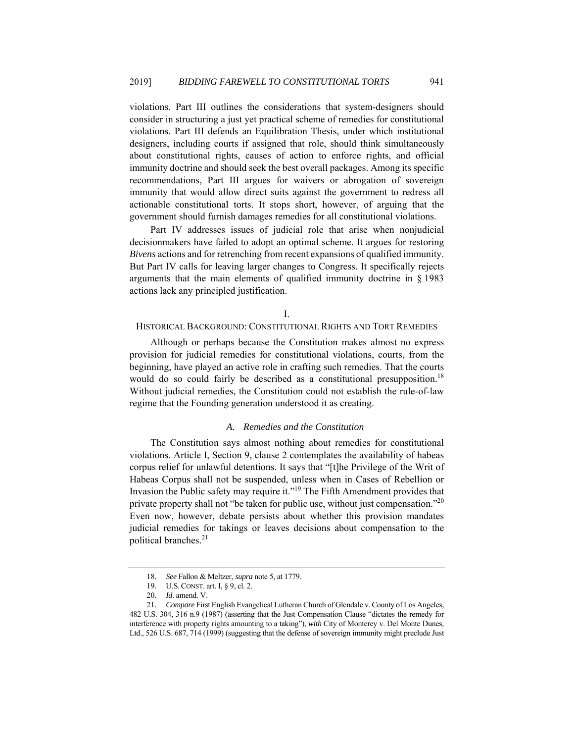violations. Part III outlines the considerations that system-designers should consider in structuring a just yet practical scheme of remedies for constitutional violations. Part III defends an Equilibration Thesis, under which institutional designers, including courts if assigned that role, should think simultaneously about constitutional rights, causes of action to enforce rights, and official immunity doctrine and should seek the best overall packages. Among its specific recommendations, Part III argues for waivers or abrogation of sovereign immunity that would allow direct suits against the government to redress all actionable constitutional torts. It stops short, however, of arguing that the government should furnish damages remedies for all constitutional violations.

Part IV addresses issues of judicial role that arise when nonjudicial decisionmakers have failed to adopt an optimal scheme. It argues for restoring *Bivens* actions and for retrenching from recent expansions of qualified immunity. But Part IV calls for leaving larger changes to Congress. It specifically rejects arguments that the main elements of qualified immunity doctrine in § 1983 actions lack any principled justification.

## I.
## HISTORICAL BACKGROUND: CONSTITUTIONAL RIGHTS AND TORT REMEDIES

Although or perhaps because the Constitution makes almost no express provision for judicial remedies for constitutional violations, courts, from the beginning, have played an active role in crafting such remedies. That the courts would do so could fairly be described as a constitutional presupposition.[18] Without judicial remedies, the Constitution could not establish the rule-of-law regime that the Founding generation understood it as creating.

### *A. Remedies and the Constitution*

The Constitution says almost nothing about remedies for constitutional violations. Article I, Section 9, clause 2 contemplates the availability of habeas corpus relief for unlawful detentions. It says that "[t]he Privilege of the Writ of Habeas Corpus shall not be suspended, unless when in Cases of Rebellion or Invasion the Public safety may require it."[19] The Fifth Amendment provides that private property shall not "be taken for public use, without just compensation."[20] Even now, however, debate persists about whether this provision mandates judicial remedies for takings or leaves decisions about compensation to the political branches.[21]

---

18. *See* Fallon & Meltzer, *supra* note 5, at 1779.

19. U.S. CONST. art. I, § 9, cl. 2.

20. *Id*. amend. V.

21. *Compare* First English Evangelical Lutheran Church of Glendale v. County of Los Angeles, 482 U.S. 304, 316 n.9 (1987) (asserting that the Just Compensation Clause "dictates the remedy for interference with property rights amounting to a taking"), *with* City of Monterey v. Del Monte Dunes, Ltd., 526 U.S. 687, 714 (1999) (suggesting that the defense of sovereign immunity might preclude Just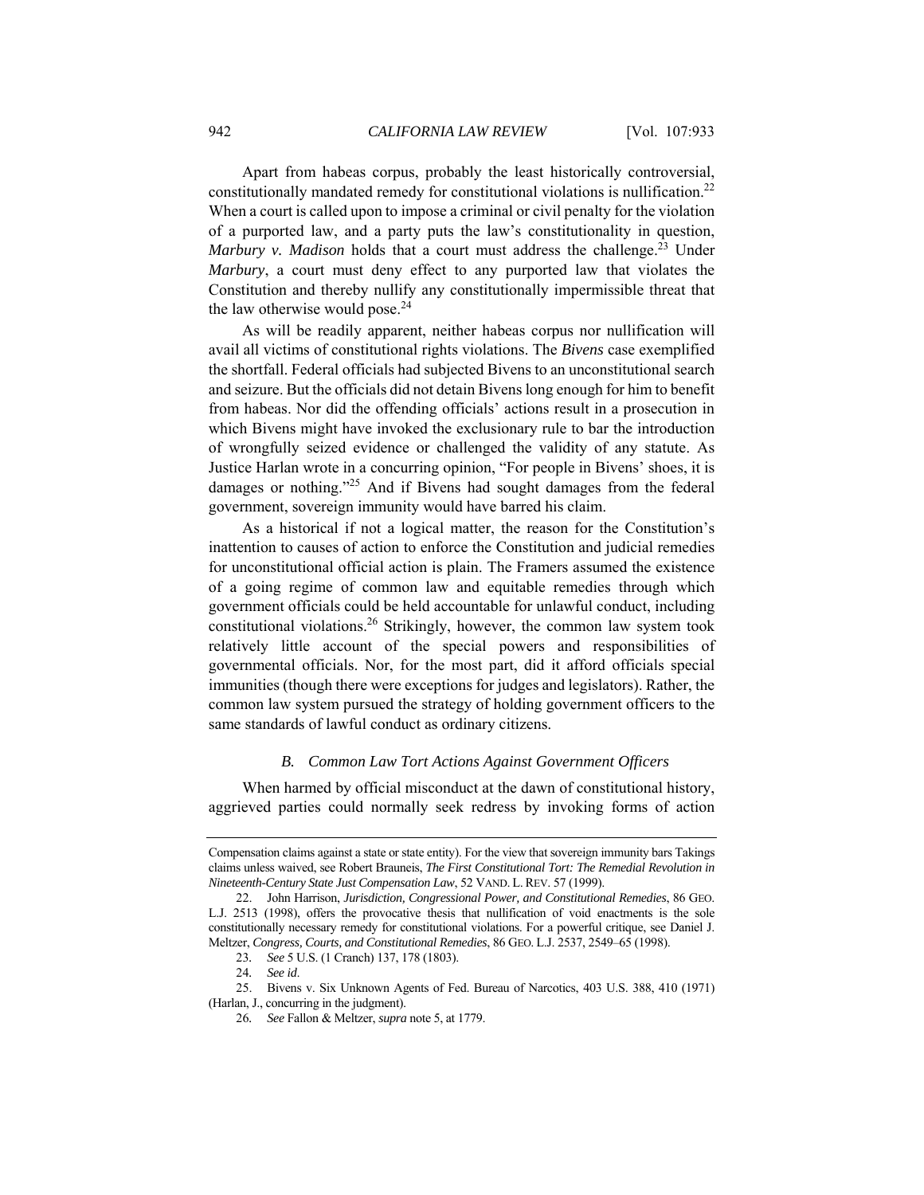Apart from habeas corpus, probably the least historically controversial, constitutionally mandated remedy for constitutional violations is nullification.[22] When a court is called upon to impose a criminal or civil penalty for the violation of a purported law, and a party puts the law's constitutionality in question, *Marbury v. Madison* holds that a court must address the challenge.[23] Under *Marbury*, a court must deny effect to any purported law that violates the Constitution and thereby nullify any constitutionally impermissible threat that the law otherwise would pose.[24]

As will be readily apparent, neither habeas corpus nor nullification will avail all victims of constitutional rights violations. The *Bivens* case exemplified the shortfall. Federal officials had subjected Bivens to an unconstitutional search and seizure. But the officials did not detain Bivens long enough for him to benefit from habeas. Nor did the offending officials' actions result in a prosecution in which Bivens might have invoked the exclusionary rule to bar the introduction of wrongfully seized evidence or challenged the validity of any statute. As Justice Harlan wrote in a concurring opinion, "For people in Bivens' shoes, it is damages or nothing."[25] And if Bivens had sought damages from the federal government, sovereign immunity would have barred his claim.

As a historical if not a logical matter, the reason for the Constitution's inattention to causes of action to enforce the Constitution and judicial remedies for unconstitutional official action is plain. The Framers assumed the existence of a going regime of common law and equitable remedies through which government officials could be held accountable for unlawful conduct, including constitutional violations.[26] Strikingly, however, the common law system took relatively little account of the special powers and responsibilities of governmental officials. Nor, for the most part, did it afford officials special immunities (though there were exceptions for judges and legislators). Rather, the common law system pursued the strategy of holding government officers to the same standards of lawful conduct as ordinary citizens.

### *B. Common Law Tort Actions Against Government Officers*

When harmed by official misconduct at the dawn of constitutional history, aggrieved parties could normally seek redress by invoking forms of action

---

Compensation claims against a state or state entity). For the view that sovereign immunity bars Takings claims unless waived, see Robert Brauneis, *The First Constitutional Tort: The Remedial Revolution in Nineteenth-Century State Just Compensation Law*, 52 VAND. L. REV. 57 (1999).

22. John Harrison, *Jurisdiction, Congressional Power, and Constitutional Remedies*, 86 GEO. L.J. 2513 (1998), offers the provocative thesis that nullification of void enactments is the sole constitutionally necessary remedy for constitutional violations. For a powerful critique, see Daniel J. Meltzer, *Congress, Courts, and Constitutional Remedies*, 86 GEO. L.J. 2537, 2549–65 (1998).

23. *See* 5 U.S. (1 Cranch) 137, 178 (1803).

24. *See id*.

25. Bivens v. Six Unknown Agents of Fed. Bureau of Narcotics, 403 U.S. 388, 410 (1971) (Harlan, J., concurring in the judgment).

26. *See* Fallon & Meltzer, *supra* note 5, at 1779.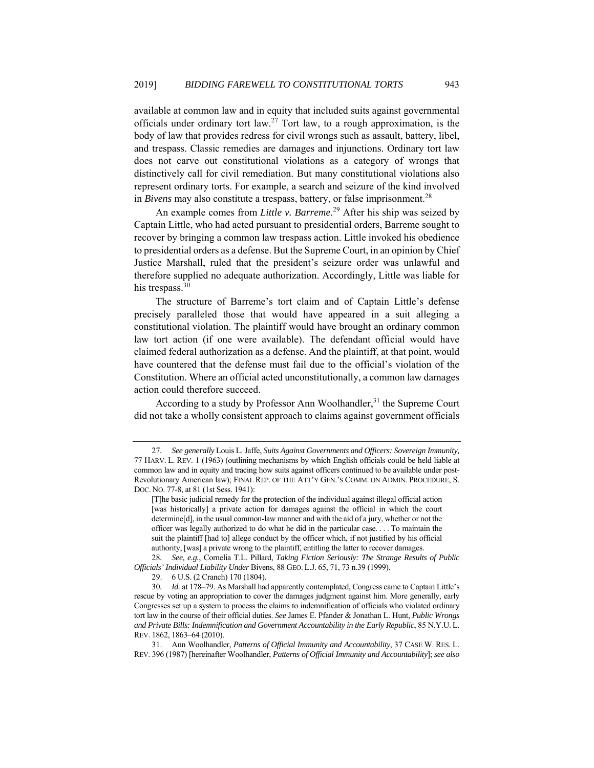available at common law and in equity that included suits against governmental officials under ordinary tort law.[27] Tort law, to a rough approximation, is the body of law that provides redress for civil wrongs such as assault, battery, libel, and trespass. Classic remedies are damages and injunctions. Ordinary tort law does not carve out constitutional violations as a category of wrongs that distinctively call for civil remediation. But many constitutional violations also represent ordinary torts. For example, a search and seizure of the kind involved in *Bivens* may also constitute a trespass, battery, or false imprisonment.[28]

An example comes from *Little v. Barreme*.[29] After his ship was seized by Captain Little, who had acted pursuant to presidential orders, Barreme sought to recover by bringing a common law trespass action. Little invoked his obedience to presidential orders as a defense. But the Supreme Court, in an opinion by Chief Justice Marshall, ruled that the president's seizure order was unlawful and therefore supplied no adequate authorization. Accordingly, Little was liable for his trespass.[30]

The structure of Barreme's tort claim and of Captain Little's defense precisely paralleled those that would have appeared in a suit alleging a constitutional violation. The plaintiff would have brought an ordinary common law tort action (if one were available). The defendant official would have claimed federal authorization as a defense. And the plaintiff, at that point, would have countered that the defense must fail due to the official's violation of the Constitution. Where an official acted unconstitutionally, a common law damages action could therefore succeed.

According to a study by Professor Ann Woolhandler,[31] the Supreme Court did not take a wholly consistent approach to claims against government officials

---

27. *See generally* Louis L. Jaffe, *Suits Against Governments and Officers: Sovereign Immunity*, 77 HARV. L. REV. 1 (1963) (outlining mechanisms by which English officials could be held liable at common law and in equity and tracing how suits against officers continued to be available under post-Revolutionary American law); FINAL REP. OF THE ATT'Y GEN.'S COMM. ON ADMIN. PROCEDURE, S. DOC. NO. 77-8, at 81 (1st Sess. 1941):

> [T]he basic judicial remedy for the protection of the individual against illegal official action [was historically] a private action for damages against the official in which the court determine[d], in the usual common-law manner and with the aid of a jury, whether or not the officer was legally authorized to do what he did in the particular case. . . . To maintain the suit the plaintiff [had to] allege conduct by the officer which, if not justified by his official authority, [was] a private wrong to the plaintiff, entitling the latter to recover damages.

28. *See, e.g.*, Cornelia T.L. Pillard, *Taking Fiction Seriously: The Strange Results of Public Officials' Individual Liability Under* Bivens, 88 GEO. L.J. 65, 71, 73 n.39 (1999).

29. 6 U.S. (2 Cranch) 170 (1804).

30. *Id.* at 178–79. As Marshall had apparently contemplated, Congress came to Captain Little's rescue by voting an appropriation to cover the damages judgment against him. More generally, early Congresses set up a system to process the claims to indemnification of officials who violated ordinary tort law in the course of their official duties. *See* James E. Pfander & Jonathan L. Hunt, *Public Wrongs and Private Bills: Indemnification and Government Accountability in the Early Republic*, 85 N.Y.U. L. REV. 1862, 1863–64 (2010).

31. Ann Woolhandler, *Patterns of Official Immunity and Accountability*, 37 CASE W. RES. L. REV. 396 (1987) [hereinafter Woolhandler, *Patterns of Official Immunity and Accountability*]; *see also*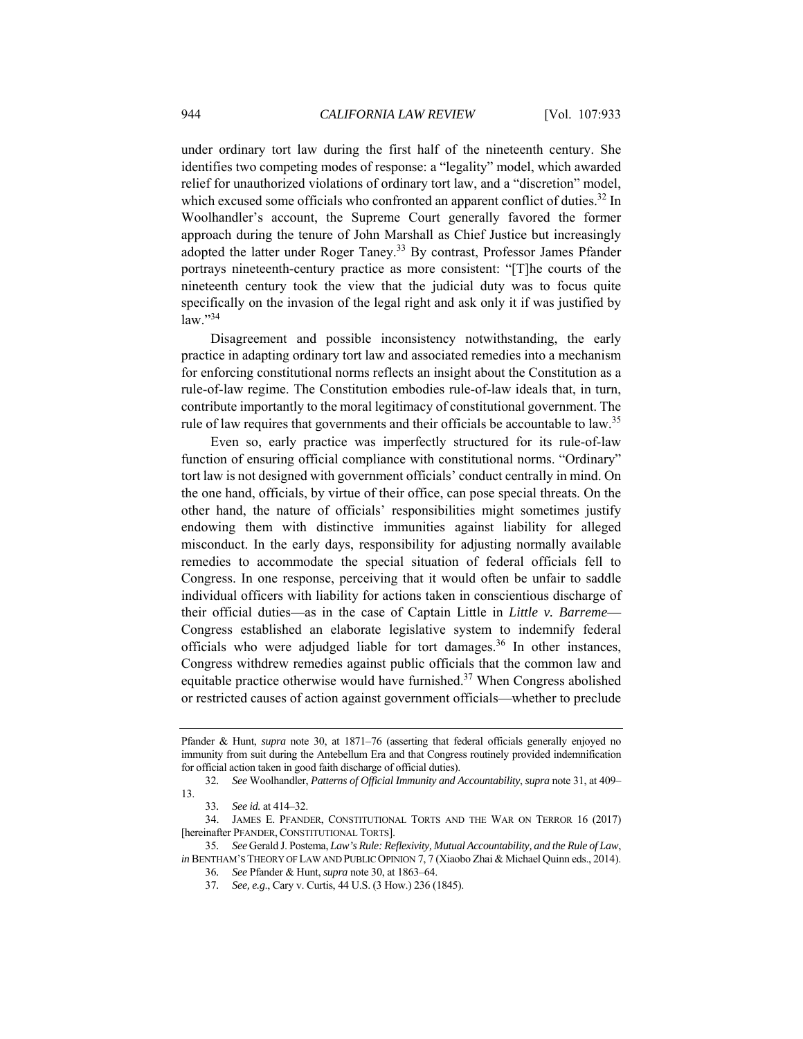under ordinary tort law during the first half of the nineteenth century. She identifies two competing modes of response: a "legality" model, which awarded relief for unauthorized violations of ordinary tort law, and a "discretion" model, which excused some officials who confronted an apparent conflict of duties.[32] In Woolhandler's account, the Supreme Court generally favored the former approach during the tenure of John Marshall as Chief Justice but increasingly adopted the latter under Roger Taney.[33] By contrast, Professor James Pfander portrays nineteenth-century practice as more consistent: "[T]he courts of the nineteenth century took the view that the judicial duty was to focus quite specifically on the invasion of the legal right and ask only it if was justified by law."[34]

Disagreement and possible inconsistency notwithstanding, the early practice in adapting ordinary tort law and associated remedies into a mechanism for enforcing constitutional norms reflects an insight about the Constitution as a rule-of-law regime. The Constitution embodies rule-of-law ideals that, in turn, contribute importantly to the moral legitimacy of constitutional government. The rule of law requires that governments and their officials be accountable to law.[35]

Even so, early practice was imperfectly structured for its rule-of-law function of ensuring official compliance with constitutional norms. "Ordinary" tort law is not designed with government officials' conduct centrally in mind. On the one hand, officials, by virtue of their office, can pose special threats. On the other hand, the nature of officials' responsibilities might sometimes justify endowing them with distinctive immunities against liability for alleged misconduct. In the early days, responsibility for adjusting normally available remedies to accommodate the special situation of federal officials fell to Congress. In one response, perceiving that it would often be unfair to saddle individual officers with liability for actions taken in conscientious discharge of their official duties—as in the case of Captain Little in *Little v. Barreme*—Congress established an elaborate legislative system to indemnify federal officials who were adjudged liable for tort damages.[36] In other instances, Congress withdrew remedies against public officials that the common law and equitable practice otherwise would have furnished.[37] When Congress abolished or restricted causes of action against government officials—whether to preclude

---

Pfander & Hunt, *supra* note 30, at 1871–76 (asserting that federal officials generally enjoyed no immunity from suit during the Antebellum Era and that Congress routinely provided indemnification for official action taken in good faith discharge of official duties).

32. *See* Woolhandler, *Patterns of Official Immunity and Accountability*, *supra* note 31, at 409–13.

33. *See id.* at 414–32.

34. JAMES E. PFANDER, CONSTITUTIONAL TORTS AND THE WAR ON TERROR 16 (2017) [hereinafter PFANDER, CONSTITUTIONAL TORTS].

35. *See* Gerald J. Postema, *Law's Rule: Reflexivity, Mutual Accountability, and the Rule of Law*, *in* BENTHAM'S THEORY OF LAW AND PUBLIC OPINION 7, 7 (Xiaobo Zhai & Michael Quinn eds., 2014).

36. *See* Pfander & Hunt, *supra* note 30, at 1863–64.

37. *See, e.g.*, Cary v. Curtis, 44 U.S. (3 How.) 236 (1845).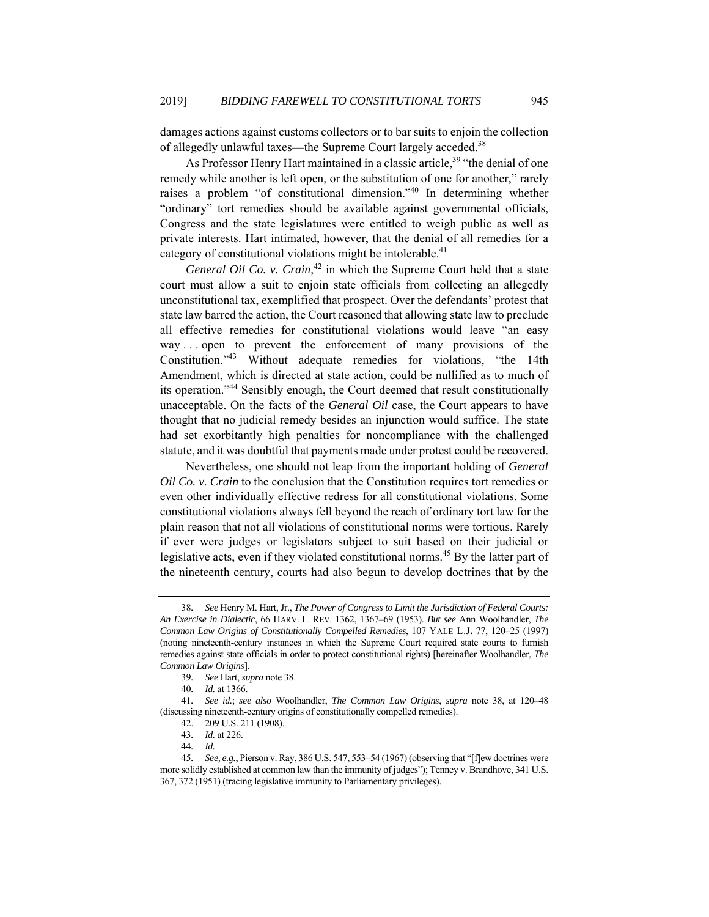damages actions against customs collectors or to bar suits to enjoin the collection of allegedly unlawful taxes—the Supreme Court largely acceded.[38]

As Professor Henry Hart maintained in a classic article,[39] "the denial of one remedy while another is left open, or the substitution of one for another," rarely raises a problem "of constitutional dimension."[40] In determining whether "ordinary" tort remedies should be available against governmental officials, Congress and the state legislatures were entitled to weigh public as well as private interests. Hart intimated, however, that the denial of all remedies for a category of constitutional violations might be intolerable.[41]

*General Oil Co. v. Crain*,[42] in which the Supreme Court held that a state court must allow a suit to enjoin state officials from collecting an allegedly unconstitutional tax, exemplified that prospect. Over the defendants' protest that state law barred the action, the Court reasoned that allowing state law to preclude all effective remedies for constitutional violations would leave "an easy way . . . open to prevent the enforcement of many provisions of the Constitution."[43] Without adequate remedies for violations, "the 14th Amendment, which is directed at state action, could be nullified as to much of its operation."[44] Sensibly enough, the Court deemed that result constitutionally unacceptable. On the facts of the *General Oil* case, the Court appears to have thought that no judicial remedy besides an injunction would suffice. The state had set exorbitantly high penalties for noncompliance with the challenged statute, and it was doubtful that payments made under protest could be recovered.

Nevertheless, one should not leap from the important holding of *General Oil Co. v. Crain* to the conclusion that the Constitution requires tort remedies or even other individually effective redress for all constitutional violations. Some constitutional violations always fell beyond the reach of ordinary tort law for the plain reason that not all violations of constitutional norms were tortious. Rarely if ever were judges or legislators subject to suit based on their judicial or legislative acts, even if they violated constitutional norms.[45] By the latter part of the nineteenth century, courts had also begun to develop doctrines that by the

---

38. *See* Henry M. Hart, Jr., *The Power of Congress to Limit the Jurisdiction of Federal Courts: An Exercise in Dialectic*, 66 HARV. L. REV. 1362, 1367–69 (1953). *But see* Ann Woolhandler, *The Common Law Origins of Constitutionally Compelled Remedies*, 107 YALE L.J. 77, 120–25 (1997) (noting nineteenth-century instances in which the Supreme Court required state courts to furnish remedies against state officials in order to protect constitutional rights) [hereinafter Woolhandler, *The Common Law Origins*].

39. *See* Hart, *supra* note 38.

40. *Id.* at 1366.

41. *See id.*; *see also* Woolhandler, *The Common Law Origins*, *supra* note 38, at 120–48 (discussing nineteenth-century origins of constitutionally compelled remedies).

42. 209 U.S. 211 (1908).

43. *Id.* at 226.

44. *Id.*

45. *See, e.g.*, Pierson v. Ray, 386 U.S. 547, 553–54 (1967) (observing that "[f]ew doctrines were more solidly established at common law than the immunity of judges"); Tenney v. Brandhove, 341 U.S. 367, 372 (1951) (tracing legislative immunity to Parliamentary privileges).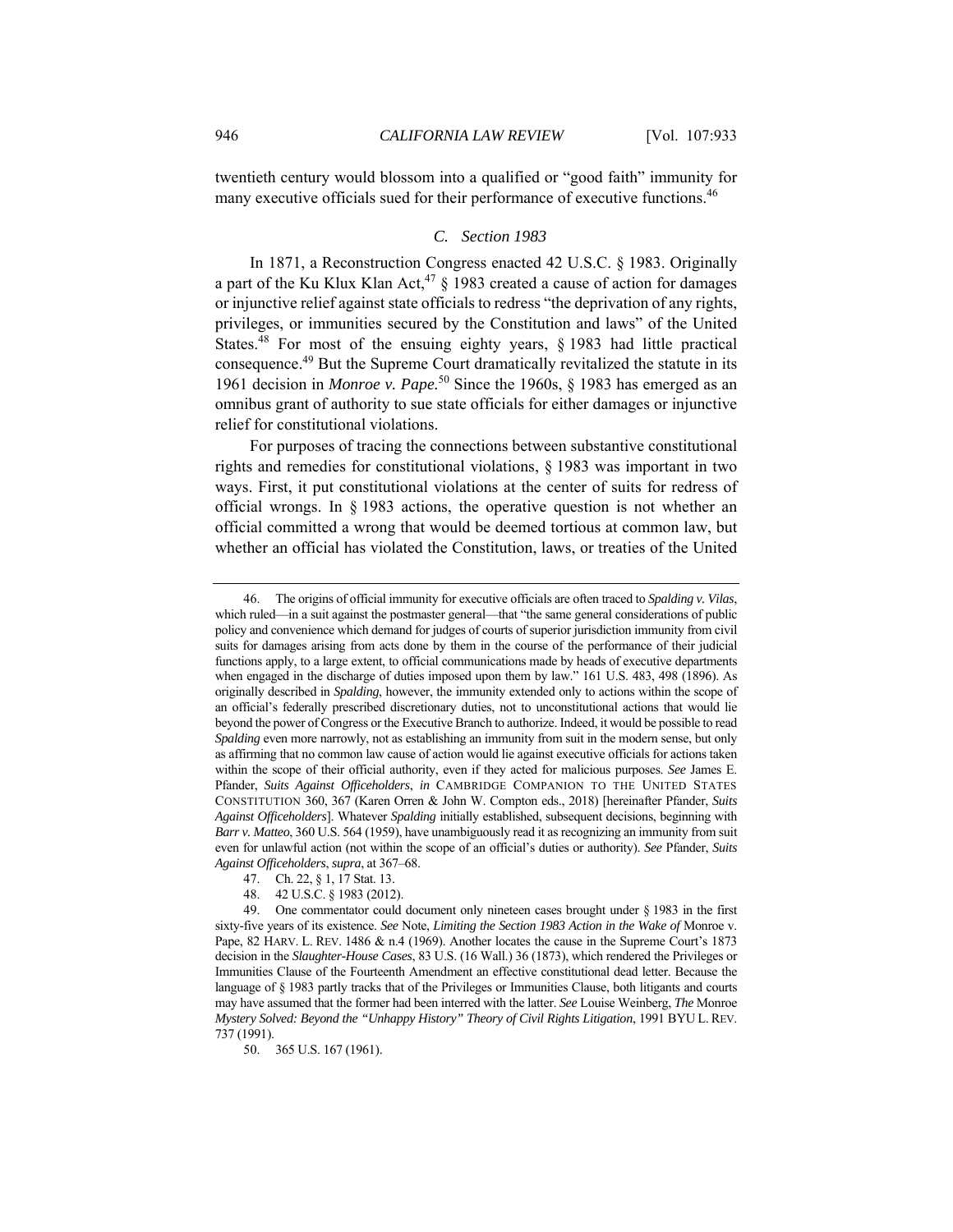twentieth century would blossom into a qualified or "good faith" immunity for many executive officials sued for their performance of executive functions.[46]

### *C. Section 1983*

In 1871, a Reconstruction Congress enacted 42 U.S.C. § 1983. Originally a part of the Ku Klux Klan Act,[47] § 1983 created a cause of action for damages or injunctive relief against state officials to redress "the deprivation of any rights, privileges, or immunities secured by the Constitution and laws" of the United States.[48] For most of the ensuing eighty years, § 1983 had little practical consequence.[49] But the Supreme Court dramatically revitalized the statute in its 1961 decision in *Monroe v. Pape*.[50] Since the 1960s, § 1983 has emerged as an omnibus grant of authority to sue state officials for either damages or injunctive relief for constitutional violations.

For purposes of tracing the connections between substantive constitutional rights and remedies for constitutional violations, § 1983 was important in two ways. First, it put constitutional violations at the center of suits for redress of official wrongs. In § 1983 actions, the operative question is not whether an official committed a wrong that would be deemed tortious at common law, but whether an official has violated the Constitution, laws, or treaties of the United

---

46. The origins of official immunity for executive officials are often traced to *Spalding v. Vilas*, which ruled—in a suit against the postmaster general—that "the same general considerations of public policy and convenience which demand for judges of courts of superior jurisdiction immunity from civil suits for damages arising from acts done by them in the course of the performance of their judicial functions apply, to a large extent, to official communications made by heads of executive departments when engaged in the discharge of duties imposed upon them by law." 161 U.S. 483, 498 (1896). As originally described in *Spalding*, however, the immunity extended only to actions within the scope of an official's federally prescribed discretionary duties, not to unconstitutional actions that would lie beyond the power of Congress or the Executive Branch to authorize. Indeed, it would be possible to read *Spalding* even more narrowly, not as establishing an immunity from suit in the modern sense, but only as affirming that no common law cause of action would lie against executive officials for actions taken within the scope of their official authority, even if they acted for malicious purposes. *See* James E. Pfander, *Suits Against Officeholders*, *in* CAMBRIDGE COMPANION TO THE UNITED STATES CONSTITUTION 360, 367 (Karen Orren & John W. Compton eds., 2018) [hereinafter Pfander, *Suits Against Officeholders*]. Whatever *Spalding* initially established, subsequent decisions, beginning with *Barr v. Matteo*, 360 U.S. 564 (1959), have unambiguously read it as recognizing an immunity from suit even for unlawful action (not within the scope of an official's duties or authority). *See* Pfander, *Suits Against Officeholders*, *supra*, at 367–68.

47. Ch. 22, § 1, 17 Stat. 13.

48. 42 U.S.C. § 1983 (2012).

49. One commentator could document only nineteen cases brought under § 1983 in the first sixty-five years of its existence. *See* Note, *Limiting the Section 1983 Action in the Wake of* Monroe v. Pape, 82 HARV. L. REV. 1486 & n.4 (1969). Another locates the cause in the Supreme Court's 1873 decision in the *Slaughter-House Cases*, 83 U.S. (16 Wall.) 36 (1873), which rendered the Privileges or Immunities Clause of the Fourteenth Amendment an effective constitutional dead letter. Because the language of § 1983 partly tracks that of the Privileges or Immunities Clause, both litigants and courts may have assumed that the former had been interred with the latter. *See* Louise Weinberg, *The* Monroe *Mystery Solved: Beyond the "Unhappy History" Theory of Civil Rights Litigation*, 1991 BYU L. REV. 737 (1991).

50. 365 U.S. 167 (1961).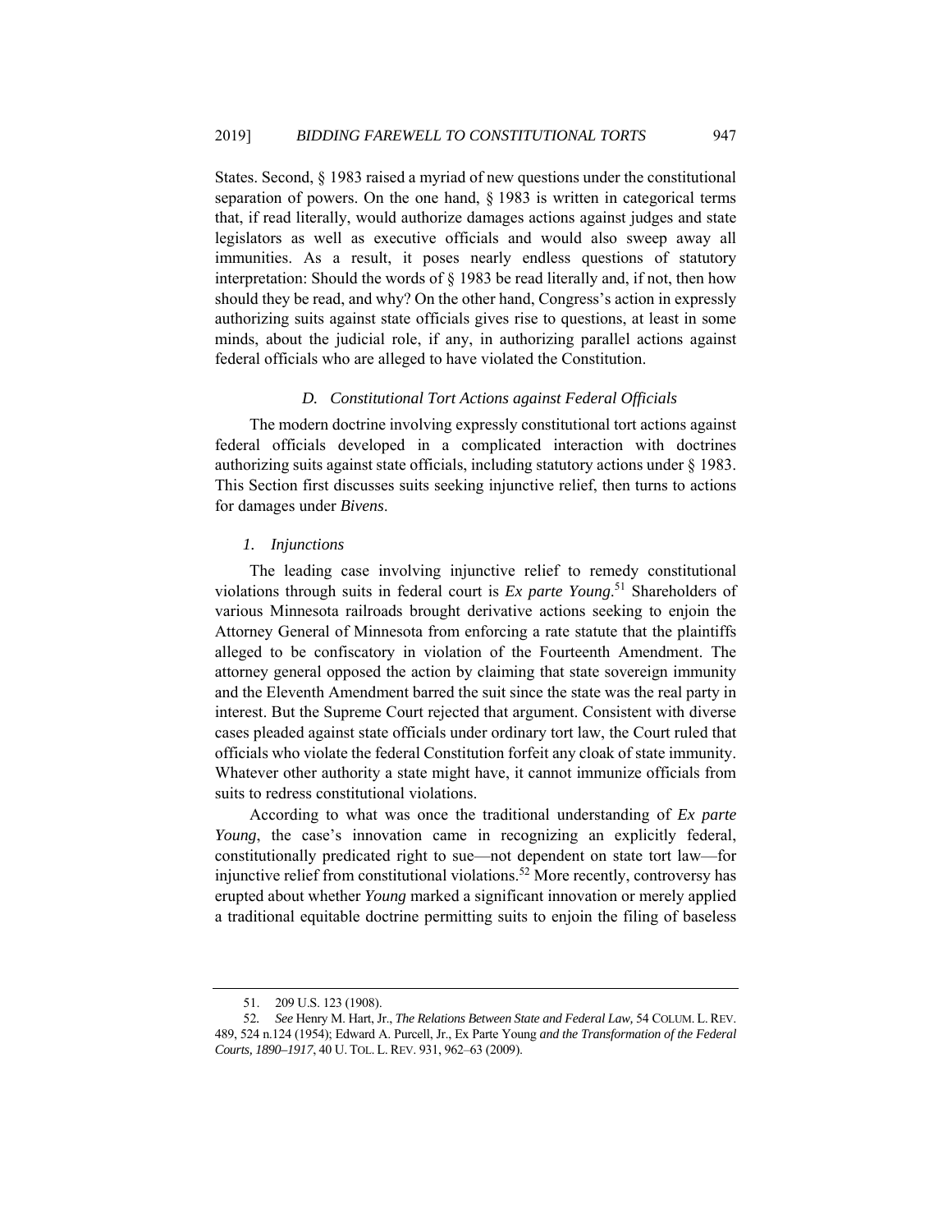States. Second, § 1983 raised a myriad of new questions under the constitutional separation of powers. On the one hand, § 1983 is written in categorical terms that, if read literally, would authorize damages actions against judges and state legislators as well as executive officials and would also sweep away all immunities. As a result, it poses nearly endless questions of statutory interpretation: Should the words of § 1983 be read literally and, if not, then how should they be read, and why? On the other hand, Congress's action in expressly authorizing suits against state officials gives rise to questions, at least in some minds, about the judicial role, if any, in authorizing parallel actions against federal officials who are alleged to have violated the Constitution.

### *D. Constitutional Tort Actions against Federal Officials*

The modern doctrine involving expressly constitutional tort actions against federal officials developed in a complicated interaction with doctrines authorizing suits against state officials, including statutory actions under § 1983. This Section first discusses suits seeking injunctive relief, then turns to actions for damages under *Bivens*.

#### *1. Injunctions*

The leading case involving injunctive relief to remedy constitutional violations through suits in federal court is *Ex parte Young*.[51] Shareholders of various Minnesota railroads brought derivative actions seeking to enjoin the Attorney General of Minnesota from enforcing a rate statute that the plaintiffs alleged to be confiscatory in violation of the Fourteenth Amendment. The attorney general opposed the action by claiming that state sovereign immunity and the Eleventh Amendment barred the suit since the state was the real party in interest. But the Supreme Court rejected that argument. Consistent with diverse cases pleaded against state officials under ordinary tort law, the Court ruled that officials who violate the federal Constitution forfeit any cloak of state immunity. Whatever other authority a state might have, it cannot immunize officials from suits to redress constitutional violations.

According to what was once the traditional understanding of *Ex parte Young*, the case's innovation came in recognizing an explicitly federal, constitutionally predicated right to sue—not dependent on state tort law—for injunctive relief from constitutional violations.[52] More recently, controversy has erupted about whether *Young* marked a significant innovation or merely applied a traditional equitable doctrine permitting suits to enjoin the filing of baseless

---

51. 209 U.S. 123 (1908).

52. *See* Henry M. Hart, Jr., *The Relations Between State and Federal Law,* 54 COLUM. L. REV. 489, 524 n.124 (1954); Edward A. Purcell, Jr., Ex Parte Young *and the Transformation of the Federal Courts, 1890–1917*, 40 U. TOL. L. REV. 931, 962–63 (2009).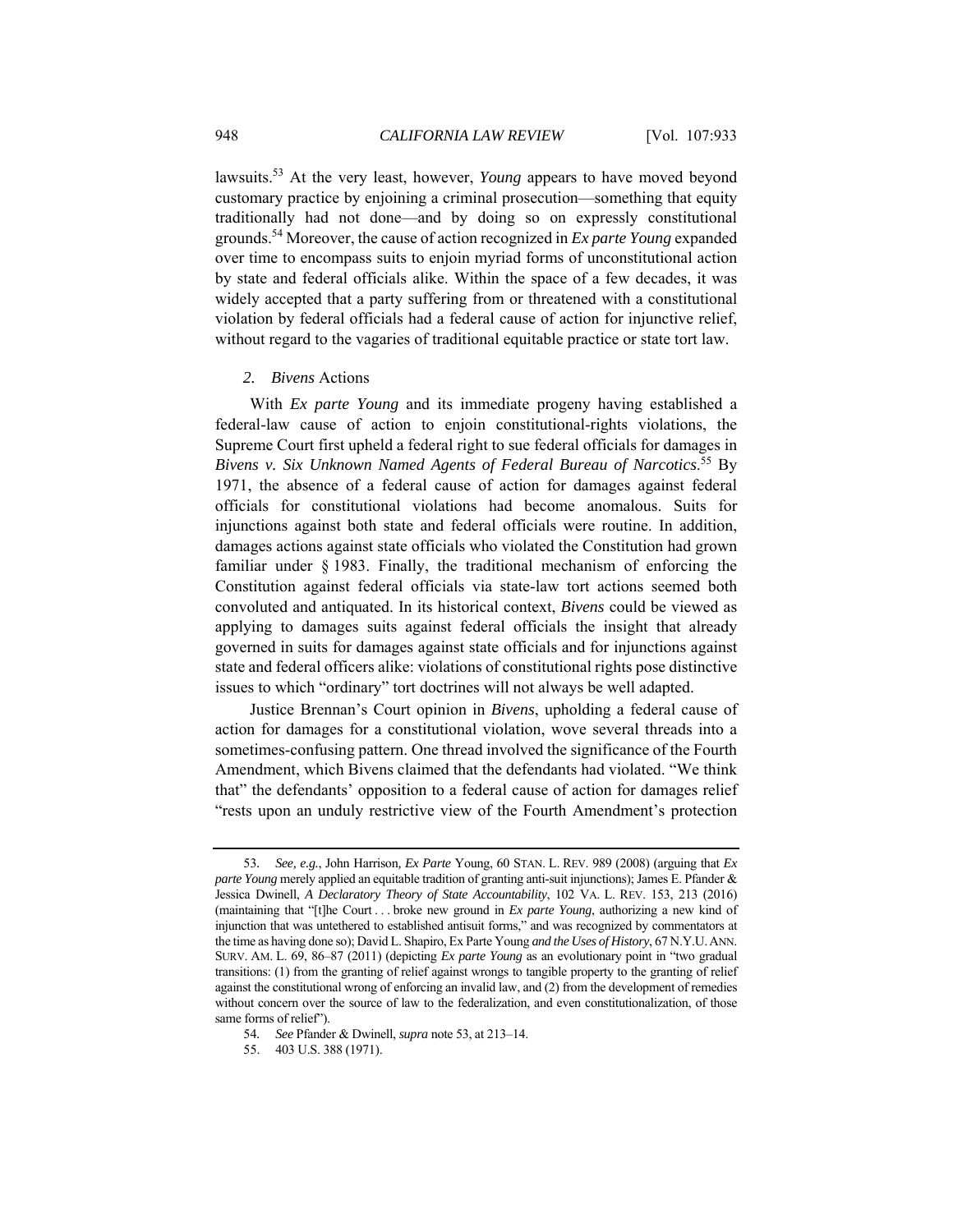lawsuits.[53] At the very least, however, *Young* appears to have moved beyond customary practice by enjoining a criminal prosecution—something that equity traditionally had not done—and by doing so on expressly constitutional grounds.[54] Moreover, the cause of action recognized in *Ex parte Young* expanded over time to encompass suits to enjoin myriad forms of unconstitutional action by state and federal officials alike. Within the space of a few decades, it was widely accepted that a party suffering from or threatened with a constitutional violation by federal officials had a federal cause of action for injunctive relief, without regard to the vagaries of traditional equitable practice or state tort law.

### *2. Bivens* Actions

With *Ex parte Young* and its immediate progeny having established a federal-law cause of action to enjoin constitutional-rights violations, the Supreme Court first upheld a federal right to sue federal officials for damages in *Bivens v. Six Unknown Named Agents of Federal Bureau of Narcotics*.[55] By 1971, the absence of a federal cause of action for damages against federal officials for constitutional violations had become anomalous. Suits for injunctions against both state and federal officials were routine. In addition, damages actions against state officials who violated the Constitution had grown familiar under § 1983. Finally, the traditional mechanism of enforcing the Constitution against federal officials via state-law tort actions seemed both convoluted and antiquated. In its historical context, *Bivens* could be viewed as applying to damages suits against federal officials the insight that already governed in suits for damages against state officials and for injunctions against state and federal officers alike: violations of constitutional rights pose distinctive issues to which "ordinary" tort doctrines will not always be well adapted.

Justice Brennan's Court opinion in *Bivens*, upholding a federal cause of action for damages for a constitutional violation, wove several threads into a sometimes-confusing pattern. One thread involved the significance of the Fourth Amendment, which Bivens claimed that the defendants had violated. "We think that" the defendants' opposition to a federal cause of action for damages relief "rests upon an unduly restrictive view of the Fourth Amendment's protection

---

53. *See, e.g.*, John Harrison, *Ex Parte* Young, 60 STAN. L. REV. 989 (2008) (arguing that *Ex parte Young* merely applied an equitable tradition of granting anti-suit injunctions); James E. Pfander & Jessica Dwinell, *A Declaratory Theory of State Accountability*, 102 VA. L. REV. 153, 213 (2016) (maintaining that "[t]he Court . . . broke new ground in *Ex parte Young*, authorizing a new kind of injunction that was untethered to established antisuit forms," and was recognized by commentators at the time as having done so); David L. Shapiro, Ex Parte Young *and the Uses of History*, 67 N.Y.U. ANN. SURV. AM. L. 69, 86–87 (2011) (depicting *Ex parte Young* as an evolutionary point in "two gradual transitions: (1) from the granting of relief against wrongs to tangible property to the granting of relief against the constitutional wrong of enforcing an invalid law, and (2) from the development of remedies without concern over the source of law to the federalization, and even constitutionalization, of those same forms of relief").

54. *See* Pfander & Dwinell, *supra* note 53, at 213–14.

55. 403 U.S. 388 (1971).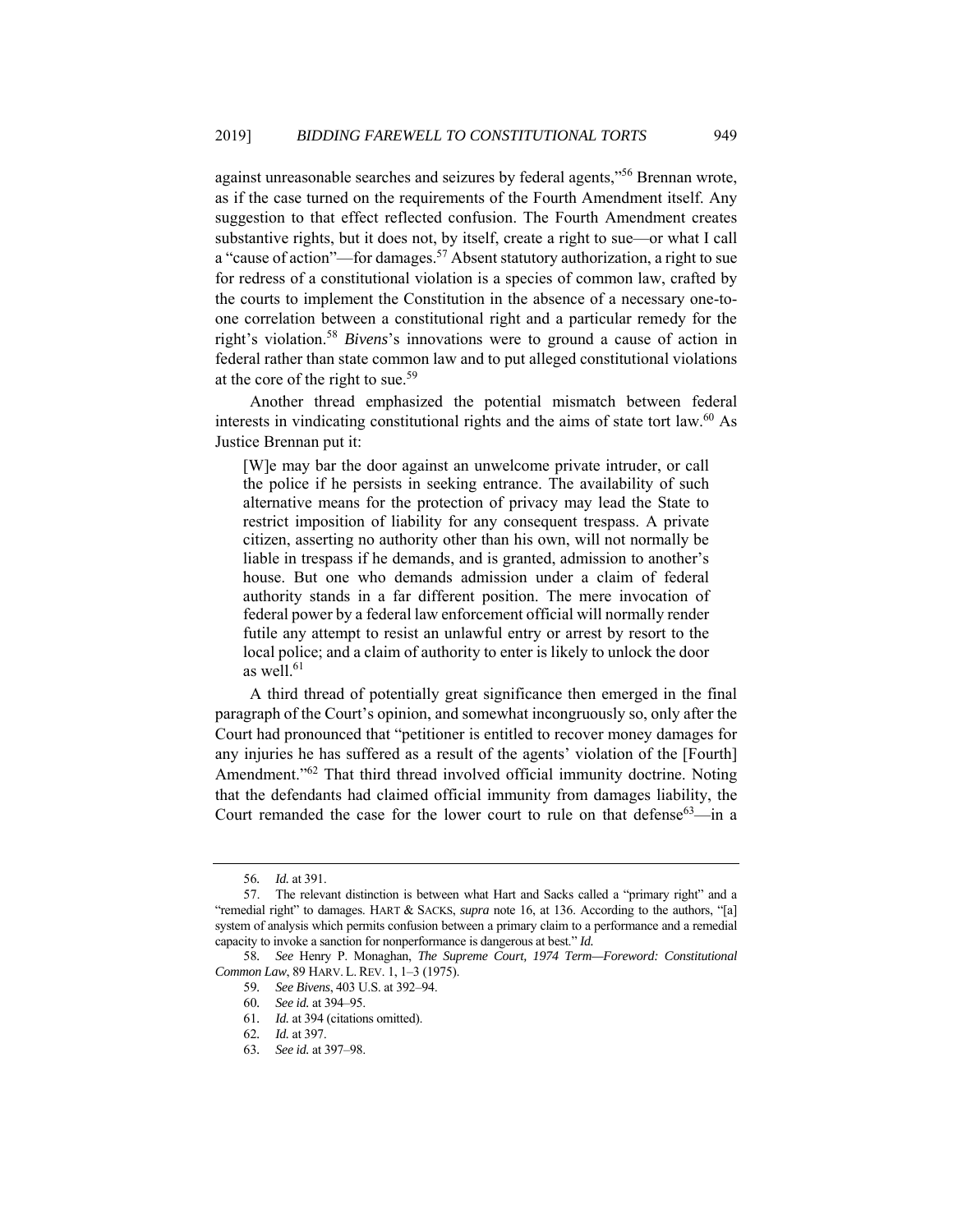against unreasonable searches and seizures by federal agents,"[56] Brennan wrote, as if the case turned on the requirements of the Fourth Amendment itself. Any suggestion to that effect reflected confusion. The Fourth Amendment creates substantive rights, but it does not, by itself, create a right to sue—or what I call a "cause of action"—for damages.[57] Absent statutory authorization, a right to sue for redress of a constitutional violation is a species of common law, crafted by the courts to implement the Constitution in the absence of a necessary one-to-one correlation between a constitutional right and a particular remedy for the right's violation.[58] *Bivens*'s innovations were to ground a cause of action in federal rather than state common law and to put alleged constitutional violations at the core of the right to sue.[59]

Another thread emphasized the potential mismatch between federal interests in vindicating constitutional rights and the aims of state tort law.[60] As Justice Brennan put it:

> [W]e may bar the door against an unwelcome private intruder, or call the police if he persists in seeking entrance. The availability of such alternative means for the protection of privacy may lead the State to restrict imposition of liability for any consequent trespass. A private citizen, asserting no authority other than his own, will not normally be liable in trespass if he demands, and is granted, admission to another's house. But one who demands admission under a claim of federal authority stands in a far different position. The mere invocation of federal power by a federal law enforcement official will normally render futile any attempt to resist an unlawful entry or arrest by resort to the local police; and a claim of authority to enter is likely to unlock the door as well.[61]

A third thread of potentially great significance then emerged in the final paragraph of the Court's opinion, and somewhat incongruously so, only after the Court had pronounced that "petitioner is entitled to recover money damages for any injuries he has suffered as a result of the agents' violation of the [Fourth] Amendment."[62] That third thread involved official immunity doctrine. Noting that the defendants had claimed official immunity from damages liability, the Court remanded the case for the lower court to rule on that defense[63]—in a

---

56. *Id.* at 391.

57. The relevant distinction is between what Hart and Sacks called a "primary right" and a "remedial right" to damages. HART & SACKS, *supra* note 16, at 136. According to the authors, "[a] system of analysis which permits confusion between a primary claim to a performance and a remedial capacity to invoke a sanction for nonperformance is dangerous at best." *Id.*

58. *See* Henry P. Monaghan, *The Supreme Court, 1974 Term—Foreword: Constitutional Common Law*, 89 HARV. L. REV. 1, 1–3 (1975).

59. *See Bivens*, 403 U.S. at 392–94.

60. *See id.* at 394–95.

61. *Id.* at 394 (citations omitted).

62. *Id.* at 397.

63. *See id.* at 397–98.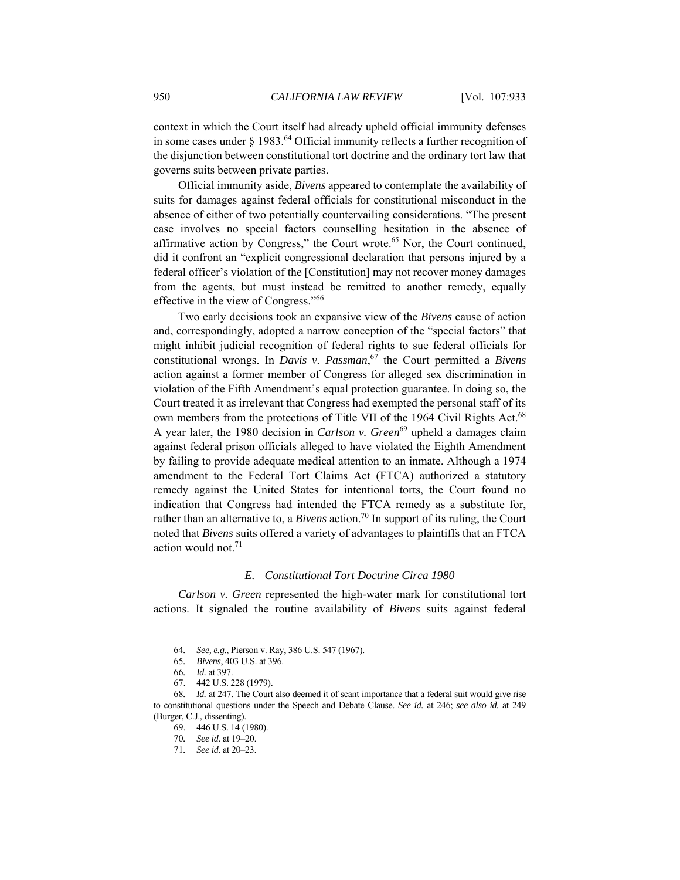context in which the Court itself had already upheld official immunity defenses in some cases under § 1983.[64] Official immunity reflects a further recognition of the disjunction between constitutional tort doctrine and the ordinary tort law that governs suits between private parties.

Official immunity aside, *Bivens* appeared to contemplate the availability of suits for damages against federal officials for constitutional misconduct in the absence of either of two potentially countervailing considerations. "The present case involves no special factors counselling hesitation in the absence of affirmative action by Congress," the Court wrote.[65] Nor, the Court continued, did it confront an "explicit congressional declaration that persons injured by a federal officer's violation of the [Constitution] may not recover money damages from the agents, but must instead be remitted to another remedy, equally effective in the view of Congress."[66]

Two early decisions took an expansive view of the *Bivens* cause of action and, correspondingly, adopted a narrow conception of the "special factors" that might inhibit judicial recognition of federal rights to sue federal officials for constitutional wrongs. In *Davis v. Passman*,[67] the Court permitted a *Bivens* action against a former member of Congress for alleged sex discrimination in violation of the Fifth Amendment's equal protection guarantee. In doing so, the Court treated it as irrelevant that Congress had exempted the personal staff of its own members from the protections of Title VII of the 1964 Civil Rights Act.[68] A year later, the 1980 decision in *Carlson v. Green*[69] upheld a damages claim against federal prison officials alleged to have violated the Eighth Amendment by failing to provide adequate medical attention to an inmate. Although a 1974 amendment to the Federal Tort Claims Act (FTCA) authorized a statutory remedy against the United States for intentional torts, the Court found no indication that Congress had intended the FTCA remedy as a substitute for, rather than an alternative to, a *Bivens* action.[70] In support of its ruling, the Court noted that *Bivens* suits offered a variety of advantages to plaintiffs that an FTCA action would not.[71]

### *E. Constitutional Tort Doctrine Circa 1980*

*Carlson v. Green* represented the high-water mark for constitutional tort actions. It signaled the routine availability of *Bivens* suits against federal

---

64. *See, e.g.*, Pierson v. Ray, 386 U.S. 547 (1967).

65. *Bivens*, 403 U.S. at 396.

66. *Id.* at 397.

67. 442 U.S. 228 (1979).

68. *Id.* at 247. The Court also deemed it of scant importance that a federal suit would give rise to constitutional questions under the Speech and Debate Clause. *See id.* at 246; *see also id.* at 249 (Burger, C.J., dissenting).

69. 446 U.S. 14 (1980).

70. *See id.* at 19–20.

71. *See id.* at 20–23.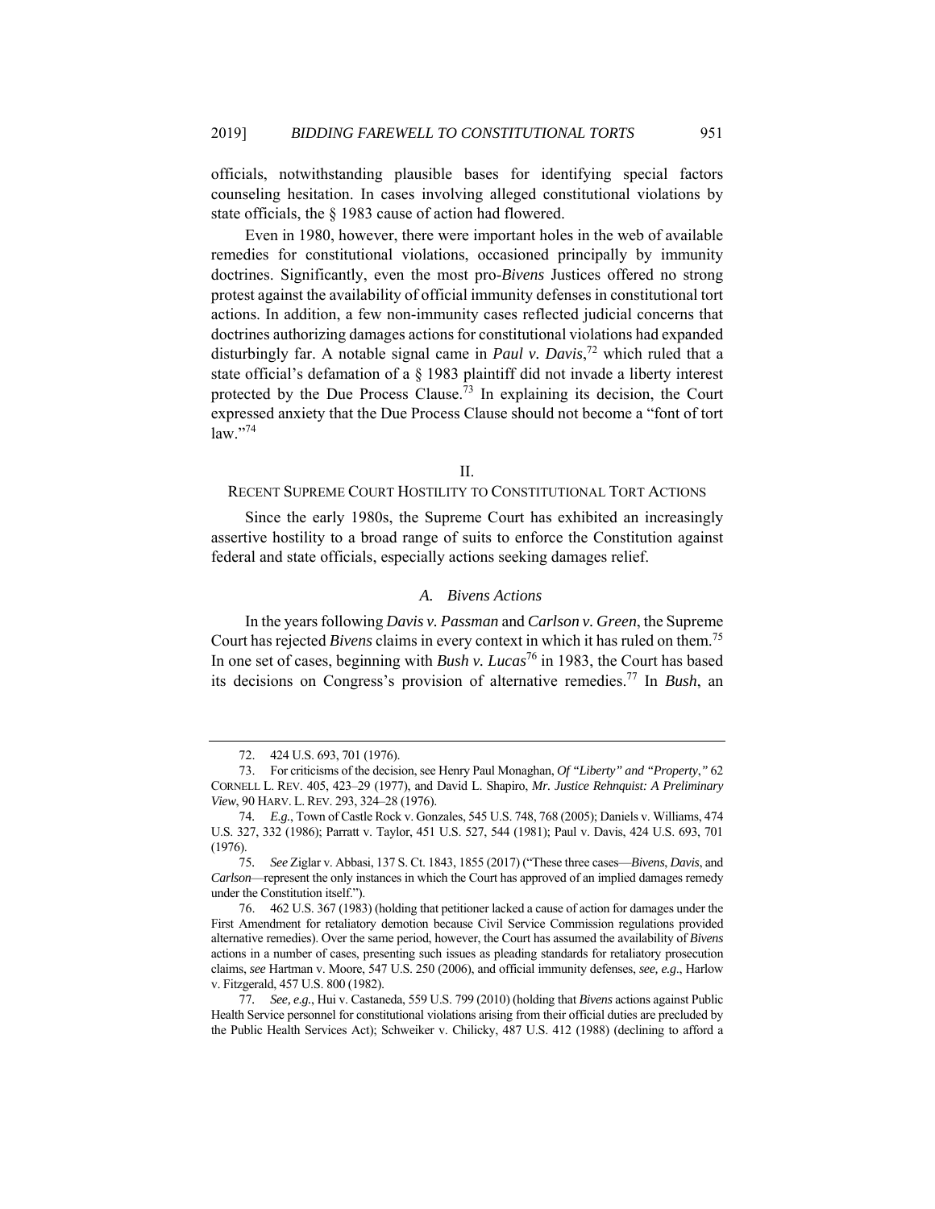officials, notwithstanding plausible bases for identifying special factors counseling hesitation. In cases involving alleged constitutional violations by state officials, the § 1983 cause of action had flowered.

Even in 1980, however, there were important holes in the web of available remedies for constitutional violations, occasioned principally by immunity doctrines. Significantly, even the most pro-*Bivens* Justices offered no strong protest against the availability of official immunity defenses in constitutional tort actions. In addition, a few non-immunity cases reflected judicial concerns that doctrines authorizing damages actions for constitutional violations had expanded disturbingly far. A notable signal came in ***Paul v. Davis***,[72] which ruled that a state official's defamation of a § 1983 plaintiff did not invade a liberty interest protected by the Due Process Clause.[73] In explaining its decision, the Court expressed anxiety that the Due Process Clause should not become a "font of tort law."[74]

## II.
## RECENT SUPREME COURT HOSTILITY TO CONSTITUTIONAL TORT ACTIONS

Since the early 1980s, the Supreme Court has exhibited an increasingly assertive hostility to a broad range of suits to enforce the Constitution against federal and state officials, especially actions seeking damages relief.

### *A. Bivens Actions*

In the years following ***Davis v. Passman*** and ***Carlson v. Green***, the Supreme Court has rejected *Bivens* claims in every context in which it has ruled on them.[75] In one set of cases, beginning with ***Bush v. Lucas***[76] in 1983, the Court has based its decisions on Congress's provision of alternative remedies.[77] In *Bush*, an

---

72. 424 U.S. 693, 701 (1976).

73. For criticisms of the decision, see Henry Paul Monaghan, *Of "Liberty" and "Property*,*"* 62 CORNELL L. REV. 405, 423–29 (1977), and David L. Shapiro, *Mr. Justice Rehnquist: A Preliminary View*, 90 HARV. L. REV. 293, 324–28 (1976).

74. *E.g.*, Town of Castle Rock v. Gonzales, 545 U.S. 748, 768 (2005); Daniels v. Williams, 474 U.S. 327, 332 (1986); Parratt v. Taylor, 451 U.S. 527, 544 (1981); Paul v. Davis, 424 U.S. 693, 701 (1976).

75. *See* Ziglar v. Abbasi, 137 S. Ct. 1843, 1855 (2017) ("These three cases—*Bivens*, *Davis*, and *Carlson*—represent the only instances in which the Court has approved of an implied damages remedy under the Constitution itself.").

76. 462 U.S. 367 (1983) (holding that petitioner lacked a cause of action for damages under the First Amendment for retaliatory demotion because Civil Service Commission regulations provided alternative remedies). Over the same period, however, the Court has assumed the availability of *Bivens* actions in a number of cases, presenting such issues as pleading standards for retaliatory prosecution claims, *see* Hartman v. Moore, 547 U.S. 250 (2006), and official immunity defenses, *see, e.g*., Harlow v. Fitzgerald, 457 U.S. 800 (1982).

77. *See, e.g.*, Hui v. Castaneda, 559 U.S. 799 (2010) (holding that *Bivens* actions against Public Health Service personnel for constitutional violations arising from their official duties are precluded by the Public Health Services Act); Schweiker v. Chilicky, 487 U.S. 412 (1988) (declining to afford a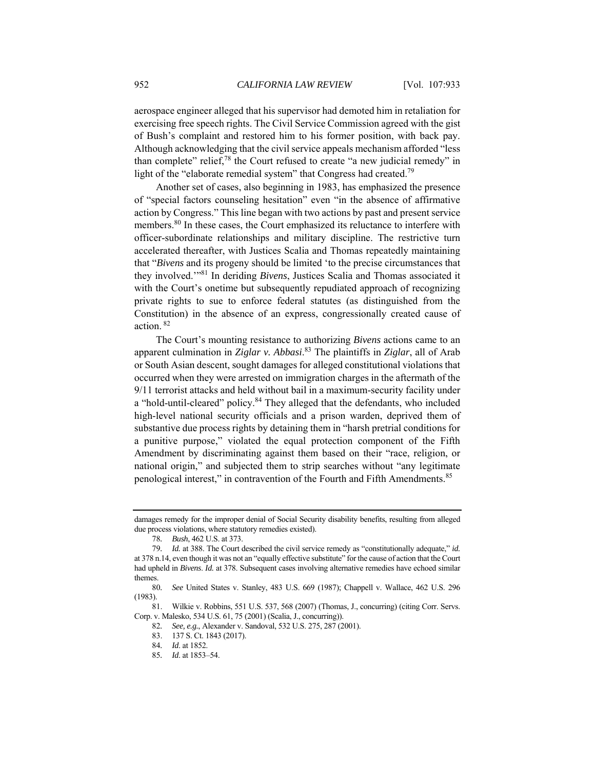aerospace engineer alleged that his supervisor had demoted him in retaliation for exercising free speech rights. The Civil Service Commission agreed with the gist of Bush's complaint and restored him to his former position, with back pay. Although acknowledging that the civil service appeals mechanism afforded "less than complete" relief,[78] the Court refused to create "a new judicial remedy" in light of the "elaborate remedial system" that Congress had created.[79]

Another set of cases, also beginning in 1983, has emphasized the presence of "special factors counseling hesitation" even "in the absence of affirmative action by Congress." This line began with two actions by past and present service members.[80] In these cases, the Court emphasized its reluctance to interfere with officer-subordinate relationships and military discipline. The restrictive turn accelerated thereafter, with Justices Scalia and Thomas repeatedly maintaining that "*Bivens* and its progeny should be limited 'to the precise circumstances that they involved.'"[81] In deriding *Bivens*, Justices Scalia and Thomas associated it with the Court's onetime but subsequently repudiated approach of recognizing private rights to sue to enforce federal statutes (as distinguished from the Constitution) in the absence of an express, congressionally created cause of action.[82]

The Court's mounting resistance to authorizing *Bivens* actions came to an apparent culmination in *Ziglar v. Abbasi*.[83] The plaintiffs in *Ziglar*, all of Arab or South Asian descent, sought damages for alleged constitutional violations that occurred when they were arrested on immigration charges in the aftermath of the 9/11 terrorist attacks and held without bail in a maximum-security facility under a "hold-until-cleared" policy.[84] They alleged that the defendants, who included high-level national security officials and a prison warden, deprived them of substantive due process rights by detaining them in "harsh pretrial conditions for a punitive purpose," violated the equal protection component of the Fifth Amendment by discriminating against them based on their "race, religion, or national origin," and subjected them to strip searches without "any legitimate penological interest," in contravention of the Fourth and Fifth Amendments.[85]

---

damages remedy for the improper denial of Social Security disability benefits, resulting from alleged due process violations, where statutory remedies existed).

78. *Bush*, 462 U.S. at 373.

79. *Id.* at 388. The Court described the civil service remedy as "constitutionally adequate," *id.* at 378 n.14, even though it was not an "equally effective substitute" for the cause of action that the Court had upheld in *Bivens*. *Id.* at 378. Subsequent cases involving alternative remedies have echoed similar themes.

80. *See* United States v. Stanley, 483 U.S. 669 (1987); Chappell v. Wallace, 462 U.S. 296 (1983).

81. Wilkie v. Robbins, 551 U.S. 537, 568 (2007) (Thomas, J., concurring) (citing Corr. Servs. Corp. v. Malesko, 534 U.S. 61, 75 (2001) (Scalia, J., concurring)).

82. *See, e.g.*, Alexander v. Sandoval, 532 U.S. 275, 287 (2001).

83. 137 S. Ct. 1843 (2017).

84. *Id.* at 1852.

85. *Id.* at 1853–54.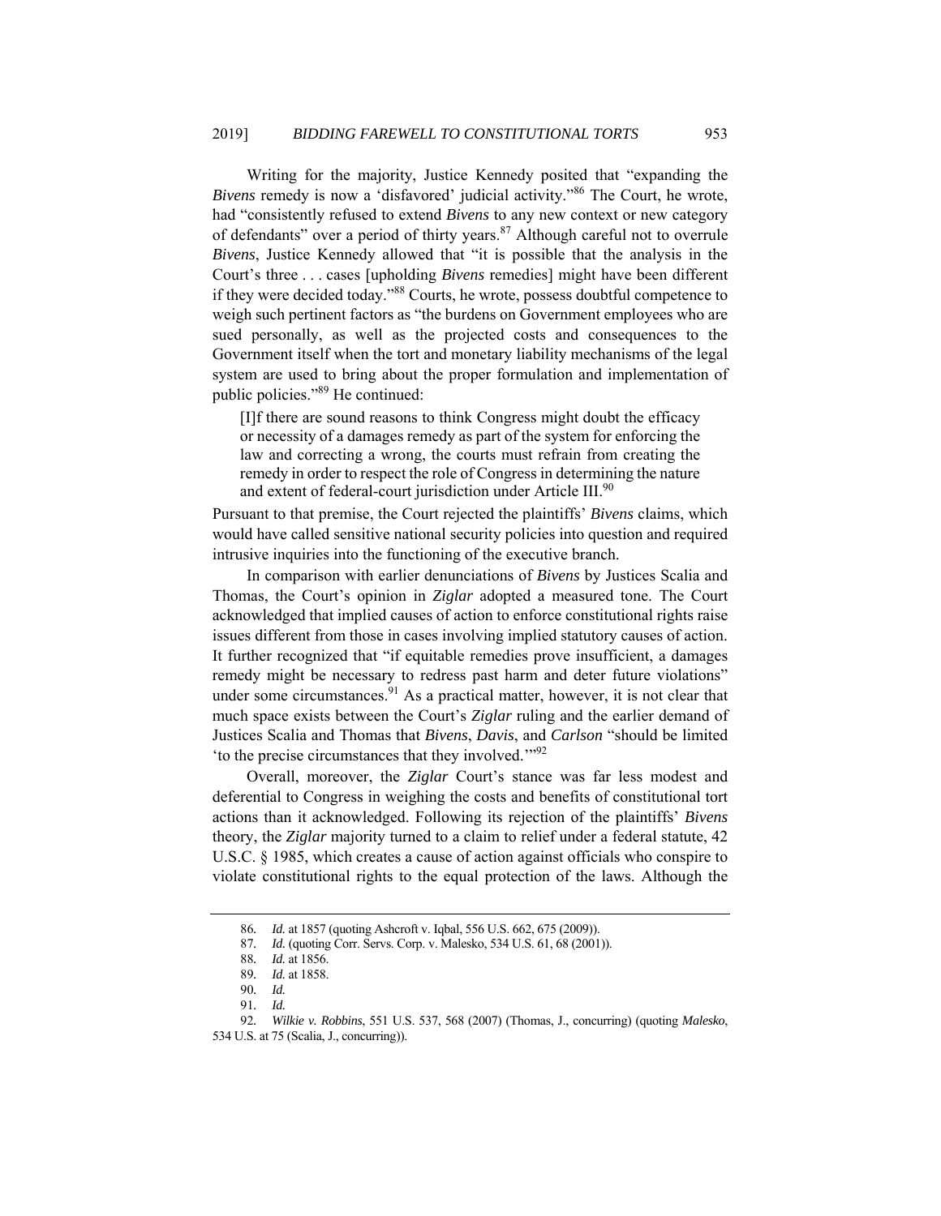Writing for the majority, Justice Kennedy posited that "expanding the *Bivens* remedy is now a 'disfavored' judicial activity."[86] The Court, he wrote, had "consistently refused to extend *Bivens* to any new context or new category of defendants" over a period of thirty years.[87] Although careful not to overrule *Bivens*, Justice Kennedy allowed that "it is possible that the analysis in the Court's three . . . cases [upholding *Bivens* remedies] might have been different if they were decided today."[88] Courts, he wrote, possess doubtful competence to weigh such pertinent factors as "the burdens on Government employees who are sued personally, as well as the projected costs and consequences to the Government itself when the tort and monetary liability mechanisms of the legal system are used to bring about the proper formulation and implementation of public policies."[89] He continued:

> [I]f there are sound reasons to think Congress might doubt the efficacy or necessity of a damages remedy as part of the system for enforcing the law and correcting a wrong, the courts must refrain from creating the remedy in order to respect the role of Congress in determining the nature and extent of federal-court jurisdiction under Article III.[90]

Pursuant to that premise, the Court rejected the plaintiffs' *Bivens* claims, which would have called sensitive national security policies into question and required intrusive inquiries into the functioning of the executive branch.

In comparison with earlier denunciations of *Bivens* by Justices Scalia and Thomas, the Court's opinion in *Ziglar* adopted a measured tone. The Court acknowledged that implied causes of action to enforce constitutional rights raise issues different from those in cases involving implied statutory causes of action. It further recognized that "if equitable remedies prove insufficient, a damages remedy might be necessary to redress past harm and deter future violations" under some circumstances.[91] As a practical matter, however, it is not clear that much space exists between the Court's *Ziglar* ruling and the earlier demand of Justices Scalia and Thomas that *Bivens*, *Davis*, and *Carlson* "should be limited 'to the precise circumstances that they involved.'"[92]

Overall, moreover, the *Ziglar* Court's stance was far less modest and deferential to Congress in weighing the costs and benefits of constitutional tort actions than it acknowledged. Following its rejection of the plaintiffs' *Bivens* theory, the *Ziglar* majority turned to a claim to relief under a federal statute, 42 U.S.C. § 1985, which creates a cause of action against officials who conspire to violate constitutional rights to the equal protection of the laws. Although the

---

86. *Id.* at 1857 (quoting Ashcroft v. Iqbal, 556 U.S. 662, 675 (2009)).

87. *Id.* (quoting Corr. Servs. Corp. v. Malesko, 534 U.S. 61, 68 (2001)).

88. *Id.* at 1856.

89. *Id.* at 1858.

90. *Id.*

91. *Id.*

92. *Wilkie v. Robbins*, 551 U.S. 537, 568 (2007) (Thomas, J., concurring) (quoting *Malesko*, 534 U.S. at 75 (Scalia, J., concurring)).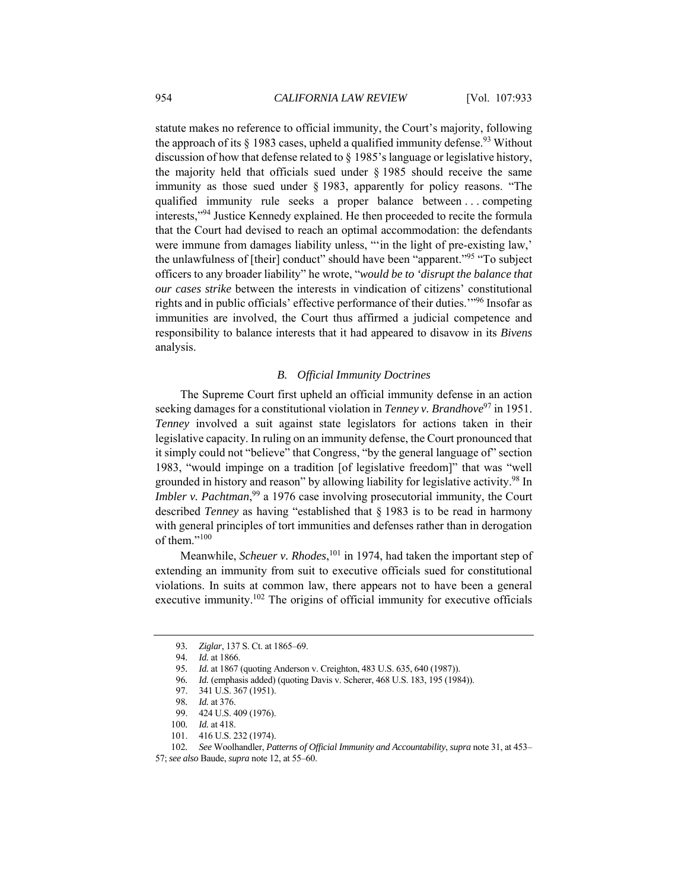statute makes no reference to official immunity, the Court's majority, following the approach of its § 1983 cases, upheld a qualified immunity defense.[93] Without discussion of how that defense related to § 1985's language or legislative history, the majority held that officials sued under § 1985 should receive the same immunity as those sued under § 1983, apparently for policy reasons. "The qualified immunity rule seeks a proper balance between . . . competing interests,"[94] Justice Kennedy explained. He then proceeded to recite the formula that the Court had devised to reach an optimal accommodation: the defendants were immune from damages liability unless, "'in the light of pre-existing law,' the unlawfulness of [their] conduct" should have been "apparent."[95] "To subject officers to any broader liability" he wrote, "*would be to 'disrupt the balance that our cases strike* between the interests in vindication of citizens' constitutional rights and in public officials' effective performance of their duties.'"[96] Insofar as immunities are involved, the Court thus affirmed a judicial competence and responsibility to balance interests that it had appeared to disavow in its *Bivens* analysis.

### *B. Official Immunity Doctrines*

The Supreme Court first upheld an official immunity defense in an action seeking damages for a constitutional violation in *Tenney v. Brandhove*[97] in 1951. *Tenney* involved a suit against state legislators for actions taken in their legislative capacity. In ruling on an immunity defense, the Court pronounced that it simply could not "believe" that Congress, "by the general language of" section 1983, "would impinge on a tradition [of legislative freedom]" that was "well grounded in history and reason" by allowing liability for legislative activity.[98] In *Imbler v. Pachtman*,[99] a 1976 case involving prosecutorial immunity, the Court described *Tenney* as having "established that § 1983 is to be read in harmony with general principles of tort immunities and defenses rather than in derogation of them."[100]

Meanwhile, *Scheuer v. Rhodes*,[101] in 1974, had taken the important step of extending an immunity from suit to executive officials sued for constitutional violations. In suits at common law, there appears not to have been a general executive immunity.[102] The origins of official immunity for executive officials

93. *Ziglar*, 137 S. Ct. at 1865–69.

94. *Id.* at 1866.

95. *Id.* at 1867 (quoting Anderson v. Creighton, 483 U.S. 635, 640 (1987)).

96. *Id.* (emphasis added) (quoting Davis v. Scherer, 468 U.S. 183, 195 (1984)).

97. 341 U.S. 367 (1951).

98. *Id.* at 376.

99. 424 U.S. 409 (1976).

100. *Id.* at 418.

101. 416 U.S. 232 (1974).

102. *See* Woolhandler, *Patterns of Official Immunity and Accountability*, *supra* note 31, at 453–57; *see also* Baude, *supra* note 12, at 55–60.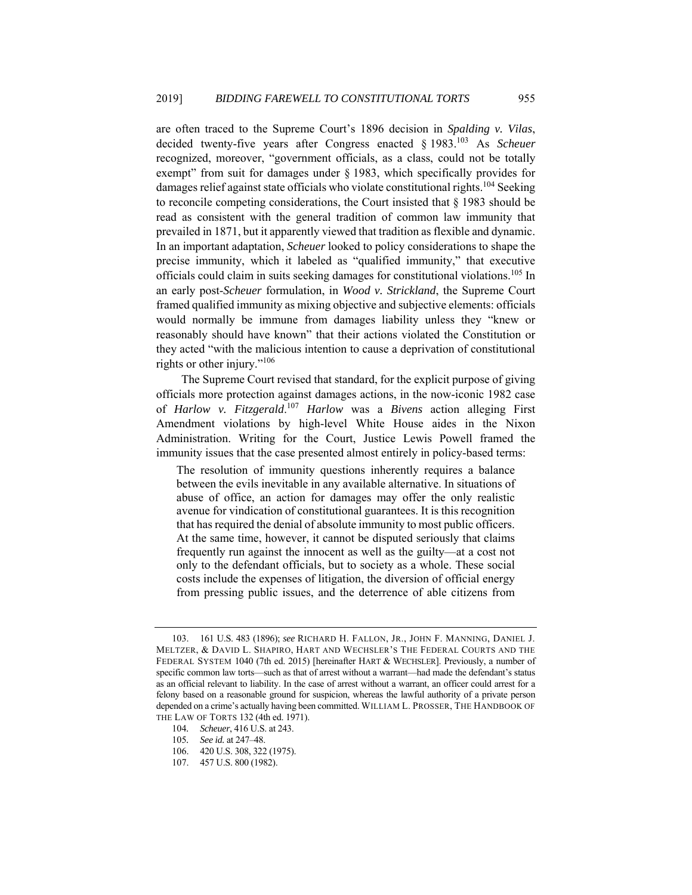are often traced to the Supreme Court's 1896 decision in *Spalding v. Vilas*, decided twenty-five years after Congress enacted § 1983.[103] As *Scheuer* recognized, moreover, "government officials, as a class, could not be totally exempt" from suit for damages under § 1983, which specifically provides for damages relief against state officials who violate constitutional rights.[104] Seeking to reconcile competing considerations, the Court insisted that § 1983 should be read as consistent with the general tradition of common law immunity that prevailed in 1871, but it apparently viewed that tradition as flexible and dynamic. In an important adaptation, *Scheuer* looked to policy considerations to shape the precise immunity, which it labeled as "qualified immunity," that executive officials could claim in suits seeking damages for constitutional violations.[105] In an early post-*Scheuer* formulation, in *Wood v. Strickland*, the Supreme Court framed qualified immunity as mixing objective and subjective elements: officials would normally be immune from damages liability unless they "knew or reasonably should have known" that their actions violated the Constitution or they acted "with the malicious intention to cause a deprivation of constitutional rights or other injury."[106]

The Supreme Court revised that standard, for the explicit purpose of giving officials more protection against damages actions, in the now-iconic 1982 case of *Harlow v. Fitzgerald*.[107] *Harlow* was a *Bivens* action alleging First Amendment violations by high-level White House aides in the Nixon Administration. Writing for the Court, Justice Lewis Powell framed the immunity issues that the case presented almost entirely in policy-based terms:

> The resolution of immunity questions inherently requires a balance between the evils inevitable in any available alternative. In situations of abuse of office, an action for damages may offer the only realistic avenue for vindication of constitutional guarantees. It is this recognition that has required the denial of absolute immunity to most public officers. At the same time, however, it cannot be disputed seriously that claims frequently run against the innocent as well as the guilty—at a cost not only to the defendant officials, but to society as a whole. These social costs include the expenses of litigation, the diversion of official energy from pressing public issues, and the deterrence of able citizens from

---

103. 161 U.S. 483 (1896); *see* RICHARD H. FALLON, JR., JOHN F. MANNING, DANIEL J. MELTZER, & DAVID L. SHAPIRO, HART AND WECHSLER'S THE FEDERAL COURTS AND THE FEDERAL SYSTEM 1040 (7th ed. 2015) [hereinafter HART & WECHSLER]. Previously, a number of specific common law torts—such as that of arrest without a warrant—had made the defendant's status as an official relevant to liability. In the case of arrest without a warrant, an officer could arrest for a felony based on a reasonable ground for suspicion, whereas the lawful authority of a private person depended on a crime's actually having been committed. WILLIAM L. PROSSER, THE HANDBOOK OF THE LAW OF TORTS 132 (4th ed. 1971).

104. *Scheuer*, 416 U.S. at 243.

105. *See id.* at 247–48.

106. 420 U.S. 308, 322 (1975).

107. 457 U.S. 800 (1982).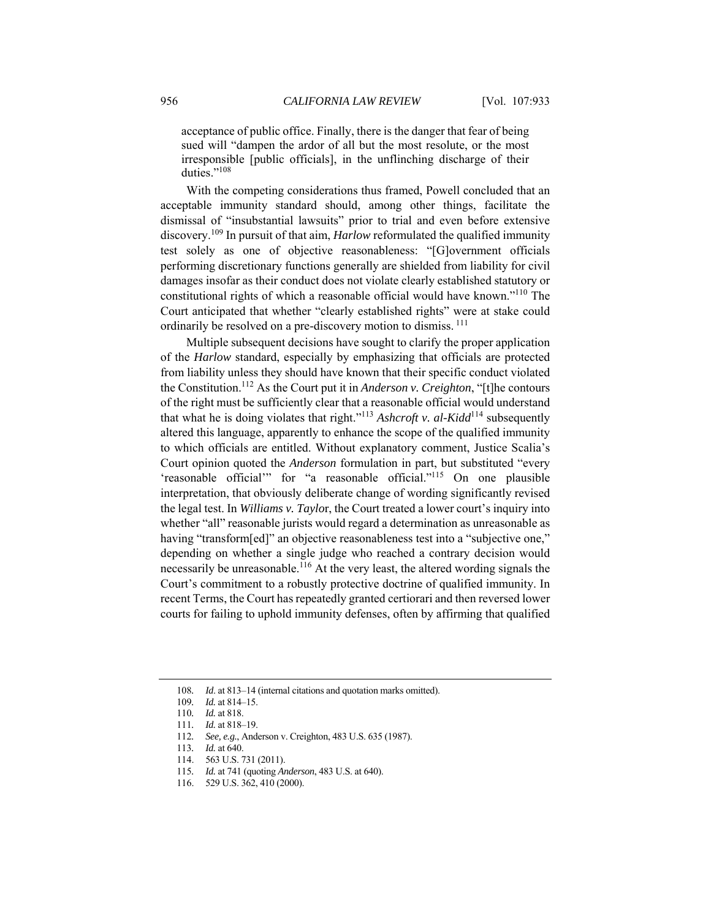acceptance of public office. Finally, there is the danger that fear of being sued will "dampen the ardor of all but the most resolute, or the most irresponsible [public officials], in the unflinching discharge of their duties."[108]

With the competing considerations thus framed, Powell concluded that an acceptable immunity standard should, among other things, facilitate the dismissal of "insubstantial lawsuits" prior to trial and even before extensive discovery.[109] In pursuit of that aim, *Harlow* reformulated the qualified immunity test solely as one of objective reasonableness: "[G]overnment officials performing discretionary functions generally are shielded from liability for civil damages insofar as their conduct does not violate clearly established statutory or constitutional rights of which a reasonable official would have known."[110] The Court anticipated that whether "clearly established rights" were at stake could ordinarily be resolved on a pre-discovery motion to dismiss.[111]

Multiple subsequent decisions have sought to clarify the proper application of the *Harlow* standard, especially by emphasizing that officials are protected from liability unless they should have known that their specific conduct violated the Constitution.[112] As the Court put it in *Anderson v. Creighton*, "[t]he contours of the right must be sufficiently clear that a reasonable official would understand that what he is doing violates that right."[113] *Ashcroft v. al-Kidd*[114] subsequently altered this language, apparently to enhance the scope of the qualified immunity to which officials are entitled. Without explanatory comment, Justice Scalia's Court opinion quoted the *Anderson* formulation in part, but substituted "every 'reasonable official'" for "a reasonable official."[115] On one plausible interpretation, that obviously deliberate change of wording significantly revised the legal test. In *Williams v. Taylor*, the Court treated a lower court's inquiry into whether "all" reasonable jurists would regard a determination as unreasonable as having "transform[ed]" an objective reasonableness test into a "subjective one," depending on whether a single judge who reached a contrary decision would necessarily be unreasonable.[116] At the very least, the altered wording signals the Court's commitment to a robustly protective doctrine of qualified immunity. In recent Terms, the Court has repeatedly granted certiorari and then reversed lower courts for failing to uphold immunity defenses, often by affirming that qualified

---

108. *Id.* at 813–14 (internal citations and quotation marks omitted).

109. *Id.* at 814–15.

110. *Id.* at 818.

111. *Id.* at 818–19.

112. *See, e.g.*, Anderson v. Creighton, 483 U.S. 635 (1987).

113. *Id.* at 640.

114. 563 U.S. 731 (2011).

115. *Id.* at 741 (quoting *Anderson*, 483 U.S. at 640).

116. 529 U.S. 362, 410 (2000).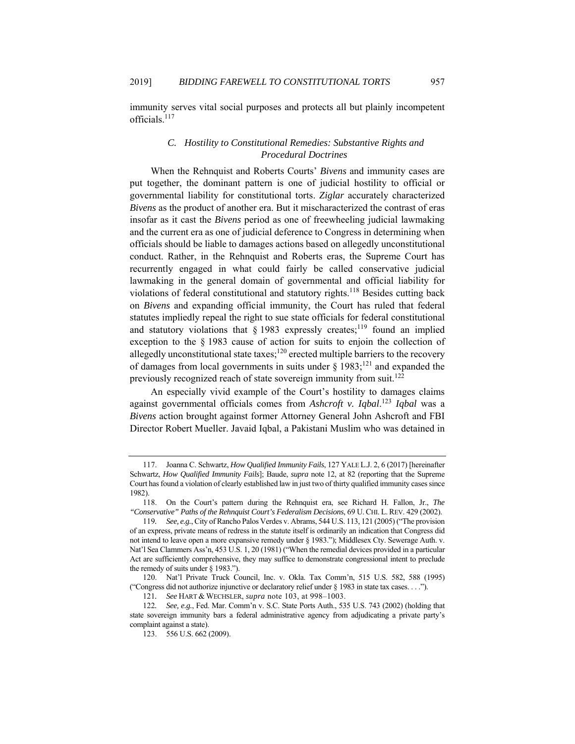immunity serves vital social purposes and protects all but plainly incompetent officials.[117]

### C. *Hostility to Constitutional Remedies: Substantive Rights and Procedural Doctrines*

When the Rehnquist and Roberts Courts' *Bivens* and immunity cases are put together, the dominant pattern is one of judicial hostility to official or governmental liability for constitutional torts. *Ziglar* accurately characterized *Bivens* as the product of another era. But it mischaracterized the contrast of eras insofar as it cast the *Bivens* period as one of freewheeling judicial lawmaking and the current era as one of judicial deference to Congress in determining when officials should be liable to damages actions based on allegedly unconstitutional conduct. Rather, in the Rehnquist and Roberts eras, the Supreme Court has recurrently engaged in what could fairly be called conservative judicial lawmaking in the general domain of governmental and official liability for violations of federal constitutional and statutory rights.[118] Besides cutting back on *Bivens* and expanding official immunity, the Court has ruled that federal statutes impliedly repeal the right to sue state officials for federal constitutional and statutory violations that § 1983 expressly creates;[119] found an implied exception to the § 1983 cause of action for suits to enjoin the collection of allegedly unconstitutional state taxes;[120] erected multiple barriers to the recovery of damages from local governments in suits under § 1983;[121] and expanded the previously recognized reach of state sovereign immunity from suit.[122]

An especially vivid example of the Court's hostility to damages claims against governmental officials comes from *Ashcroft v. Iqbal*.[123] *Iqbal* was a *Bivens* action brought against former Attorney General John Ashcroft and FBI Director Robert Mueller. Javaid Iqbal, a Pakistani Muslim who was detained in

---

117. Joanna C. Schwartz, *How Qualified Immunity Fails*, 127 YALE L.J. 2, 6 (2017) [hereinafter Schwartz, *How Qualified Immunity Fails*]; Baude, *supra* note 12, at 82 (reporting that the Supreme Court has found a violation of clearly established law in just two of thirty qualified immunity cases since 1982).

118. On the Court's pattern during the Rehnquist era, see Richard H. Fallon, Jr., *The "Conservative" Paths of the Rehnquist Court's Federalism Decisions*, 69 U. CHI. L. REV. 429 (2002).

119. *See, e.g.*, City of Rancho Palos Verdes v. Abrams, 544 U.S. 113, 121 (2005) ("The provision of an express, private means of redress in the statute itself is ordinarily an indication that Congress did not intend to leave open a more expansive remedy under § 1983."); Middlesex Cty. Sewerage Auth. v. Nat'l Sea Clammers Ass'n, 453 U.S. 1, 20 (1981) ("When the remedial devices provided in a particular Act are sufficiently comprehensive, they may suffice to demonstrate congressional intent to preclude the remedy of suits under § 1983.").

120. Nat'l Private Truck Council, Inc. v. Okla. Tax Comm'n, 515 U.S. 582, 588 (1995) ("Congress did not authorize injunctive or declaratory relief under § 1983 in state tax cases. . . .").

121. *See* HART & WECHSLER, *supra* note 103, at 998–1003.

122. *See, e.g.*, Fed. Mar. Comm'n v. S.C. State Ports Auth., 535 U.S. 743 (2002) (holding that state sovereign immunity bars a federal administrative agency from adjudicating a private party's complaint against a state).

123. 556 U.S. 662 (2009).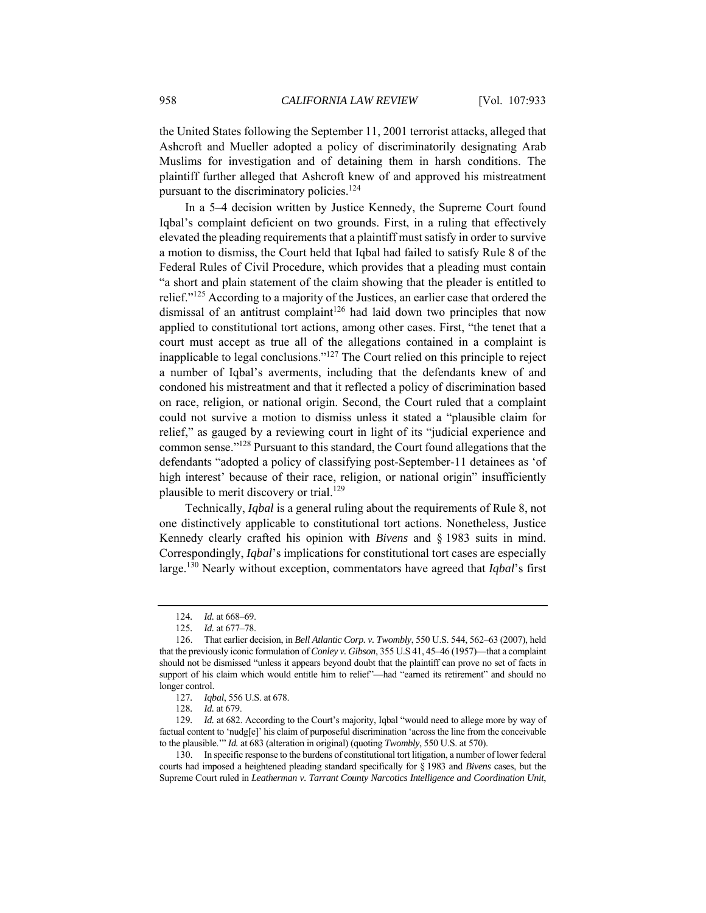the United States following the September 11, 2001 terrorist attacks, alleged that Ashcroft and Mueller adopted a policy of discriminatorily designating Arab Muslims for investigation and of detaining them in harsh conditions. The plaintiff further alleged that Ashcroft knew of and approved his mistreatment pursuant to the discriminatory policies.[124]

In a 5–4 decision written by Justice Kennedy, the Supreme Court found Iqbal's complaint deficient on two grounds. First, in a ruling that effectively elevated the pleading requirements that a plaintiff must satisfy in order to survive a motion to dismiss, the Court held that Iqbal had failed to satisfy Rule 8 of the Federal Rules of Civil Procedure, which provides that a pleading must contain "a short and plain statement of the claim showing that the pleader is entitled to relief."[125] According to a majority of the Justices, an earlier case that ordered the dismissal of an antitrust complaint[126] had laid down two principles that now applied to constitutional tort actions, among other cases. First, "the tenet that a court must accept as true all of the allegations contained in a complaint is inapplicable to legal conclusions."[127] The Court relied on this principle to reject a number of Iqbal's averments, including that the defendants knew of and condoned his mistreatment and that it reflected a policy of discrimination based on race, religion, or national origin. Second, the Court ruled that a complaint could not survive a motion to dismiss unless it stated a "plausible claim for relief," as gauged by a reviewing court in light of its "judicial experience and common sense."[128] Pursuant to this standard, the Court found allegations that the defendants "adopted a policy of classifying post-September-11 detainees as 'of high interest' because of their race, religion, or national origin" insufficiently plausible to merit discovery or trial.[129]

Technically, *Iqbal* is a general ruling about the requirements of Rule 8, not one distinctively applicable to constitutional tort actions. Nonetheless, Justice Kennedy clearly crafted his opinion with *Bivens* and § 1983 suits in mind. Correspondingly, *Iqbal*'s implications for constitutional tort cases are especially large.[130] Nearly without exception, commentators have agreed that *Iqbal*'s first

---

124. *Id.* at 668–69.

125. *Id.* at 677–78.

126. That earlier decision, in *Bell Atlantic Corp. v. Twombly*, 550 U.S. 544, 562–63 (2007), held that the previously iconic formulation of *Conley v. Gibson*, 355 U.S 41, 45–46 (1957)—that a complaint should not be dismissed "unless it appears beyond doubt that the plaintiff can prove no set of facts in support of his claim which would entitle him to relief"—had "earned its retirement" and should no longer control.

127. *Iqbal*, 556 U.S. at 678.

128. *Id.* at 679.

129. *Id.* at 682. According to the Court's majority, Iqbal "would need to allege more by way of factual content to 'nudg[e]' his claim of purposeful discrimination 'across the line from the conceivable to the plausible.'" *Id.* at 683 (alteration in original) (quoting *Twombly*, 550 U.S. at 570).

130. In specific response to the burdens of constitutional tort litigation, a number of lower federal courts had imposed a heightened pleading standard specifically for § 1983 and *Bivens* cases, but the Supreme Court ruled in *Leatherman v. Tarrant County Narcotics Intelligence and Coordination Unit*,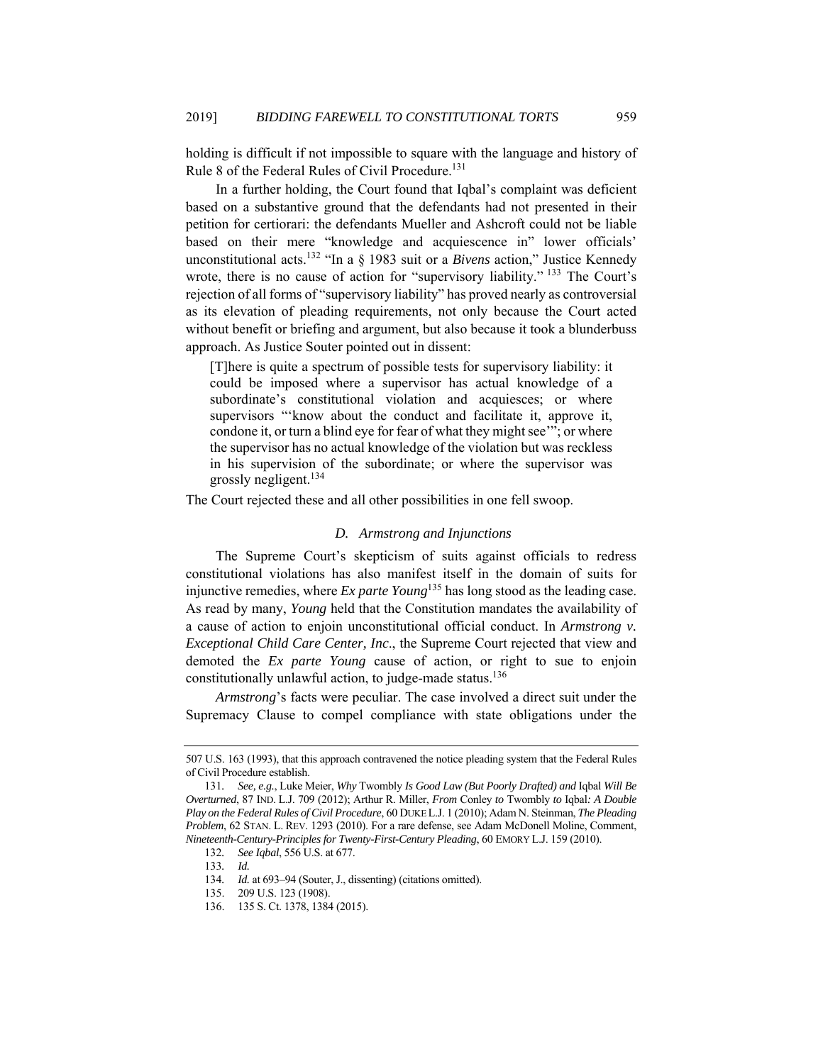holding is difficult if not impossible to square with the language and history of Rule 8 of the Federal Rules of Civil Procedure.[131]

In a further holding, the Court found that Iqbal's complaint was deficient based on a substantive ground that the defendants had not presented in their petition for certiorari: the defendants Mueller and Ashcroft could not be liable based on their mere "knowledge and acquiescence in" lower officials' unconstitutional acts.[132] "In a § 1983 suit or a *Bivens* action," Justice Kennedy wrote, there is no cause of action for "supervisory liability." [133] The Court's rejection of all forms of "supervisory liability" has proved nearly as controversial as its elevation of pleading requirements, not only because the Court acted without benefit or briefing and argument, but also because it took a blunderbuss approach. As Justice Souter pointed out in dissent:

> [T]here is quite a spectrum of possible tests for supervisory liability: it could be imposed where a supervisor has actual knowledge of a subordinate's constitutional violation and acquiesces; or where supervisors "'know about the conduct and facilitate it, approve it, condone it, or turn a blind eye for fear of what they might see'"; or where the supervisor has no actual knowledge of the violation but was reckless in his supervision of the subordinate; or where the supervisor was grossly negligent.[134]

The Court rejected these and all other possibilities in one fell swoop.

### *D. Armstrong and Injunctions*

The Supreme Court's skepticism of suits against officials to redress constitutional violations has also manifest itself in the domain of suits for injunctive remedies, where *Ex parte Young*[135] has long stood as the leading case. As read by many, *Young* held that the Constitution mandates the availability of a cause of action to enjoin unconstitutional official conduct. In *Armstrong v. Exceptional Child Care Center, Inc*., the Supreme Court rejected that view and demoted the *Ex parte Young* cause of action, or right to sue to enjoin constitutionally unlawful action, to judge-made status.[136]

*Armstrong*'s facts were peculiar. The case involved a direct suit under the Supremacy Clause to compel compliance with state obligations under the

---

507 U.S. 163 (1993), that this approach contravened the notice pleading system that the Federal Rules of Civil Procedure establish.

131. *See, e.g.*, Luke Meier, *Why* Twombly *Is Good Law (But Poorly Drafted) and* Iqbal *Will Be Overturned*, 87 IND. L.J. 709 (2012); Arthur R. Miller, *From* Conley *to* Twombly *to* Iqbal*: A Double Play on the Federal Rules of Civil Procedure*, 60 DUKE L.J. 1 (2010); Adam N. Steinman, *The Pleading Problem*, 62 STAN. L. REV. 1293 (2010). For a rare defense, see Adam McDonell Moline, Comment, *Nineteenth-Century-Principles for Twenty-First-Century Pleading*, 60 EMORY L.J. 159 (2010).

132. *See Iqbal*, 556 U.S. at 677.

133. *Id.*

134. *Id.* at 693–94 (Souter, J., dissenting) (citations omitted).

135. 209 U.S. 123 (1908).

136. 135 S. Ct. 1378, 1384 (2015).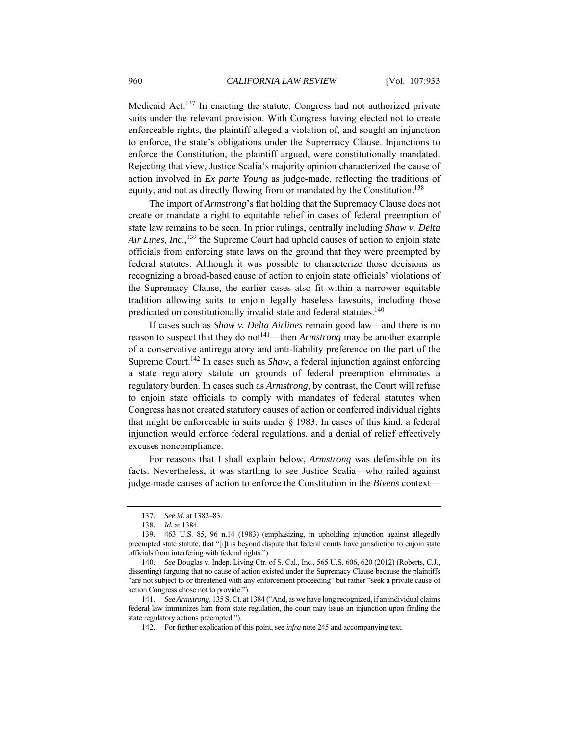Medicaid Act.[137] In enacting the statute, Congress had not authorized private suits under the relevant provision. With Congress having elected not to create enforceable rights, the plaintiff alleged a violation of, and sought an injunction to enforce, the state's obligations under the Supremacy Clause. Injunctions to enforce the Constitution, the plaintiff argued, were constitutionally mandated. Rejecting that view, Justice Scalia's majority opinion characterized the cause of action involved in *Ex parte Young* as judge-made, reflecting the traditions of equity, and not as directly flowing from or mandated by the Constitution.[138]

The import of *Armstrong*'s flat holding that the Supremacy Clause does not create or mandate a right to equitable relief in cases of federal preemption of state law remains to be seen. In prior rulings, centrally including *Shaw v. Delta Air Lines, Inc*.,[139] the Supreme Court had upheld causes of action to enjoin state officials from enforcing state laws on the ground that they were preempted by federal statutes. Although it was possible to characterize those decisions as recognizing a broad-based cause of action to enjoin state officials' violations of the Supremacy Clause, the earlier cases also fit within a narrower equitable tradition allowing suits to enjoin legally baseless lawsuits, including those predicated on constitutionally invalid state and federal statutes.[140]

If cases such as *Shaw v. Delta Airlines* remain good law—and there is no reason to suspect that they do not[141]—then *Armstrong* may be another example of a conservative antiregulatory and anti-liability preference on the part of the Supreme Court.[142] In cases such as *Shaw*, a federal injunction against enforcing a state regulatory statute on grounds of federal preemption eliminates a regulatory burden. In cases such as *Armstrong*, by contrast, the Court will refuse to enjoin state officials to comply with mandates of federal statutes when Congress has not created statutory causes of action or conferred individual rights that might be enforceable in suits under § 1983. In cases of this kind, a federal injunction would enforce federal regulations, and a denial of relief effectively excuses noncompliance.

For reasons that I shall explain below, *Armstrong* was defensible on its facts. Nevertheless, it was startling to see Justice Scalia—who railed against judge-made causes of action to enforce the Constitution in the *Bivens* context—

---

137. *See id.* at 1382–83.

138. *Id.* at 1384.

139. 463 U.S. 85, 96 n.14 (1983) (emphasizing, in upholding injunction against allegedly preempted state statute, that "[i]t is beyond dispute that federal courts have jurisdiction to enjoin state officials from interfering with federal rights.").

140. *See* Douglas v. Indep. Living Ctr. of S. Cal., Inc., 565 U.S. 606, 620 (2012) (Roberts, C.J., dissenting) (arguing that no cause of action existed under the Supremacy Clause because the plaintiffs "are not subject to or threatened with any enforcement proceeding" but rather "seek a private cause of action Congress chose not to provide.").

141. *See Armstrong*, 135 S. Ct. at 1384 ("And, as we have long recognized, if an individual claims federal law immunizes him from state regulation, the court may issue an injunction upon finding the state regulatory actions preempted.").

142. For further explication of this point, see *infra* note 245 and accompanying text.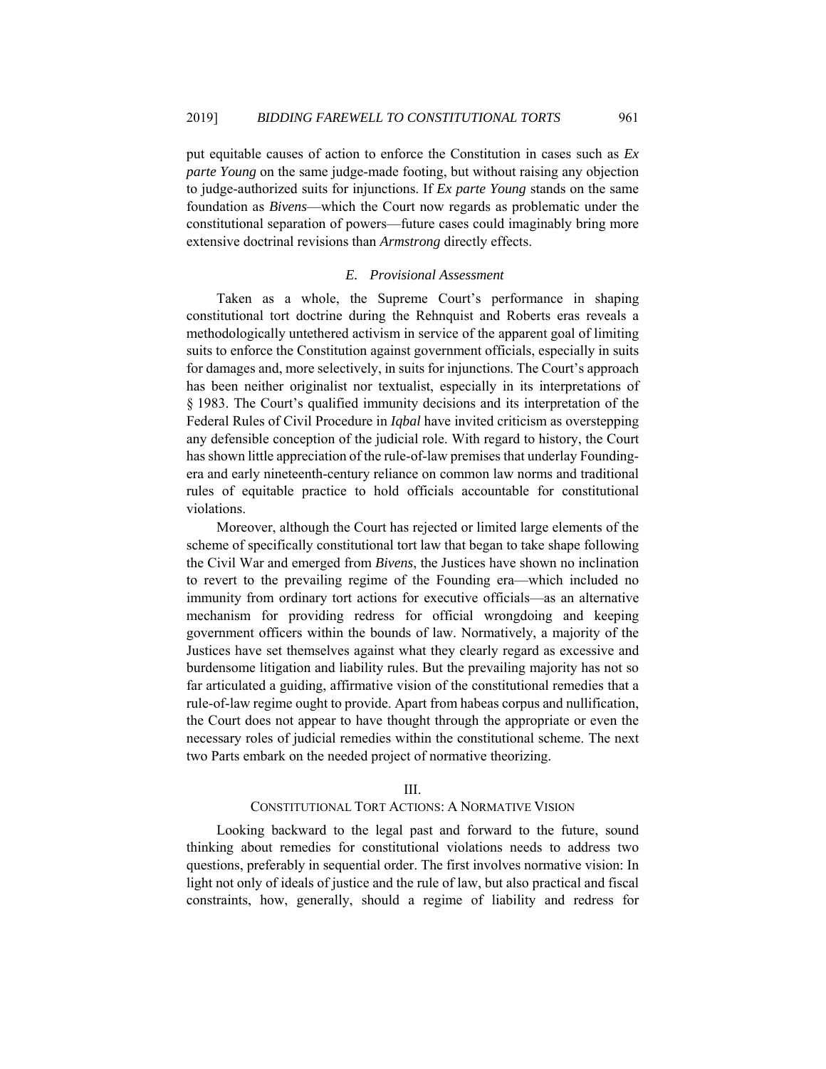put equitable causes of action to enforce the Constitution in cases such as *Ex parte Young* on the same judge-made footing, but without raising any objection to judge-authorized suits for injunctions. If *Ex parte Young* stands on the same foundation as *Bivens*—which the Court now regards as problematic under the constitutional separation of powers—future cases could imaginably bring more extensive doctrinal revisions than *Armstrong* directly effects.

### *E. Provisional Assessment*

Taken as a whole, the Supreme Court's performance in shaping constitutional tort doctrine during the Rehnquist and Roberts eras reveals a methodologically untethered activism in service of the apparent goal of limiting suits to enforce the Constitution against government officials, especially in suits for damages and, more selectively, in suits for injunctions. The Court's approach has been neither originalist nor textualist, especially in its interpretations of § 1983. The Court's qualified immunity decisions and its interpretation of the Federal Rules of Civil Procedure in *Iqbal* have invited criticism as overstepping any defensible conception of the judicial role. With regard to history, the Court has shown little appreciation of the rule-of-law premises that underlay Founding-era and early nineteenth-century reliance on common law norms and traditional rules of equitable practice to hold officials accountable for constitutional violations.

Moreover, although the Court has rejected or limited large elements of the scheme of specifically constitutional tort law that began to take shape following the Civil War and emerged from *Bivens*, the Justices have shown no inclination to revert to the prevailing regime of the Founding era—which included no immunity from ordinary tort actions for executive officials—as an alternative mechanism for providing redress for official wrongdoing and keeping government officers within the bounds of law. Normatively, a majority of the Justices have set themselves against what they clearly regard as excessive and burdensome litigation and liability rules. But the prevailing majority has not so far articulated a guiding, affirmative vision of the constitutional remedies that a rule-of-law regime ought to provide. Apart from habeas corpus and nullification, the Court does not appear to have thought through the appropriate or even the necessary roles of judicial remedies within the constitutional scheme. The next two Parts embark on the needed project of normative theorizing.

## III.
## CONSTITUTIONAL TORT ACTIONS: A NORMATIVE VISION

Looking backward to the legal past and forward to the future, sound thinking about remedies for constitutional violations needs to address two questions, preferably in sequential order. The first involves normative vision: In light not only of ideals of justice and the rule of law, but also practical and fiscal constraints, how, generally, should a regime of liability and redress for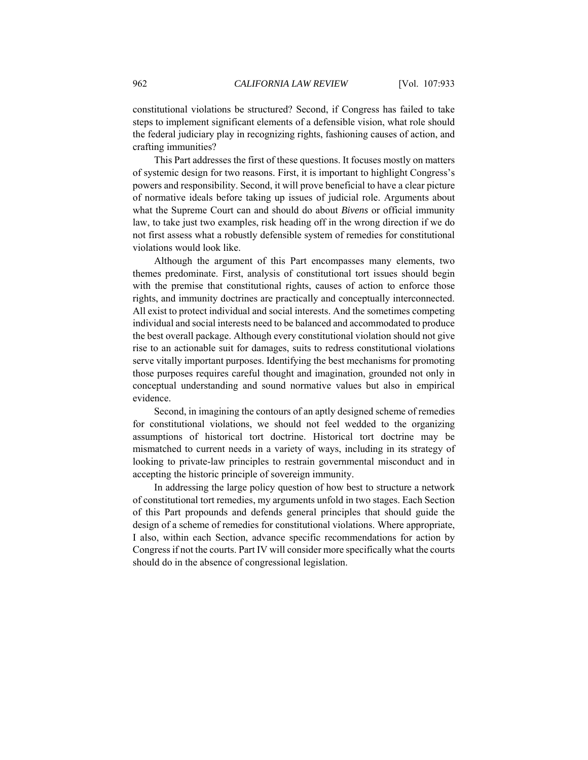constitutional violations be structured? Second, if Congress has failed to take steps to implement significant elements of a defensible vision, what role should the federal judiciary play in recognizing rights, fashioning causes of action, and crafting immunities?

This Part addresses the first of these questions. It focuses mostly on matters of systemic design for two reasons. First, it is important to highlight Congress's powers and responsibility. Second, it will prove beneficial to have a clear picture of normative ideals before taking up issues of judicial role. Arguments about what the Supreme Court can and should do about *Bivens* or official immunity law, to take just two examples, risk heading off in the wrong direction if we do not first assess what a robustly defensible system of remedies for constitutional violations would look like.

Although the argument of this Part encompasses many elements, two themes predominate. First, analysis of constitutional tort issues should begin with the premise that constitutional rights, causes of action to enforce those rights, and immunity doctrines are practically and conceptually interconnected. All exist to protect individual and social interests. And the sometimes competing individual and social interests need to be balanced and accommodated to produce the best overall package. Although every constitutional violation should not give rise to an actionable suit for damages, suits to redress constitutional violations serve vitally important purposes. Identifying the best mechanisms for promoting those purposes requires careful thought and imagination, grounded not only in conceptual understanding and sound normative values but also in empirical evidence.

Second, in imagining the contours of an aptly designed scheme of remedies for constitutional violations, we should not feel wedded to the organizing assumptions of historical tort doctrine. Historical tort doctrine may be mismatched to current needs in a variety of ways, including in its strategy of looking to private-law principles to restrain governmental misconduct and in accepting the historic principle of sovereign immunity.

In addressing the large policy question of how best to structure a network of constitutional tort remedies, my arguments unfold in two stages. Each Section of this Part propounds and defends general principles that should guide the design of a scheme of remedies for constitutional violations. Where appropriate, I also, within each Section, advance specific recommendations for action by Congress if not the courts. Part IV will consider more specifically what the courts should do in the absence of congressional legislation.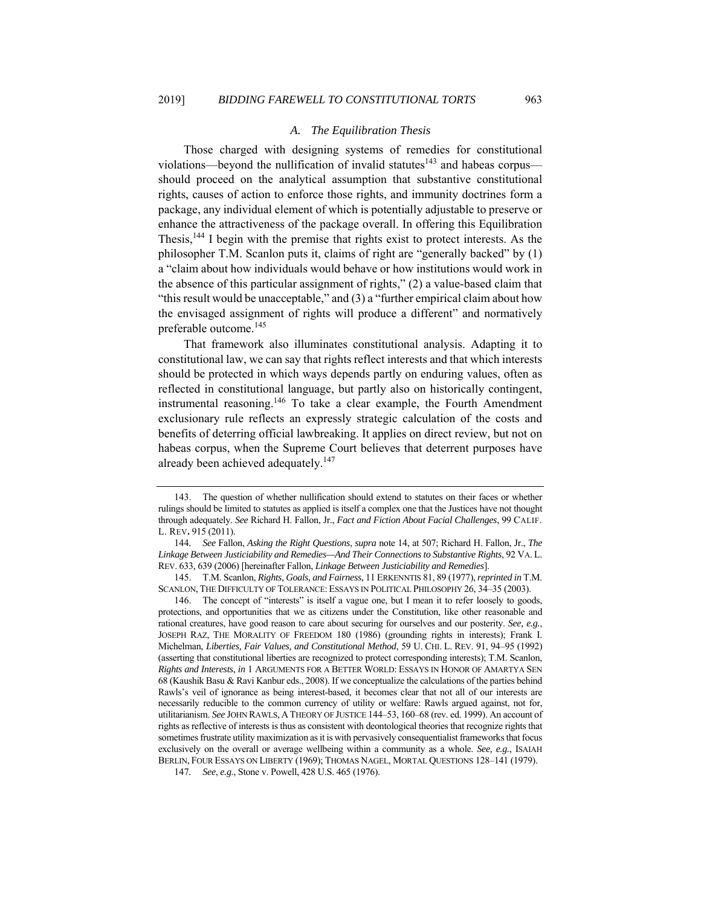### *A. The Equilibration Thesis*

Those charged with designing systems of remedies for constitutional violations—beyond the nullification of invalid statutes[143] and habeas corpus—should proceed on the analytical assumption that substantive constitutional rights, causes of action to enforce those rights, and immunity doctrines form a package, any individual element of which is potentially adjustable to preserve or enhance the attractiveness of the package overall. In offering this Equilibration Thesis,[144] I begin with the premise that rights exist to protect interests. As the philosopher T.M. Scanlon puts it, claims of right are "generally backed" by (1) a "claim about how individuals would behave or how institutions would work in the absence of this particular assignment of rights," (2) a value-based claim that "this result would be unacceptable," and (3) a "further empirical claim about how the envisaged assignment of rights will produce a different" and normatively preferable outcome.[145]

That framework also illuminates constitutional analysis. Adapting it to constitutional law, we can say that rights reflect interests and that which interests should be protected in which ways depends partly on enduring values, often as reflected in constitutional language, but partly also on historically contingent, instrumental reasoning.[146] To take a clear example, the Fourth Amendment exclusionary rule reflects an expressly strategic calculation of the costs and benefits of deterring official lawbreaking. It applies on direct review, but not on habeas corpus, when the Supreme Court believes that deterrent purposes have already been achieved adequately.[147]

---

143. The question of whether nullification should extend to statutes on their faces or whether rulings should be limited to statutes as applied is itself a complex one that the Justices have not thought through adequately. *See* Richard H. Fallon, Jr., *Fact and Fiction About Facial Challenges*, 99 CALIF. L. REV**.** 915 (2011).

144. *See* Fallon, *Asking the Right Questions*, *supra* note 14, at 507; Richard H. Fallon, Jr., *The Linkage Between Justiciability and Remedies—And Their Connections to Substantive Rights*, 92 VA. L. REV. 633, 639 (2006) [hereinafter Fallon, *Linkage Between Justiciability and Remedies*].

145. T.M. Scanlon, *Rights, Goals, and Fairness*, 11 ERKENNTIS 81, 89 (1977), *reprinted in* T.M. SCANLON, THE DIFFICULTY OF TOLERANCE: ESSAYS IN POLITICAL PHILOSOPHY 26, 34–35 (2003).

146. The concept of "interests" is itself a vague one, but I mean it to refer loosely to goods, protections, and opportunities that we as citizens under the Constitution, like other reasonable and rational creatures, have good reason to care about securing for ourselves and our posterity. *See, e.g.*, JOSEPH RAZ, THE MORALITY OF FREEDOM 180 (1986) (grounding rights in interests); Frank I. Michelman, *Liberties, Fair Values, and Constitutional Method*, 59 U. CHI. L. REV. 91, 94–95 (1992) (asserting that constitutional liberties are recognized to protect corresponding interests); T.M. Scanlon, *Rights and Interests*, *in* 1 ARGUMENTS FOR A BETTER WORLD: ESSAYS IN HONOR OF AMARTYA SEN 68 (Kaushik Basu & Ravi Kanbur eds., 2008). If we conceptualize the calculations of the parties behind Rawls's veil of ignorance as being interest-based, it becomes clear that not all of our interests are necessarily reducible to the common currency of utility or welfare: Rawls argued against, not for, utilitarianism. *See* JOHN RAWLS, A THEORY OF JUSTICE 144–53, 160–68 (rev. ed. 1999). An account of rights as reflective of interests is thus as consistent with deontological theories that recognize rights that sometimes frustrate utility maximization as it is with pervasively consequentialist frameworks that focus exclusively on the overall or average wellbeing within a community as a whole. *See, e.g.*, ISAIAH BERLIN, FOUR ESSAYS ON LIBERTY (1969); THOMAS NAGEL, MORTAL QUESTIONS 128–141 (1979).

147. *See*, *e.g.*, Stone v. Powell, 428 U.S. 465 (1976).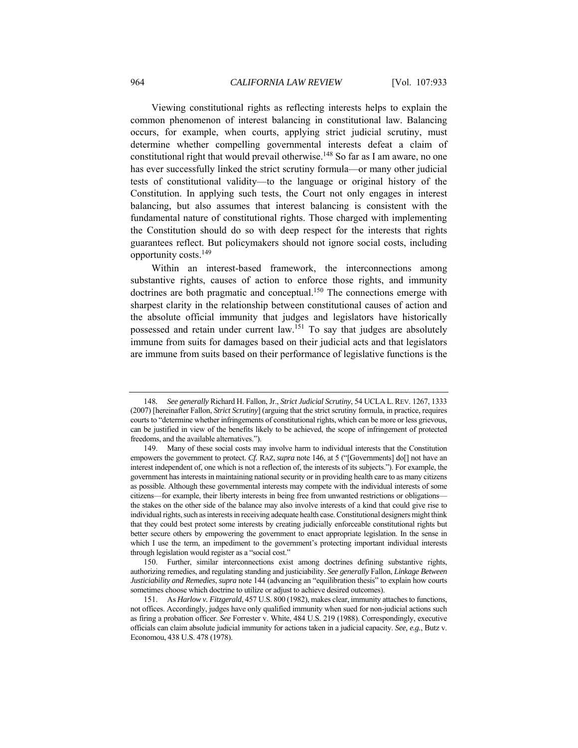Viewing constitutional rights as reflecting interests helps to explain the common phenomenon of interest balancing in constitutional law. Balancing occurs, for example, when courts, applying strict judicial scrutiny, must determine whether compelling governmental interests defeat a claim of constitutional right that would prevail otherwise.[148] So far as I am aware, no one has ever successfully linked the strict scrutiny formula—or many other judicial tests of constitutional validity—to the language or original history of the Constitution. In applying such tests, the Court not only engages in interest balancing, but also assumes that interest balancing is consistent with the fundamental nature of constitutional rights. Those charged with implementing the Constitution should do so with deep respect for the interests that rights guarantees reflect. But policymakers should not ignore social costs, including opportunity costs.[149]

Within an interest-based framework, the interconnections among substantive rights, causes of action to enforce those rights, and immunity doctrines are both pragmatic and conceptual.[150] The connections emerge with sharpest clarity in the relationship between constitutional causes of action and the absolute official immunity that judges and legislators have historically possessed and retain under current law.[151] To say that judges are absolutely immune from suits for damages based on their judicial acts and that legislators are immune from suits based on their performance of legislative functions is the

---

148. *See generally* Richard H. Fallon, Jr., *Strict Judicial Scrutiny*, 54 UCLA L. REV. 1267, 1333 (2007) [hereinafter Fallon, *Strict Scrutiny*] (arguing that the strict scrutiny formula, in practice, requires courts to "determine whether infringements of constitutional rights, which can be more or less grievous, can be justified in view of the benefits likely to be achieved, the scope of infringement of protected freedoms, and the available alternatives.").

149. Many of these social costs may involve harm to individual interests that the Constitution empowers the government to protect. *Cf.* RAZ, *supra* note 146, at 5 ("[Governments] do[] not have an interest independent of, one which is not a reflection of, the interests of its subjects."). For example, the government has interests in maintaining national security or in providing health care to as many citizens as possible. Although these governmental interests may compete with the individual interests of some citizens—for example, their liberty interests in being free from unwanted restrictions or obligations—the stakes on the other side of the balance may also involve interests of a kind that could give rise to individual rights, such as interests in receiving adequate health case. Constitutional designers might think that they could best protect some interests by creating judicially enforceable constitutional rights but better secure others by empowering the government to enact appropriate legislation. In the sense in which I use the term, an impediment to the government's protecting important individual interests through legislation would register as a "social cost."

150. Further, similar interconnections exist among doctrines defining substantive rights, authorizing remedies, and regulating standing and justiciability. *See generally* Fallon, *Linkage Between Justiciability and Remedies*, *supra* note 144 (advancing an "equilibration thesis" to explain how courts sometimes choose which doctrine to utilize or adjust to achieve desired outcomes).

151. As *Harlow v. Fitzgerald*, 457 U.S. 800 (1982), makes clear, immunity attaches to functions, not offices. Accordingly, judges have only qualified immunity when sued for non-judicial actions such as firing a probation officer. *See* Forrester v. White, 484 U.S. 219 (1988). Correspondingly, executive officials can claim absolute judicial immunity for actions taken in a judicial capacity. *See, e.g.*, Butz v. Economou, 438 U.S. 478 (1978).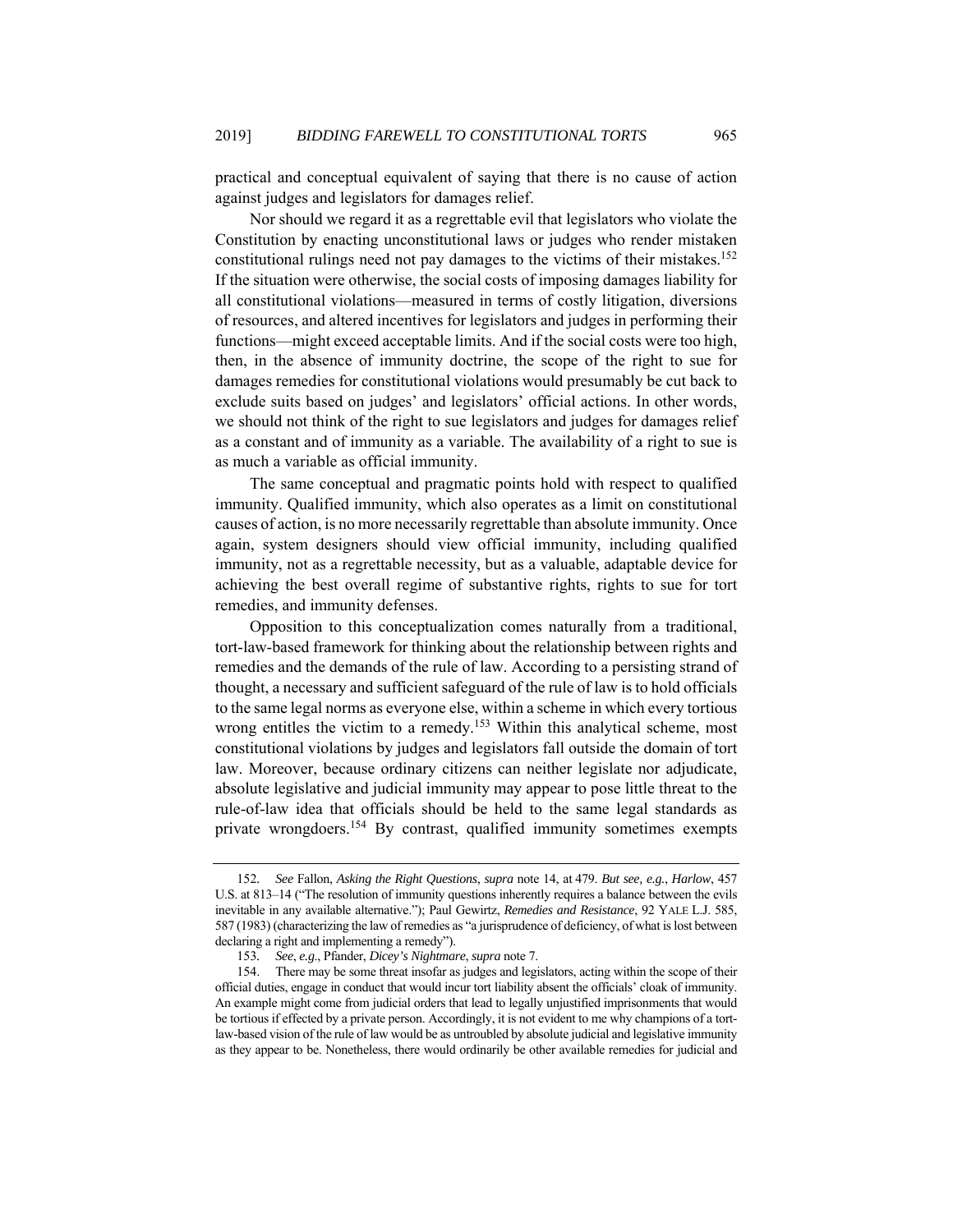practical and conceptual equivalent of saying that there is no cause of action against judges and legislators for damages relief.

Nor should we regard it as a regrettable evil that legislators who violate the Constitution by enacting unconstitutional laws or judges who render mistaken constitutional rulings need not pay damages to the victims of their mistakes.[152] If the situation were otherwise, the social costs of imposing damages liability for all constitutional violations—measured in terms of costly litigation, diversions of resources, and altered incentives for legislators and judges in performing their functions—might exceed acceptable limits. And if the social costs were too high, then, in the absence of immunity doctrine, the scope of the right to sue for damages remedies for constitutional violations would presumably be cut back to exclude suits based on judges' and legislators' official actions. In other words, we should not think of the right to sue legislators and judges for damages relief as a constant and of immunity as a variable. The availability of a right to sue is as much a variable as official immunity.

The same conceptual and pragmatic points hold with respect to qualified immunity. Qualified immunity, which also operates as a limit on constitutional causes of action, is no more necessarily regrettable than absolute immunity. Once again, system designers should view official immunity, including qualified immunity, not as a regrettable necessity, but as a valuable, adaptable device for achieving the best overall regime of substantive rights, rights to sue for tort remedies, and immunity defenses.

Opposition to this conceptualization comes naturally from a traditional, tort-law-based framework for thinking about the relationship between rights and remedies and the demands of the rule of law. According to a persisting strand of thought, a necessary and sufficient safeguard of the rule of law is to hold officials to the same legal norms as everyone else, within a scheme in which every tortious wrong entitles the victim to a remedy.[153] Within this analytical scheme, most constitutional violations by judges and legislators fall outside the domain of tort law. Moreover, because ordinary citizens can neither legislate nor adjudicate, absolute legislative and judicial immunity may appear to pose little threat to the rule-of-law idea that officials should be held to the same legal standards as private wrongdoers.[154] By contrast, qualified immunity sometimes exempts

---

152. *See* Fallon, *Asking the Right Questions*, *supra* note 14, at 479. *But see, e.g.*, *Harlow*, 457 U.S. at 813–14 ("The resolution of immunity questions inherently requires a balance between the evils inevitable in any available alternative."); Paul Gewirtz, *Remedies and Resistance*, 92 YALE L.J. 585, 587 (1983) (characterizing the law of remedies as "a jurisprudence of deficiency, of what is lost between declaring a right and implementing a remedy").

153. *See*, *e.g*., Pfander, *Dicey's Nightmare*, *supra* note 7.

154. There may be some threat insofar as judges and legislators, acting within the scope of their official duties, engage in conduct that would incur tort liability absent the officials' cloak of immunity. An example might come from judicial orders that lead to legally unjustified imprisonments that would be tortious if effected by a private person. Accordingly, it is not evident to me why champions of a tort-law-based vision of the rule of law would be as untroubled by absolute judicial and legislative immunity as they appear to be. Nonetheless, there would ordinarily be other available remedies for judicial and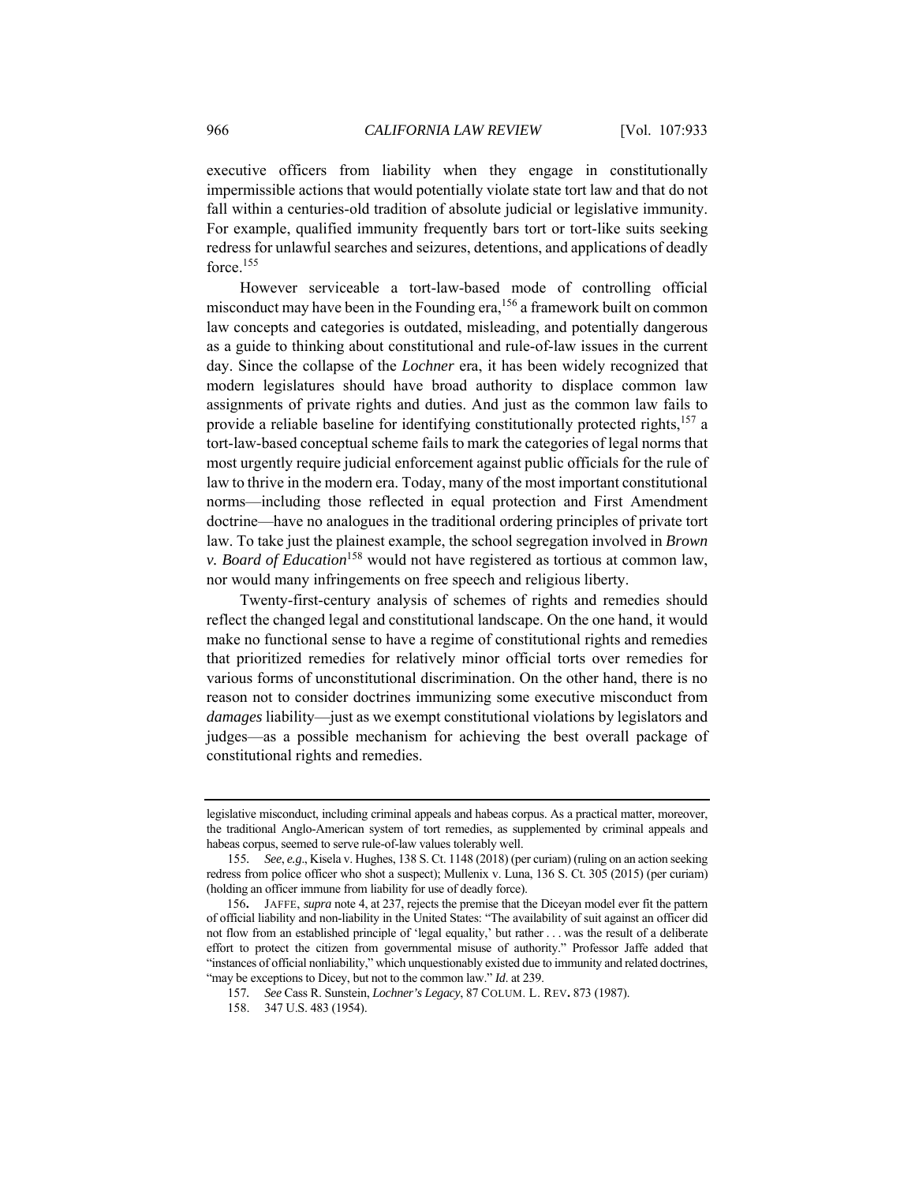executive officers from liability when they engage in constitutionally impermissible actions that would potentially violate state tort law and that do not fall within a centuries-old tradition of absolute judicial or legislative immunity. For example, qualified immunity frequently bars tort or tort-like suits seeking redress for unlawful searches and seizures, detentions, and applications of deadly force.[155]

However serviceable a tort-law-based mode of controlling official misconduct may have been in the Founding era,[156] a framework built on common law concepts and categories is outdated, misleading, and potentially dangerous as a guide to thinking about constitutional and rule-of-law issues in the current day. Since the collapse of the *Lochner* era, it has been widely recognized that modern legislatures should have broad authority to displace common law assignments of private rights and duties. And just as the common law fails to provide a reliable baseline for identifying constitutionally protected rights,[157] a tort-law-based conceptual scheme fails to mark the categories of legal norms that most urgently require judicial enforcement against public officials for the rule of law to thrive in the modern era. Today, many of the most important constitutional norms—including those reflected in equal protection and First Amendment doctrine—have no analogues in the traditional ordering principles of private tort law. To take just the plainest example, the school segregation involved in *Brown v. Board of Education*[158] would not have registered as tortious at common law, nor would many infringements on free speech and religious liberty.

Twenty-first-century analysis of schemes of rights and remedies should reflect the changed legal and constitutional landscape. On the one hand, it would make no functional sense to have a regime of constitutional rights and remedies that prioritized remedies for relatively minor official torts over remedies for various forms of unconstitutional discrimination. On the other hand, there is no reason not to consider doctrines immunizing some executive misconduct from *damages* liability—just as we exempt constitutional violations by legislators and judges—as a possible mechanism for achieving the best overall package of constitutional rights and remedies.

---

legislative misconduct, including criminal appeals and habeas corpus. As a practical matter, moreover, the traditional Anglo-American system of tort remedies, as supplemented by criminal appeals and habeas corpus, seemed to serve rule-of-law values tolerably well.

155. *See*, *e.g*., Kisela v. Hughes, 138 S. Ct. 1148 (2018) (per curiam) (ruling on an action seeking redress from police officer who shot a suspect); Mullenix v. Luna, 136 S. Ct. 305 (2015) (per curiam) (holding an officer immune from liability for use of deadly force).

156. JAFFE, *supra* note 4, at 237, rejects the premise that the Diceyan model ever fit the pattern of official liability and non-liability in the United States: "The availability of suit against an officer did not flow from an established principle of 'legal equality,' but rather . . . was the result of a deliberate effort to protect the citizen from governmental misuse of authority." Professor Jaffe added that "instances of official nonliability," which unquestionably existed due to immunity and related doctrines, "may be exceptions to Dicey, but not to the common law." *Id*. at 239.

157. *See* Cass R. Sunstein, *Lochner's Legacy*, 87 COLUM. L. REV. 873 (1987).

158. 347 U.S. 483 (1954).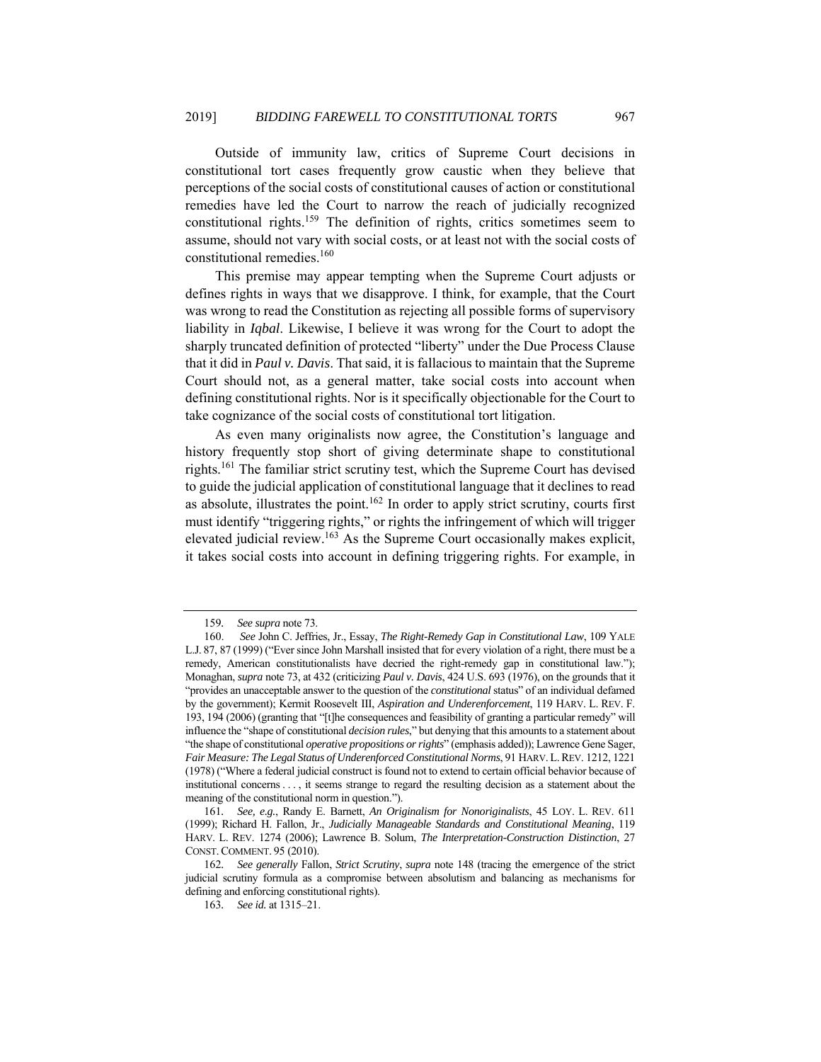Outside of immunity law, critics of Supreme Court decisions in constitutional tort cases frequently grow caustic when they believe that perceptions of the social costs of constitutional causes of action or constitutional remedies have led the Court to narrow the reach of judicially recognized constitutional rights.[159] The definition of rights, critics sometimes seem to assume, should not vary with social costs, or at least not with the social costs of constitutional remedies.[160]

This premise may appear tempting when the Supreme Court adjusts or defines rights in ways that we disapprove. I think, for example, that the Court was wrong to read the Constitution as rejecting all possible forms of supervisory liability in *Iqbal*. Likewise, I believe it was wrong for the Court to adopt the sharply truncated definition of protected "liberty" under the Due Process Clause that it did in *Paul v. Davis*. That said, it is fallacious to maintain that the Supreme Court should not, as a general matter, take social costs into account when defining constitutional rights. Nor is it specifically objectionable for the Court to take cognizance of the social costs of constitutional tort litigation.

As even many originalists now agree, the Constitution's language and history frequently stop short of giving determinate shape to constitutional rights.[161] The familiar strict scrutiny test, which the Supreme Court has devised to guide the judicial application of constitutional language that it declines to read as absolute, illustrates the point.[162] In order to apply strict scrutiny, courts first must identify "triggering rights," or rights the infringement of which will trigger elevated judicial review.[163] As the Supreme Court occasionally makes explicit, it takes social costs into account in defining triggering rights. For example, in

---

159. *See supra* note 73.

160. *See* John C. Jeffries, Jr., Essay, *The Right-Remedy Gap in Constitutional Law*, 109 YALE L.J. 87, 87 (1999) ("Ever since John Marshall insisted that for every violation of a right, there must be a remedy, American constitutionalists have decried the right-remedy gap in constitutional law."); Monaghan, *supra* note 73, at 432 (criticizing *Paul v. Davis*, 424 U.S. 693 (1976), on the grounds that it "provides an unacceptable answer to the question of the *constitutional* status" of an individual defamed by the government); Kermit Roosevelt III, *Aspiration and Underenforcement*, 119 HARV. L. REV. F. 193, 194 (2006) (granting that "[t]he consequences and feasibility of granting a particular remedy" will influence the "shape of constitutional *decision rules*," but denying that this amounts to a statement about "the shape of constitutional *operative propositions or rights*" (emphasis added)); Lawrence Gene Sager, *Fair Measure: The Legal Status of Underenforced Constitutional Norms*, 91 HARV. L. REV. 1212, 1221 (1978) ("Where a federal judicial construct is found not to extend to certain official behavior because of institutional concerns . . . , it seems strange to regard the resulting decision as a statement about the meaning of the constitutional norm in question.").

161. *See, e.g.*, Randy E. Barnett, *An Originalism for Nonoriginalists*, 45 LOY. L. REV. 611 (1999); Richard H. Fallon, Jr., *Judicially Manageable Standards and Constitutional Meaning*, 119 HARV. L. REV. 1274 (2006); Lawrence B. Solum, *The Interpretation-Construction Distinction*, 27 CONST. COMMENT. 95 (2010).

162. *See generally* Fallon, *Strict Scrutiny*, *supra* note 148 (tracing the emergence of the strict judicial scrutiny formula as a compromise between absolutism and balancing as mechanisms for defining and enforcing constitutional rights).

163. *See id.* at 1315–21.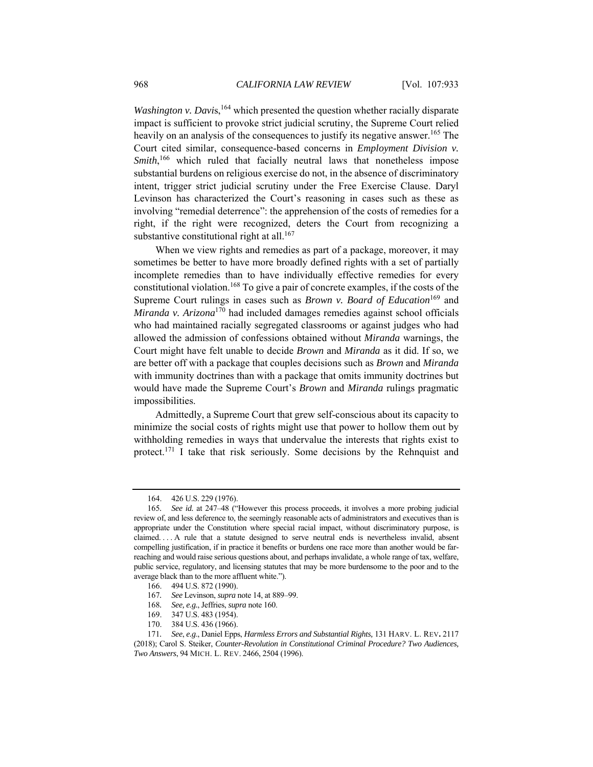*Washington v. Davis*,[164] which presented the question whether racially disparate impact is sufficient to provoke strict judicial scrutiny, the Supreme Court relied heavily on an analysis of the consequences to justify its negative answer.[165] The Court cited similar, consequence-based concerns in *Employment Division v. Smith*,[166] which ruled that facially neutral laws that nonetheless impose substantial burdens on religious exercise do not, in the absence of discriminatory intent, trigger strict judicial scrutiny under the Free Exercise Clause. Daryl Levinson has characterized the Court's reasoning in cases such as these as involving "remedial deterrence": the apprehension of the costs of remedies for a right, if the right were recognized, deters the Court from recognizing a substantive constitutional right at all.[167]

When we view rights and remedies as part of a package, moreover, it may sometimes be better to have more broadly defined rights with a set of partially incomplete remedies than to have individually effective remedies for every constitutional violation.[168] To give a pair of concrete examples, if the costs of the Supreme Court rulings in cases such as *Brown v. Board of Education*[169] and *Miranda v. Arizona*[170] had included damages remedies against school officials who had maintained racially segregated classrooms or against judges who had allowed the admission of confessions obtained without *Miranda* warnings, the Court might have felt unable to decide *Brown* and *Miranda* as it did. If so, we are better off with a package that couples decisions such as *Brown* and *Miranda* with immunity doctrines than with a package that omits immunity doctrines but would have made the Supreme Court's *Brown* and *Miranda* rulings pragmatic impossibilities.

Admittedly, a Supreme Court that grew self-conscious about its capacity to minimize the social costs of rights might use that power to hollow them out by withholding remedies in ways that undervalue the interests that rights exist to protect.[171] I take that risk seriously. Some decisions by the Rehnquist and

---

164. 426 U.S. 229 (1976).

165. *See id.* at 247–48 ("However this process proceeds, it involves a more probing judicial review of, and less deference to, the seemingly reasonable acts of administrators and executives than is appropriate under the Constitution where special racial impact, without discriminatory purpose, is claimed. . . . A rule that a statute designed to serve neutral ends is nevertheless invalid, absent compelling justification, if in practice it benefits or burdens one race more than another would be far-reaching and would raise serious questions about, and perhaps invalidate, a whole range of tax, welfare, public service, regulatory, and licensing statutes that may be more burdensome to the poor and to the average black than to the more affluent white.").

166. 494 U.S. 872 (1990).

167. *See* Levinson, *supra* note 14, at 889–99.

168. *See, e.g.*, Jeffries, *supra* note 160.

169. 347 U.S. 483 (1954).

170. 384 U.S. 436 (1966).

171. *See, e.g.*, Daniel Epps, *Harmless Errors and Substantial Rights*, 131 HARV. L. REV. 2117 (2018); Carol S. Steiker, *Counter-Revolution in Constitutional Criminal Procedure? Two Audiences, Two Answers*, 94 MICH. L. REV. 2466, 2504 (1996).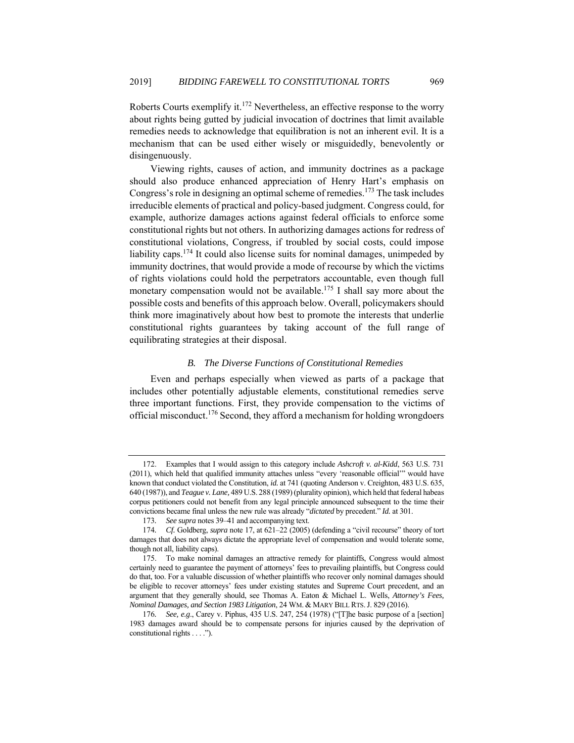Roberts Courts exemplify it.[172] Nevertheless, an effective response to the worry about rights being gutted by judicial invocation of doctrines that limit available remedies needs to acknowledge that equilibration is not an inherent evil. It is a mechanism that can be used either wisely or misguidedly, benevolently or disingenuously.

Viewing rights, causes of action, and immunity doctrines as a package should also produce enhanced appreciation of Henry Hart's emphasis on Congress's role in designing an optimal scheme of remedies.[173] The task includes irreducible elements of practical and policy-based judgment. Congress could, for example, authorize damages actions against federal officials to enforce some constitutional rights but not others. In authorizing damages actions for redress of constitutional violations, Congress, if troubled by social costs, could impose liability caps.[174] It could also license suits for nominal damages, unimpeded by immunity doctrines, that would provide a mode of recourse by which the victims of rights violations could hold the perpetrators accountable, even though full monetary compensation would not be available.[175] I shall say more about the possible costs and benefits of this approach below. Overall, policymakers should think more imaginatively about how best to promote the interests that underlie constitutional rights guarantees by taking account of the full range of equilibrating strategies at their disposal.

### *B. The Diverse Functions of Constitutional Remedies*

Even and perhaps especially when viewed as parts of a package that includes other potentially adjustable elements, constitutional remedies serve three important functions. First, they provide compensation to the victims of official misconduct.[176] Second, they afford a mechanism for holding wrongdoers

---

172. Examples that I would assign to this category include *Ashcroft v. al-Kidd*, 563 U.S. 731 (2011), which held that qualified immunity attaches unless "every 'reasonable official'" would have known that conduct violated the Constitution, *id.* at 741 (quoting Anderson v. Creighton, 483 U.S. 635, 640 (1987)), and *Teague v. Lane,* 489 U.S. 288 (1989) (plurality opinion), which held that federal habeas corpus petitioners could not benefit from any legal principle announced subsequent to the time their convictions became final unless the new rule was already "*dictated* by precedent." *Id.* at 301.

173. *See supra* notes 39–41 and accompanying text.

174. *Cf.* Goldberg, *supra* note 17, at 621–22 (2005) (defending a "civil recourse" theory of tort damages that does not always dictate the appropriate level of compensation and would tolerate some, though not all, liability caps).

175. To make nominal damages an attractive remedy for plaintiffs, Congress would almost certainly need to guarantee the payment of attorneys' fees to prevailing plaintiffs, but Congress could do that, too. For a valuable discussion of whether plaintiffs who recover only nominal damages should be eligible to recover attorneys' fees under existing statutes and Supreme Court precedent, and an argument that they generally should, see Thomas A. Eaton & Michael L. Wells, *Attorney's Fees, Nominal Damages, and Section 1983 Litigation*, 24 WM. & MARY BILL RTS. J. 829 (2016).

176. *See, e.g*., Carey v. Piphus, 435 U.S. 247, 254 (1978) ("[T]he basic purpose of a [section] 1983 damages award should be to compensate persons for injuries caused by the deprivation of constitutional rights . . . .").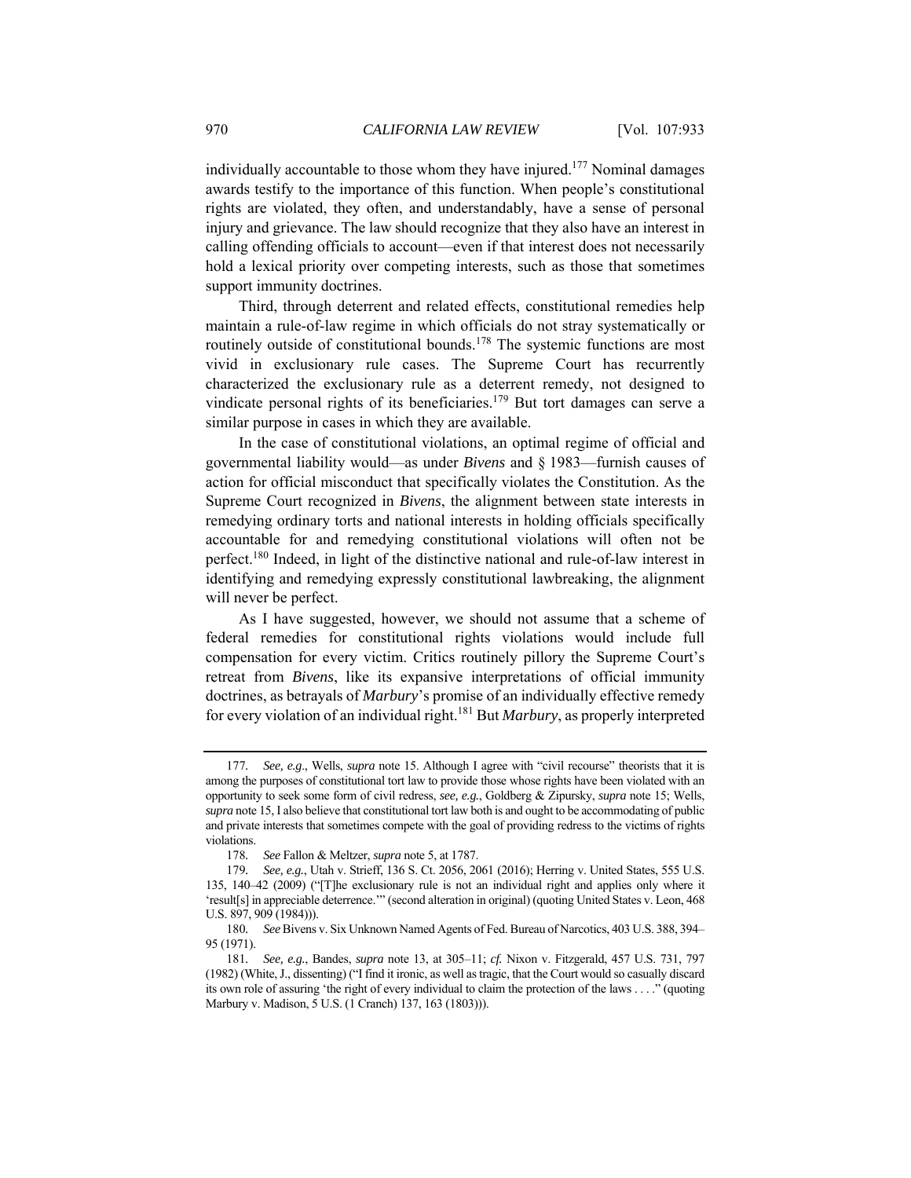individually accountable to those whom they have injured.[177] Nominal damages awards testify to the importance of this function. When people's constitutional rights are violated, they often, and understandably, have a sense of personal injury and grievance. The law should recognize that they also have an interest in calling offending officials to account—even if that interest does not necessarily hold a lexical priority over competing interests, such as those that sometimes support immunity doctrines.

Third, through deterrent and related effects, constitutional remedies help maintain a rule-of-law regime in which officials do not stray systematically or routinely outside of constitutional bounds.[178] The systemic functions are most vivid in exclusionary rule cases. The Supreme Court has recurrently characterized the exclusionary rule as a deterrent remedy, not designed to vindicate personal rights of its beneficiaries.[179] But tort damages can serve a similar purpose in cases in which they are available.

In the case of constitutional violations, an optimal regime of official and governmental liability would—as under *Bivens* and § 1983—furnish causes of action for official misconduct that specifically violates the Constitution. As the Supreme Court recognized in *Bivens*, the alignment between state interests in remedying ordinary torts and national interests in holding officials specifically accountable for and remedying constitutional violations will often not be perfect.[180] Indeed, in light of the distinctive national and rule-of-law interest in identifying and remedying expressly constitutional lawbreaking, the alignment will never be perfect.

As I have suggested, however, we should not assume that a scheme of federal remedies for constitutional rights violations would include full compensation for every victim. Critics routinely pillory the Supreme Court's retreat from *Bivens*, like its expansive interpretations of official immunity doctrines, as betrayals of *Marbury*'s promise of an individually effective remedy for every violation of an individual right.[181] But *Marbury*, as properly interpreted

---

177. *See, e.g.*, Wells, *supra* note 15. Although I agree with "civil recourse" theorists that it is among the purposes of constitutional tort law to provide those whose rights have been violated with an opportunity to seek some form of civil redress, *see, e.g.*, Goldberg & Zipursky, *supra* note 15; Wells, *supra* note 15, I also believe that constitutional tort law both is and ought to be accommodating of public and private interests that sometimes compete with the goal of providing redress to the victims of rights violations.

178. *See* Fallon & Meltzer, *supra* note 5, at 1787.

179. *See, e.g.*, Utah v. Strieff, 136 S. Ct. 2056, 2061 (2016); Herring v. United States, 555 U.S. 135, 140–42 (2009) ("[T]he exclusionary rule is not an individual right and applies only where it 'result[s] in appreciable deterrence.'" (second alteration in original) (quoting United States v. Leon, 468 U.S. 897, 909 (1984))).

180. *See* Bivens v. Six Unknown Named Agents of Fed. Bureau of Narcotics, 403 U.S. 388, 394–95 (1971).

181. *See, e.g.*, Bandes, *supra* note 13, at 305–11; *cf.* Nixon v. Fitzgerald, 457 U.S. 731, 797 (1982) (White, J., dissenting) ("I find it ironic, as well as tragic, that the Court would so casually discard its own role of assuring 'the right of every individual to claim the protection of the laws . . . .'" (quoting Marbury v. Madison, 5 U.S. (1 Cranch) 137, 163 (1803))).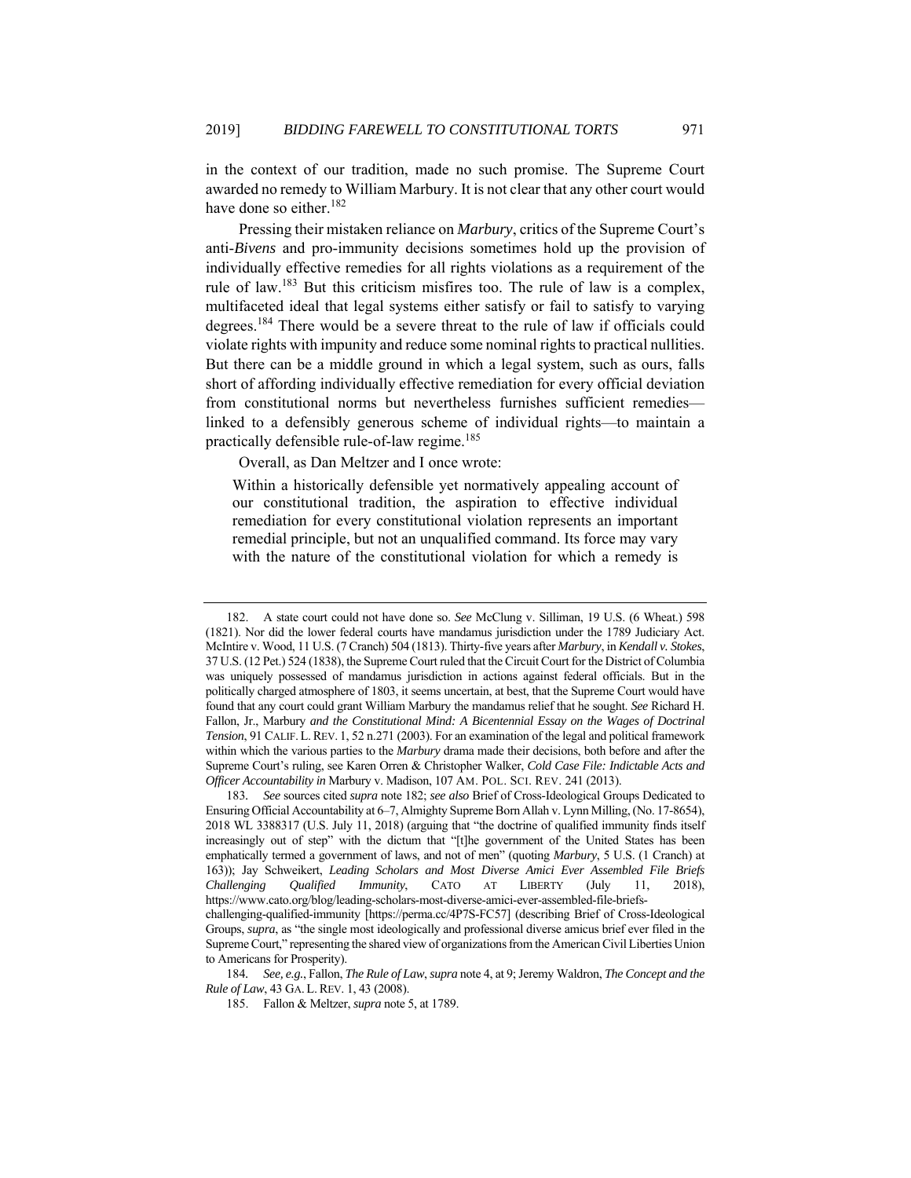in the context of our tradition, made no such promise. The Supreme Court awarded no remedy to William Marbury. It is not clear that any other court would have done so either.[182]

Pressing their mistaken reliance on *Marbury*, critics of the Supreme Court's anti-*Bivens* and pro-immunity decisions sometimes hold up the provision of individually effective remedies for all rights violations as a requirement of the rule of law.[183] But this criticism misfires too. The rule of law is a complex, multifaceted ideal that legal systems either satisfy or fail to satisfy to varying degrees.[184] There would be a severe threat to the rule of law if officials could violate rights with impunity and reduce some nominal rights to practical nullities. But there can be a middle ground in which a legal system, such as ours, falls short of affording individually effective remediation for every official deviation from constitutional norms but nevertheless furnishes sufficient remedies—linked to a defensibly generous scheme of individual rights—to maintain a practically defensible rule-of-law regime.[185]

Overall, as Dan Meltzer and I once wrote:

> Within a historically defensible yet normatively appealing account of our constitutional tradition, the aspiration to effective individual remediation for every constitutional violation represents an important remedial principle, but not an unqualified command. Its force may vary with the nature of the constitutional violation for which a remedy is

---

182. A state court could not have done so. *See* McClung v. Silliman, 19 U.S. (6 Wheat.) 598 (1821). Nor did the lower federal courts have mandamus jurisdiction under the 1789 Judiciary Act. McIntire v. Wood, 11 U.S. (7 Cranch) 504 (1813). Thirty-five years after *Marbury*, in *Kendall v. Stokes*, 37 U.S. (12 Pet.) 524 (1838), the Supreme Court ruled that the Circuit Court for the District of Columbia was uniquely possessed of mandamus jurisdiction in actions against federal officials. But in the politically charged atmosphere of 1803, it seems uncertain, at best, that the Supreme Court would have found that any court could grant William Marbury the mandamus relief that he sought. *See* Richard H. Fallon, Jr., Marbury *and the Constitutional Mind: A Bicentennial Essay on the Wages of Doctrinal Tension*, 91 CALIF. L. REV. 1, 52 n.271 (2003). For an examination of the legal and political framework within which the various parties to the *Marbury* drama made their decisions, both before and after the Supreme Court's ruling, see Karen Orren & Christopher Walker, *Cold Case File: Indictable Acts and Officer Accountability in* Marbury v. Madison, 107 AM. POL. SCI. REV. 241 (2013).

183. *See* sources cited *supra* note 182; *see also* Brief of Cross-Ideological Groups Dedicated to Ensuring Official Accountability at 6–7, Almighty Supreme Born Allah v. Lynn Milling, (No. 17-8654), 2018 WL 3388317 (U.S. July 11, 2018) (arguing that "the doctrine of qualified immunity finds itself increasingly out of step" with the dictum that "[t]he government of the United States has been emphatically termed a government of laws, and not of men" (quoting *Marbury*, 5 U.S. (1 Cranch) at 163)); Jay Schweikert, *Leading Scholars and Most Diverse Amici Ever Assembled File Briefs Challenging Qualified Immunity*, CATO AT LIBERTY (July 11, 2018), https://www.cato.org/blog/leading-scholars-most-diverse-amici-ever-assembled-file-briefs-challenging-qualified-immunity [https://perma.cc/4P7S-FC57] (describing Brief of Cross-Ideological Groups, *supra*, as "the single most ideologically and professional diverse amicus brief ever filed in the Supreme Court," representing the shared view of organizations from the American Civil Liberties Union to Americans for Prosperity).

184. *See, e.g.*, Fallon, *The Rule of Law*, *supra* note 4, at 9; Jeremy Waldron, *The Concept and the Rule of Law*, 43 GA. L. REV. 1, 43 (2008).

185. Fallon & Meltzer, *supra* note 5, at 1789.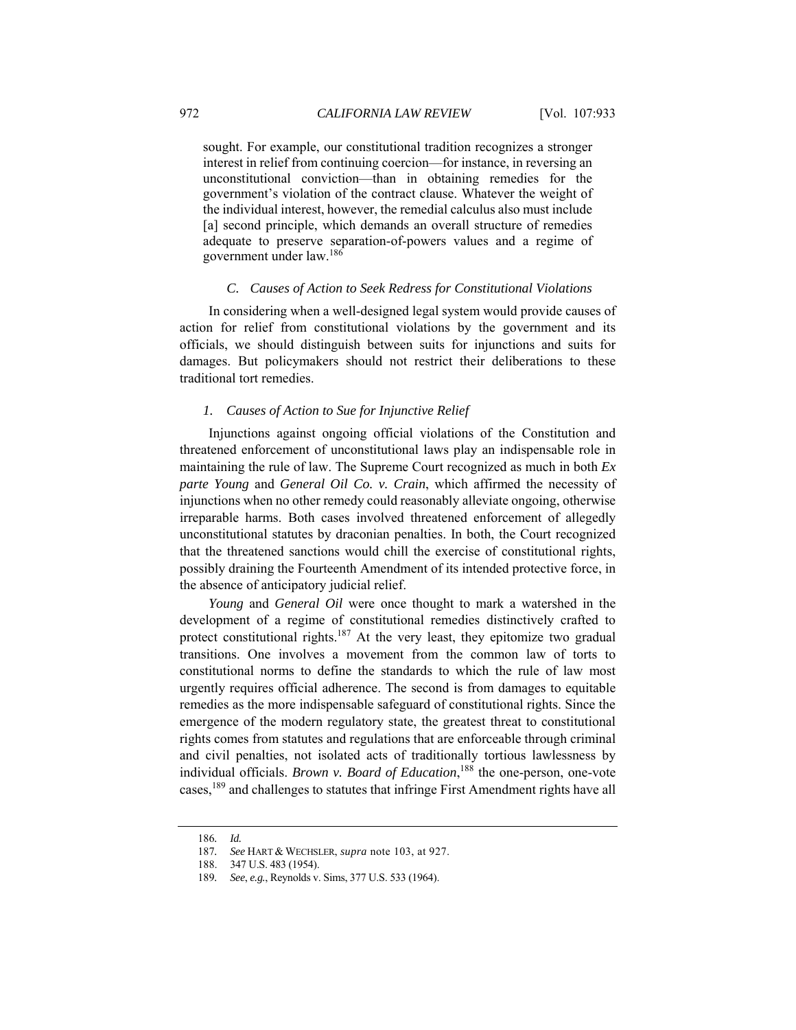sought. For example, our constitutional tradition recognizes a stronger interest in relief from continuing coercion—for instance, in reversing an unconstitutional conviction—than in obtaining remedies for the government's violation of the contract clause. Whatever the weight of the individual interest, however, the remedial calculus also must include [a] second principle, which demands an overall structure of remedies adequate to preserve separation-of-powers values and a regime of government under law.[186]

### *C. Causes of Action to Seek Redress for Constitutional Violations*

In considering when a well-designed legal system would provide causes of action for relief from constitutional violations by the government and its officials, we should distinguish between suits for injunctions and suits for damages. But policymakers should not restrict their deliberations to these traditional tort remedies.

#### *1. Causes of Action to Sue for Injunctive Relief*

Injunctions against ongoing official violations of the Constitution and threatened enforcement of unconstitutional laws play an indispensable role in maintaining the rule of law. The Supreme Court recognized as much in both *Ex parte Young* and *General Oil Co. v. Crain*, which affirmed the necessity of injunctions when no other remedy could reasonably alleviate ongoing, otherwise irreparable harms. Both cases involved threatened enforcement of allegedly unconstitutional statutes by draconian penalties. In both, the Court recognized that the threatened sanctions would chill the exercise of constitutional rights, possibly draining the Fourteenth Amendment of its intended protective force, in the absence of anticipatory judicial relief.

*Young* and *General Oil* were once thought to mark a watershed in the development of a regime of constitutional remedies distinctively crafted to protect constitutional rights.[187] At the very least, they epitomize two gradual transitions. One involves a movement from the common law of torts to constitutional norms to define the standards to which the rule of law most urgently requires official adherence. The second is from damages to equitable remedies as the more indispensable safeguard of constitutional rights. Since the emergence of the modern regulatory state, the greatest threat to constitutional rights comes from statutes and regulations that are enforceable through criminal and civil penalties, not isolated acts of traditionally tortious lawlessness by individual officials. *Brown v. Board of Education*,[188] the one-person, one-vote cases,[189] and challenges to statutes that infringe First Amendment rights have all

---

186. *Id.*

187. *See* HART & WECHSLER, *supra* note 103, at 927.

188. 347 U.S. 483 (1954).

189. *See*, *e.g.*, Reynolds v. Sims, 377 U.S. 533 (1964).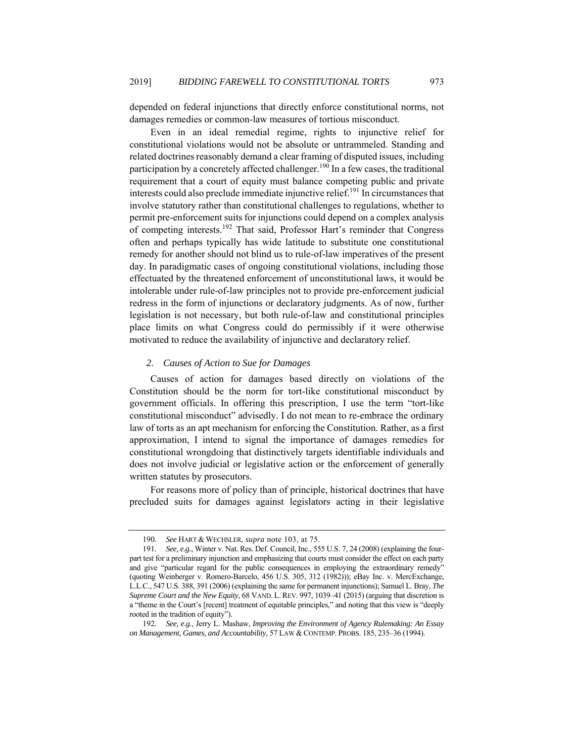depended on federal injunctions that directly enforce constitutional norms, not damages remedies or common-law measures of tortious misconduct.

Even in an ideal remedial regime, rights to injunctive relief for constitutional violations would not be absolute or untrammeled. Standing and related doctrines reasonably demand a clear framing of disputed issues, including participation by a concretely affected challenger.[190] In a few cases, the traditional requirement that a court of equity must balance competing public and private interests could also preclude immediate injunctive relief.[191] In circumstances that involve statutory rather than constitutional challenges to regulations, whether to permit pre-enforcement suits for injunctions could depend on a complex analysis of competing interests.[192] That said, Professor Hart's reminder that Congress often and perhaps typically has wide latitude to substitute one constitutional remedy for another should not blind us to rule-of-law imperatives of the present day. In paradigmatic cases of ongoing constitutional violations, including those effectuated by the threatened enforcement of unconstitutional laws, it would be intolerable under rule-of-law principles not to provide pre-enforcement judicial redress in the form of injunctions or declaratory judgments. As of now, further legislation is not necessary, but both rule-of-law and constitutional principles place limits on what Congress could do permissibly if it were otherwise motivated to reduce the availability of injunctive and declaratory relief.

### *2. Causes of Action to Sue for Damages*

Causes of action for damages based directly on violations of the Constitution should be the norm for tort-like constitutional misconduct by government officials. In offering this prescription, I use the term "tort-like constitutional misconduct" advisedly. I do not mean to re-embrace the ordinary law of torts as an apt mechanism for enforcing the Constitution. Rather, as a first approximation, I intend to signal the importance of damages remedies for constitutional wrongdoing that distinctively targets identifiable individuals and does not involve judicial or legislative action or the enforcement of generally written statutes by prosecutors.

For reasons more of policy than of principle, historical doctrines that have precluded suits for damages against legislators acting in their legislative

---

190. *See* HART & WECHSLER, *supra* note 103, at 75.

191. *See, e.g.*, Winter v. Nat. Res. Def. Council, Inc., 555 U.S. 7, 24 (2008) (explaining the four-part test for a preliminary injunction and emphasizing that courts must consider the effect on each party and give "particular regard for the public consequences in employing the extraordinary remedy" (quoting Weinberger v. Romero-Barcelo, 456 U.S. 305, 312 (1982))); eBay Inc. v. MercExchange, L.L.C., 547 U.S. 388, 391 (2006) (explaining the same for permanent injunctions); Samuel L. Bray, *The Supreme Court and the New Equity*, 68 VAND. L. REV. 997, 1039–41 (2015) (arguing that discretion is a "theme in the Court's [recent] treatment of equitable principles," and noting that this view is "deeply rooted in the tradition of equity").

192. *See, e.g.*, Jerry L. Mashaw, *Improving the Environment of Agency Rulemaking: An Essay on Management, Games, and Accountability*, 57 LAW & CONTEMP. PROBS. 185, 235–36 (1994).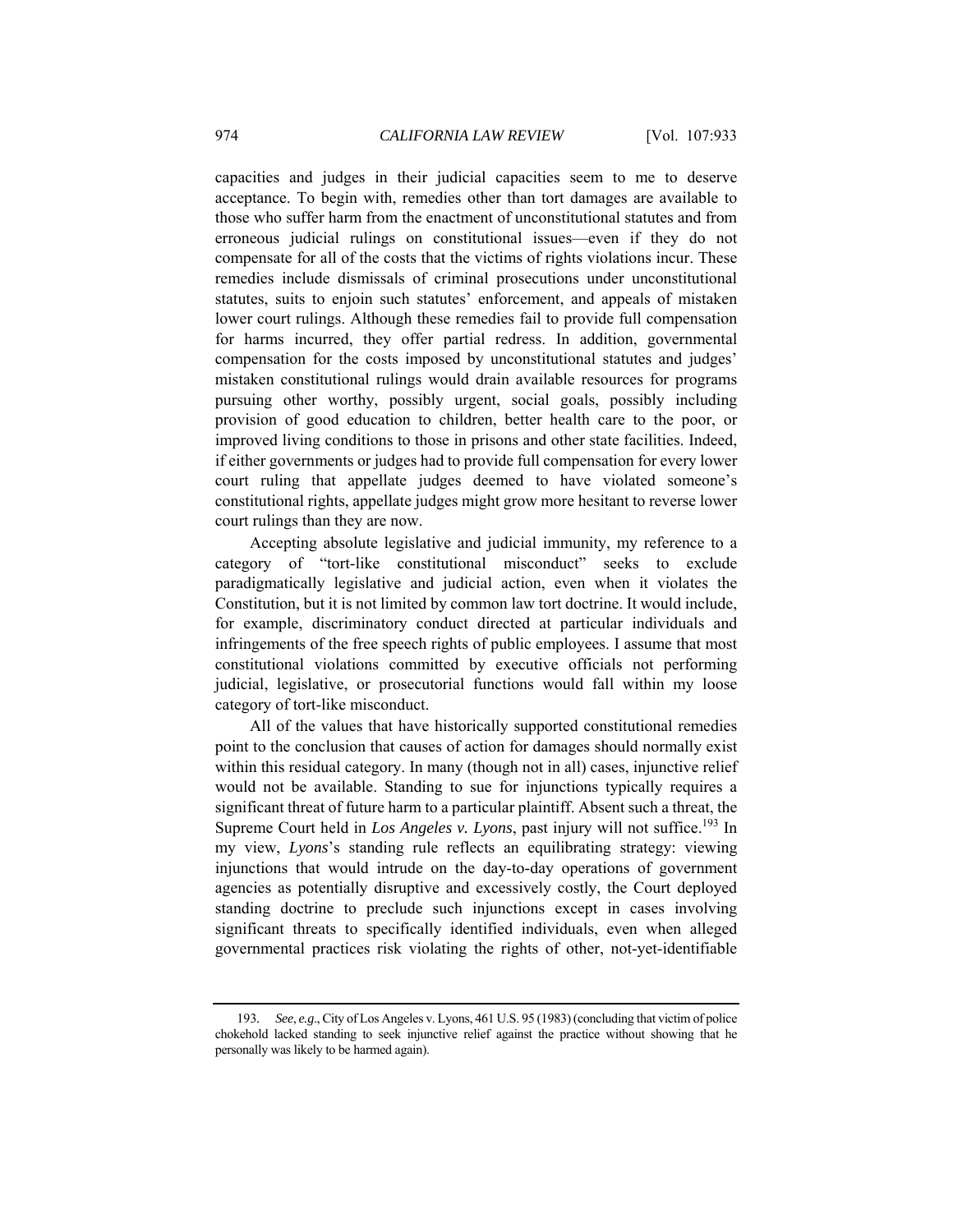capacities and judges in their judicial capacities seem to me to deserve acceptance. To begin with, remedies other than tort damages are available to those who suffer harm from the enactment of unconstitutional statutes and from erroneous judicial rulings on constitutional issues—even if they do not compensate for all of the costs that the victims of rights violations incur. These remedies include dismissals of criminal prosecutions under unconstitutional statutes, suits to enjoin such statutes' enforcement, and appeals of mistaken lower court rulings. Although these remedies fail to provide full compensation for harms incurred, they offer partial redress. In addition, governmental compensation for the costs imposed by unconstitutional statutes and judges' mistaken constitutional rulings would drain available resources for programs pursuing other worthy, possibly urgent, social goals, possibly including provision of good education to children, better health care to the poor, or improved living conditions to those in prisons and other state facilities. Indeed, if either governments or judges had to provide full compensation for every lower court ruling that appellate judges deemed to have violated someone's constitutional rights, appellate judges might grow more hesitant to reverse lower court rulings than they are now.

Accepting absolute legislative and judicial immunity, my reference to a category of "tort-like constitutional misconduct" seeks to exclude paradigmatically legislative and judicial action, even when it violates the Constitution, but it is not limited by common law tort doctrine. It would include, for example, discriminatory conduct directed at particular individuals and infringements of the free speech rights of public employees. I assume that most constitutional violations committed by executive officials not performing judicial, legislative, or prosecutorial functions would fall within my loose category of tort-like misconduct.

All of the values that have historically supported constitutional remedies point to the conclusion that causes of action for damages should normally exist within this residual category. In many (though not in all) cases, injunctive relief would not be available. Standing to sue for injunctions typically requires a significant threat of future harm to a particular plaintiff. Absent such a threat, the Supreme Court held in *Los Angeles v. Lyons*, past injury will not suffice.[193] In my view, *Lyons*'s standing rule reflects an equilibrating strategy: viewing injunctions that would intrude on the day-to-day operations of government agencies as potentially disruptive and excessively costly, the Court deployed standing doctrine to preclude such injunctions except in cases involving significant threats to specifically identified individuals, even when alleged governmental practices risk violating the rights of other, not-yet-identifiable

---

193. *See, e.g.*, City of Los Angeles v. Lyons, 461 U.S. 95 (1983) (concluding that victim of police chokehold lacked standing to seek injunctive relief against the practice without showing that he personally was likely to be harmed again).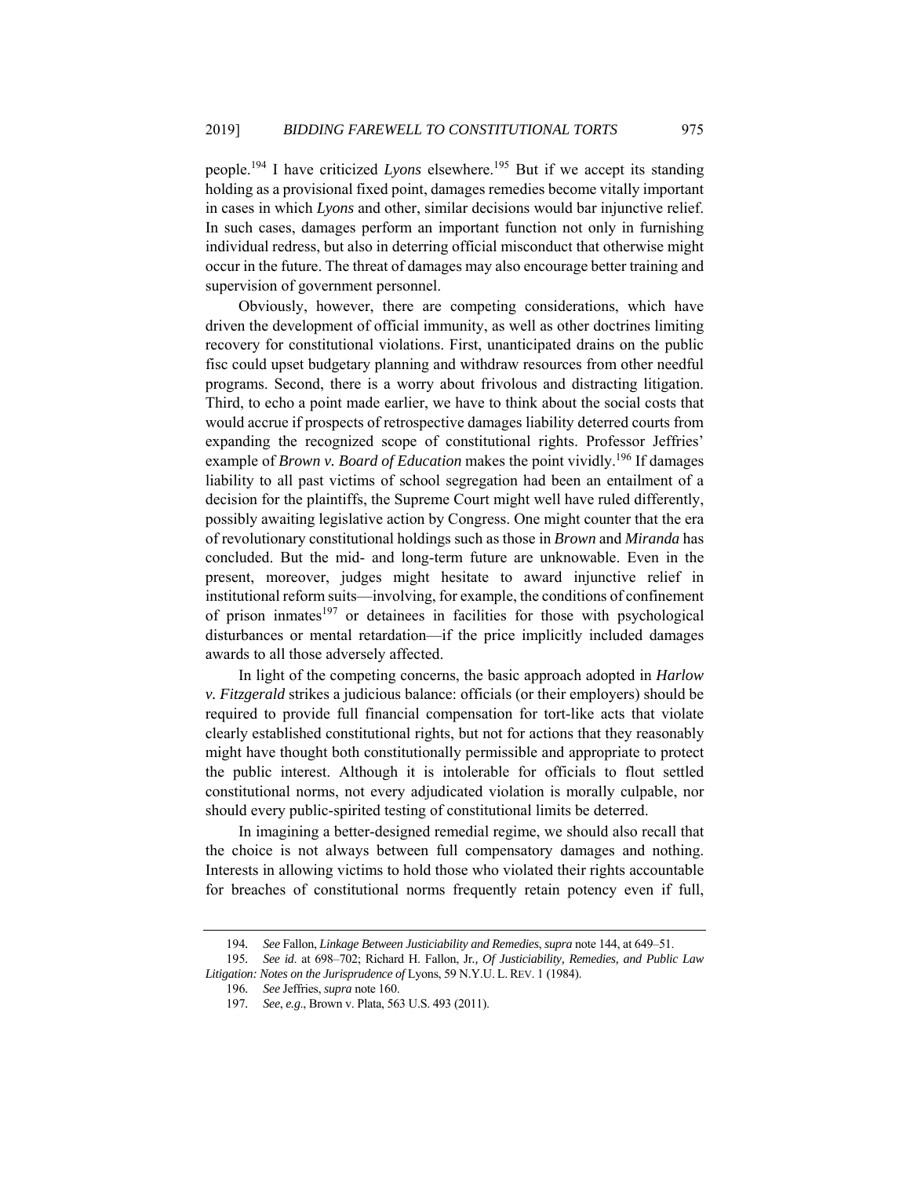people.[194] I have criticized *Lyons* elsewhere.[195] But if we accept its standing holding as a provisional fixed point, damages remedies become vitally important in cases in which *Lyons* and other, similar decisions would bar injunctive relief. In such cases, damages perform an important function not only in furnishing individual redress, but also in deterring official misconduct that otherwise might occur in the future. The threat of damages may also encourage better training and supervision of government personnel.

Obviously, however, there are competing considerations, which have driven the development of official immunity, as well as other doctrines limiting recovery for constitutional violations. First, unanticipated drains on the public fisc could upset budgetary planning and withdraw resources from other needful programs. Second, there is a worry about frivolous and distracting litigation. Third, to echo a point made earlier, we have to think about the social costs that would accrue if prospects of retrospective damages liability deterred courts from expanding the recognized scope of constitutional rights. Professor Jeffries' example of *Brown v. Board of Education* makes the point vividly.[196] If damages liability to all past victims of school segregation had been an entailment of a decision for the plaintiffs, the Supreme Court might well have ruled differently, possibly awaiting legislative action by Congress. One might counter that the era of revolutionary constitutional holdings such as those in *Brown* and *Miranda* has concluded. But the mid- and long-term future are unknowable. Even in the present, moreover, judges might hesitate to award injunctive relief in institutional reform suits—involving, for example, the conditions of confinement of prison inmates[197] or detainees in facilities for those with psychological disturbances or mental retardation—if the price implicitly included damages awards to all those adversely affected.

In light of the competing concerns, the basic approach adopted in *Harlow v. Fitzgerald* strikes a judicious balance: officials (or their employers) should be required to provide full financial compensation for tort-like acts that violate clearly established constitutional rights, but not for actions that they reasonably might have thought both constitutionally permissible and appropriate to protect the public interest. Although it is intolerable for officials to flout settled constitutional norms, not every adjudicated violation is morally culpable, nor should every public-spirited testing of constitutional limits be deterred.

In imagining a better-designed remedial regime, we should also recall that the choice is not always between full compensatory damages and nothing. Interests in allowing victims to hold those who violated their rights accountable for breaches of constitutional norms frequently retain potency even if full,

---

194. *See* Fallon, *Linkage Between Justiciability and Remedies*, *supra* note 144, at 649–51.

195. *See id.* at 698–702; Richard H. Fallon, Jr., *Of Justiciability, Remedies, and Public Law Litigation: Notes on the Jurisprudence of* Lyons, 59 N.Y.U. L. REV. 1 (1984).

196. *See* Jeffries, *supra* note 160.

197. *See, e.g.*, Brown v. Plata, 563 U.S. 493 (2011).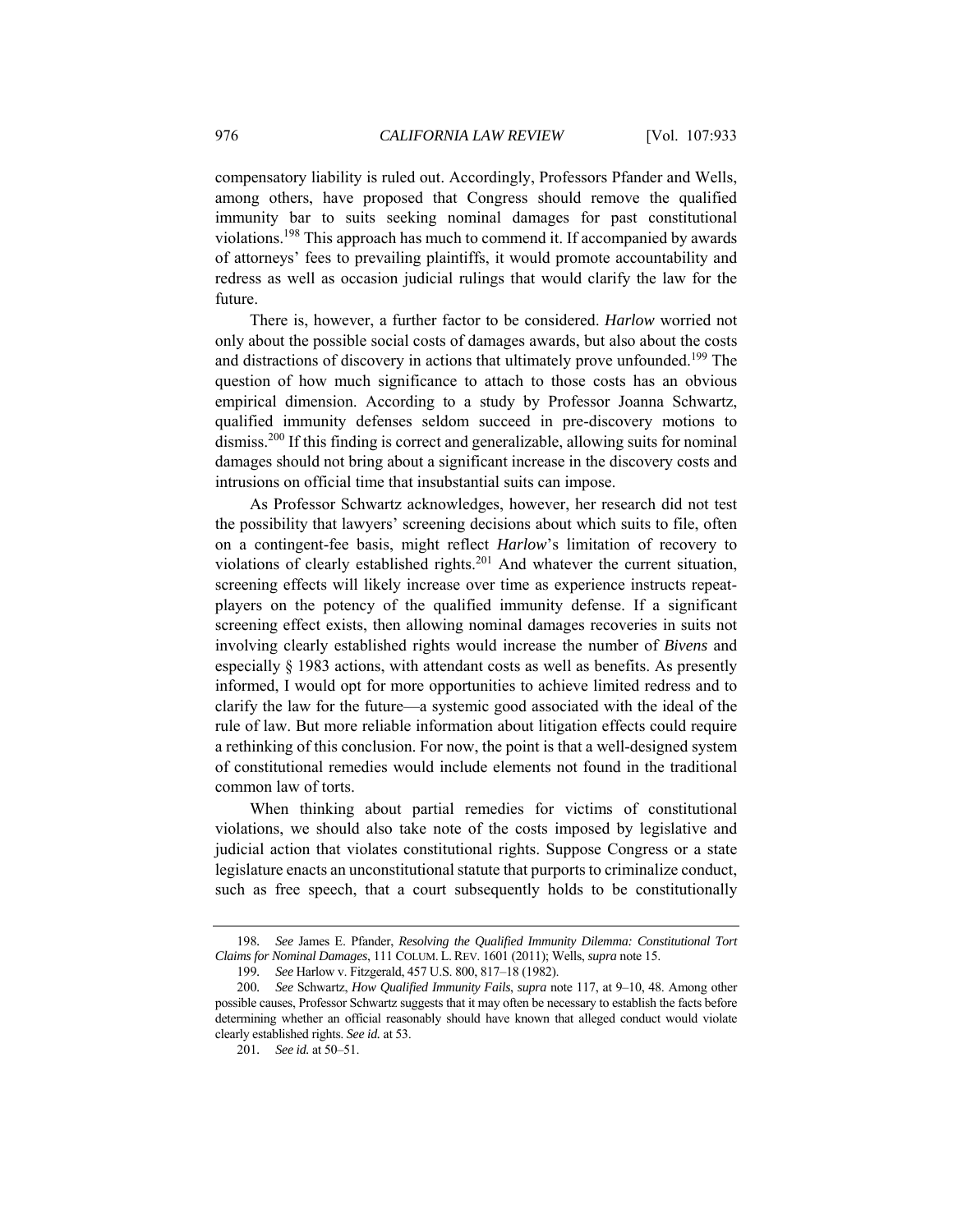compensatory liability is ruled out. Accordingly, Professors Pfander and Wells, among others, have proposed that Congress should remove the qualified immunity bar to suits seeking nominal damages for past constitutional violations.[198] This approach has much to commend it. If accompanied by awards of attorneys' fees to prevailing plaintiffs, it would promote accountability and redress as well as occasion judicial rulings that would clarify the law for the future.

There is, however, a further factor to be considered. *Harlow* worried not only about the possible social costs of damages awards, but also about the costs and distractions of discovery in actions that ultimately prove unfounded.[199] The question of how much significance to attach to those costs has an obvious empirical dimension. According to a study by Professor Joanna Schwartz, qualified immunity defenses seldom succeed in pre-discovery motions to dismiss.[200] If this finding is correct and generalizable, allowing suits for nominal damages should not bring about a significant increase in the discovery costs and intrusions on official time that insubstantial suits can impose.

As Professor Schwartz acknowledges, however, her research did not test the possibility that lawyers' screening decisions about which suits to file, often on a contingent-fee basis, might reflect *Harlow*'s limitation of recovery to violations of clearly established rights.[201] And whatever the current situation, screening effects will likely increase over time as experience instructs repeat-players on the potency of the qualified immunity defense. If a significant screening effect exists, then allowing nominal damages recoveries in suits not involving clearly established rights would increase the number of *Bivens* and especially § 1983 actions, with attendant costs as well as benefits. As presently informed, I would opt for more opportunities to achieve limited redress and to clarify the law for the future—a systemic good associated with the ideal of the rule of law. But more reliable information about litigation effects could require a rethinking of this conclusion. For now, the point is that a well-designed system of constitutional remedies would include elements not found in the traditional common law of torts.

When thinking about partial remedies for victims of constitutional violations, we should also take note of the costs imposed by legislative and judicial action that violates constitutional rights. Suppose Congress or a state legislature enacts an unconstitutional statute that purports to criminalize conduct, such as free speech, that a court subsequently holds to be constitutionally

---

198. *See* James E. Pfander, *Resolving the Qualified Immunity Dilemma: Constitutional Tort Claims for Nominal Damages*, 111 COLUM. L. REV. 1601 (2011); Wells, *supra* note 15.

199. *See* Harlow v. Fitzgerald, 457 U.S. 800, 817–18 (1982).

200. *See* Schwartz, *How Qualified Immunity Fails*, *supra* note 117, at 9–10, 48. Among other possible causes, Professor Schwartz suggests that it may often be necessary to establish the facts before determining whether an official reasonably should have known that alleged conduct would violate clearly established rights. *See id.* at 53.

201. *See id.* at 50–51.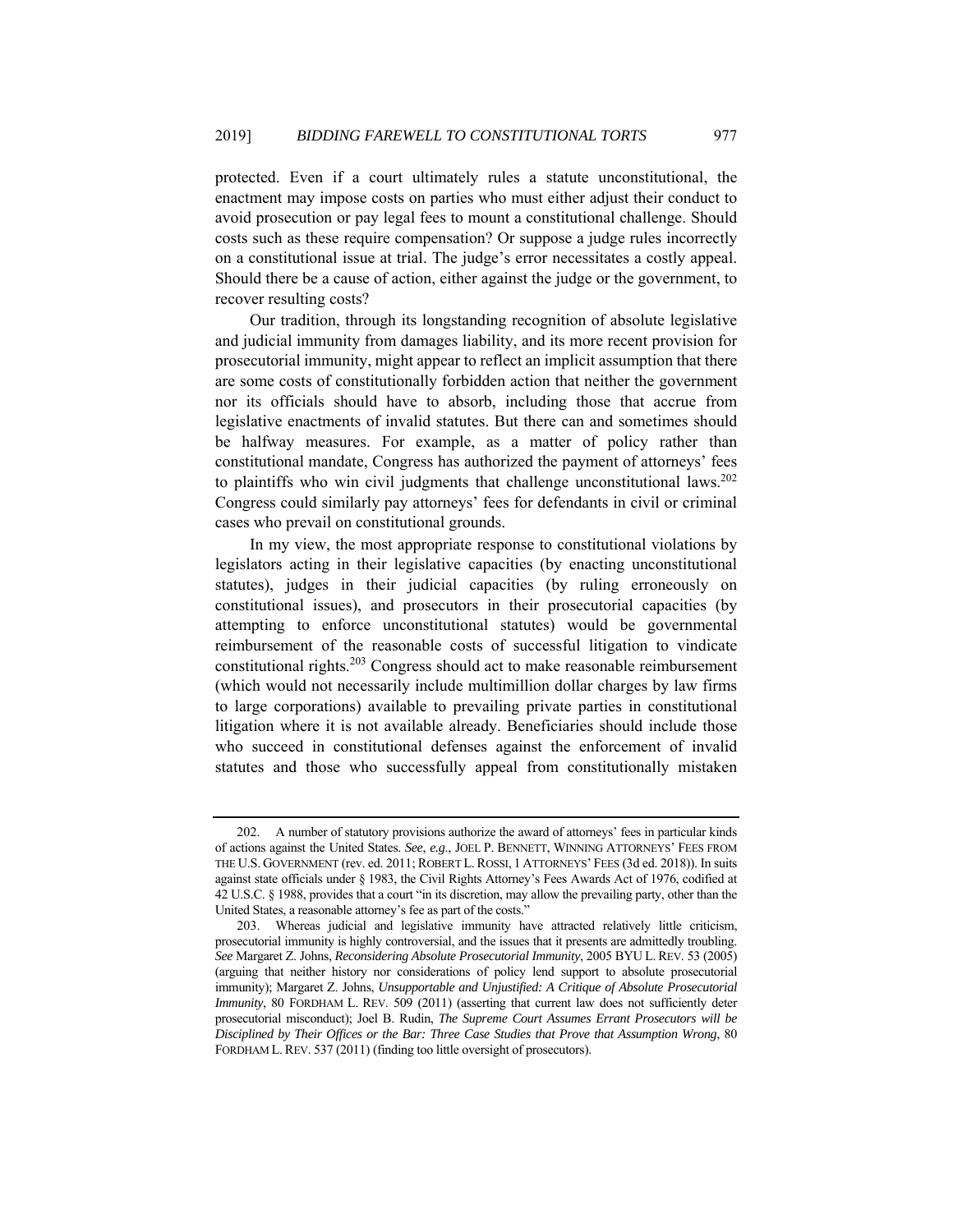protected. Even if a court ultimately rules a statute unconstitutional, the enactment may impose costs on parties who must either adjust their conduct to avoid prosecution or pay legal fees to mount a constitutional challenge. Should costs such as these require compensation? Or suppose a judge rules incorrectly on a constitutional issue at trial. The judge's error necessitates a costly appeal. Should there be a cause of action, either against the judge or the government, to recover resulting costs?

Our tradition, through its longstanding recognition of absolute legislative and judicial immunity from damages liability, and its more recent provision for prosecutorial immunity, might appear to reflect an implicit assumption that there are some costs of constitutionally forbidden action that neither the government nor its officials should have to absorb, including those that accrue from legislative enactments of invalid statutes. But there can and sometimes should be halfway measures. For example, as a matter of policy rather than constitutional mandate, Congress has authorized the payment of attorneys' fees to plaintiffs who win civil judgments that challenge unconstitutional laws.[202] Congress could similarly pay attorneys' fees for defendants in civil or criminal cases who prevail on constitutional grounds.

In my view, the most appropriate response to constitutional violations by legislators acting in their legislative capacities (by enacting unconstitutional statutes), judges in their judicial capacities (by ruling erroneously on constitutional issues), and prosecutors in their prosecutorial capacities (by attempting to enforce unconstitutional statutes) would be governmental reimbursement of the reasonable costs of successful litigation to vindicate constitutional rights.[203] Congress should act to make reasonable reimbursement (which would not necessarily include multimillion dollar charges by law firms to large corporations) available to prevailing private parties in constitutional litigation where it is not available already. Beneficiaries should include those who succeed in constitutional defenses against the enforcement of invalid statutes and those who successfully appeal from constitutionally mistaken

---

202. A number of statutory provisions authorize the award of attorneys' fees in particular kinds of actions against the United States. *See*, *e.g.*, JOEL P. BENNETT, WINNING ATTORNEYS' FEES FROM THE U.S. GOVERNMENT (rev. ed. 2011; ROBERT L. ROSSI, 1 ATTORNEYS' FEES (3d ed. 2018)). In suits against state officials under § 1983, the Civil Rights Attorney's Fees Awards Act of 1976, codified at 42 U.S.C. § 1988, provides that a court "in its discretion, may allow the prevailing party, other than the United States, a reasonable attorney's fee as part of the costs."

203. Whereas judicial and legislative immunity have attracted relatively little criticism, prosecutorial immunity is highly controversial, and the issues that it presents are admittedly troubling. *See* Margaret Z. Johns, *Reconsidering Absolute Prosecutorial Immunity*, 2005 BYU L. REV. 53 (2005) (arguing that neither history nor considerations of policy lend support to absolute prosecutorial immunity); Margaret Z. Johns, *Unsupportable and Unjustified: A Critique of Absolute Prosecutorial Immunity*, 80 FORDHAM L. REV. 509 (2011) (asserting that current law does not sufficiently deter prosecutorial misconduct); Joel B. Rudin, *The Supreme Court Assumes Errant Prosecutors will be Disciplined by Their Offices or the Bar: Three Case Studies that Prove that Assumption Wrong*, 80 FORDHAM L. REV. 537 (2011) (finding too little oversight of prosecutors).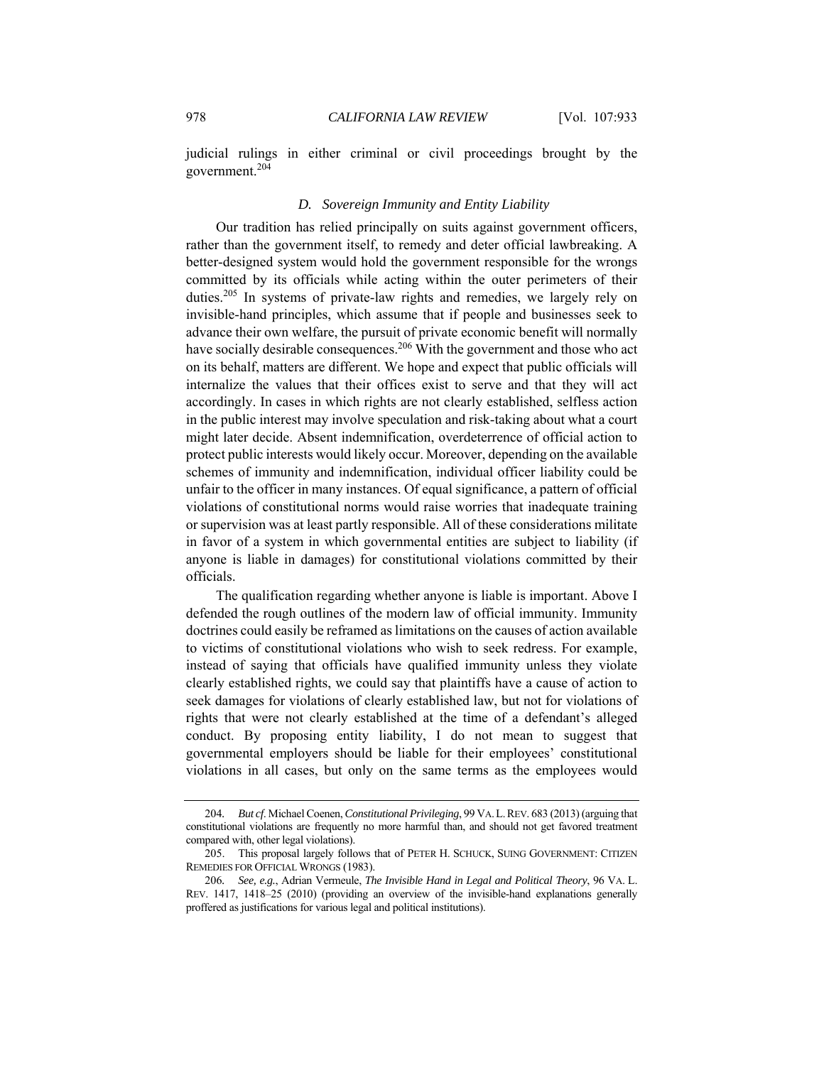judicial rulings in either criminal or civil proceedings brought by the government.[204]

### D. *Sovereign Immunity and Entity Liability*

Our tradition has relied principally on suits against government officers, rather than the government itself, to remedy and deter official lawbreaking. A better-designed system would hold the government responsible for the wrongs committed by its officials while acting within the outer perimeters of their duties.[205] In systems of private-law rights and remedies, we largely rely on invisible-hand principles, which assume that if people and businesses seek to advance their own welfare, the pursuit of private economic benefit will normally have socially desirable consequences.[206] With the government and those who act on its behalf, matters are different. We hope and expect that public officials will internalize the values that their offices exist to serve and that they will act accordingly. In cases in which rights are not clearly established, selfless action in the public interest may involve speculation and risk-taking about what a court might later decide. Absent indemnification, overdeterrence of official action to protect public interests would likely occur. Moreover, depending on the available schemes of immunity and indemnification, individual officer liability could be unfair to the officer in many instances. Of equal significance, a pattern of official violations of constitutional norms would raise worries that inadequate training or supervision was at least partly responsible. All of these considerations militate in favor of a system in which governmental entities are subject to liability (if anyone is liable in damages) for constitutional violations committed by their officials.

The qualification regarding whether anyone is liable is important. Above I defended the rough outlines of the modern law of official immunity. Immunity doctrines could easily be reframed as limitations on the causes of action available to victims of constitutional violations who wish to seek redress. For example, instead of saying that officials have qualified immunity unless they violate clearly established rights, we could say that plaintiffs have a cause of action to seek damages for violations of clearly established law, but not for violations of rights that were not clearly established at the time of a defendant's alleged conduct. By proposing entity liability, I do not mean to suggest that governmental employers should be liable for their employees' constitutional violations in all cases, but only on the same terms as the employees would

---

204. *But cf.* Michael Coenen, *Constitutional Privileging*, 99 VA. L. REV. 683 (2013) (arguing that constitutional violations are frequently no more harmful than, and should not get favored treatment compared with, other legal violations).

205. This proposal largely follows that of PETER H. SCHUCK, SUING GOVERNMENT: CITIZEN REMEDIES FOR OFFICIAL WRONGS (1983).

206. *See, e.g.*, Adrian Vermeule, *The Invisible Hand in Legal and Political Theory*, 96 VA. L. REV. 1417, 1418–25 (2010) (providing an overview of the invisible-hand explanations generally proffered as justifications for various legal and political institutions).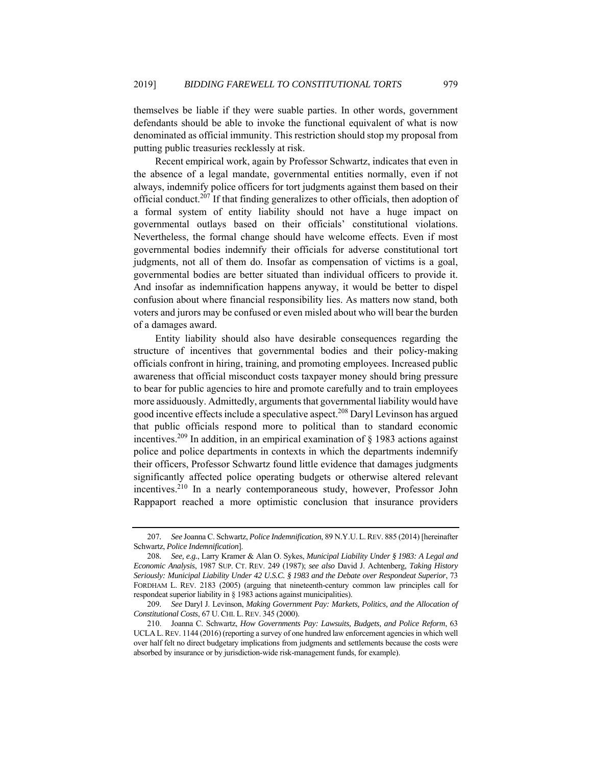themselves be liable if they were suable parties. In other words, government defendants should be able to invoke the functional equivalent of what is now denominated as official immunity. This restriction should stop my proposal from putting public treasuries recklessly at risk.

Recent empirical work, again by Professor Schwartz, indicates that even in the absence of a legal mandate, governmental entities normally, even if not always, indemnify police officers for tort judgments against them based on their official conduct.[207] If that finding generalizes to other officials, then adoption of a formal system of entity liability should not have a huge impact on governmental outlays based on their officials' constitutional violations. Nevertheless, the formal change should have welcome effects. Even if most governmental bodies indemnify their officials for adverse constitutional tort judgments, not all of them do. Insofar as compensation of victims is a goal, governmental bodies are better situated than individual officers to provide it. And insofar as indemnification happens anyway, it would be better to dispel confusion about where financial responsibility lies. As matters now stand, both voters and jurors may be confused or even misled about who will bear the burden of a damages award.

Entity liability should also have desirable consequences regarding the structure of incentives that governmental bodies and their policy-making officials confront in hiring, training, and promoting employees. Increased public awareness that official misconduct costs taxpayer money should bring pressure to bear for public agencies to hire and promote carefully and to train employees more assiduously. Admittedly, arguments that governmental liability would have good incentive effects include a speculative aspect.[208] Daryl Levinson has argued that public officials respond more to political than to standard economic incentives.[209] In addition, in an empirical examination of § 1983 actions against police and police departments in contexts in which the departments indemnify their officers, Professor Schwartz found little evidence that damages judgments significantly affected police operating budgets or otherwise altered relevant incentives.[210] In a nearly contemporaneous study, however, Professor John Rappaport reached a more optimistic conclusion that insurance providers

---

207. *See* Joanna C. Schwartz, *Police Indemnification*, 89 N.Y.U. L. REV. 885 (2014) [hereinafter Schwartz, *Police Indemnification*].

208. *See, e.g.*, Larry Kramer & Alan O. Sykes, *Municipal Liability Under § 1983: A Legal and Economic Analysis*, 1987 SUP. CT. REV. 249 (1987); *see also* David J. Achtenberg, *Taking History Seriously: Municipal Liability Under 42 U.S.C. § 1983 and the Debate over Respondeat Superior*, 73 FORDHAM L. REV. 2183 (2005) (arguing that nineteenth-century common law principles call for respondeat superior liability in § 1983 actions against municipalities).

209. *See* Daryl J. Levinson, *Making Government Pay: Markets, Politics, and the Allocation of Constitutional Costs*, 67 U. CHI. L. REV. 345 (2000).

210. Joanna C. Schwartz, *How Governments Pay: Lawsuits, Budgets, and Police Reform*, 63 UCLA L. REV. 1144 (2016) (reporting a survey of one hundred law enforcement agencies in which well over half felt no direct budgetary implications from judgments and settlements because the costs were absorbed by insurance or by jurisdiction-wide risk-management funds, for example).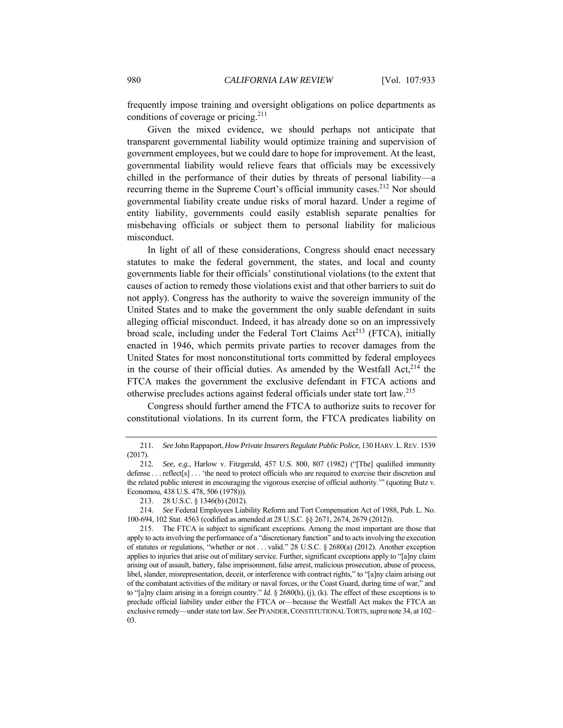frequently impose training and oversight obligations on police departments as conditions of coverage or pricing.[211]

Given the mixed evidence, we should perhaps not anticipate that transparent governmental liability would optimize training and supervision of government employees, but we could dare to hope for improvement. At the least, governmental liability would relieve fears that officials may be excessively chilled in the performance of their duties by threats of personal liability—a recurring theme in the Supreme Court's official immunity cases.[212] Nor should governmental liability create undue risks of moral hazard. Under a regime of entity liability, governments could easily establish separate penalties for misbehaving officials or subject them to personal liability for malicious misconduct.

In light of all of these considerations, Congress should enact necessary statutes to make the federal government, the states, and local and county governments liable for their officials' constitutional violations (to the extent that causes of action to remedy those violations exist and that other barriers to suit do not apply). Congress has the authority to waive the sovereign immunity of the United States and to make the government the only suable defendant in suits alleging official misconduct. Indeed, it has already done so on an impressively broad scale, including under the Federal Tort Claims Act[213] (FTCA), initially enacted in 1946, which permits private parties to recover damages from the United States for most nonconstitutional torts committed by federal employees in the course of their official duties. As amended by the Westfall Act,[214] the FTCA makes the government the exclusive defendant in FTCA actions and otherwise precludes actions against federal officials under state tort law.[215]

Congress should further amend the FTCA to authorize suits to recover for constitutional violations. In its current form, the FTCA predicates liability on

---

211. *See* John Rappaport, *How Private Insurers Regulate Public Police*, 130 HARV. L. REV. 1539 (2017).

212. *See, e.g.*, Harlow v. Fitzgerald, 457 U.S. 800, 807 (1982) ("[The] qualified immunity defense . . . reflect[s] . . . 'the need to protect officials who are required to exercise their discretion and the related public interest in encouraging the vigorous exercise of official authority.'" (quoting Butz v. Economou, 438 U.S. 478, 506 (1978))).

213. 28 U.S.C. § 1346(b) (2012).

214. *See* Federal Employees Liability Reform and Tort Compensation Act of 1988, Pub. L. No. 100-694, 102 Stat. 4563 (codified as amended at 28 U.S.C. §§ 2671, 2674, 2679 (2012)).

215. The FTCA is subject to significant exceptions. Among the most important are those that apply to acts involving the performance of a "discretionary function" and to acts involving the execution of statutes or regulations, "whether or not . . . valid." 28 U.S.C. § 2680(a) (2012). Another exception applies to injuries that arise out of military service. Further, significant exceptions apply to "[a]ny claim arising out of assault, battery, false imprisonment, false arrest, malicious prosecution, abuse of process, libel, slander, misrepresentation, deceit, or interference with contract rights," to "[a]ny claim arising out of the combatant activities of the military or naval forces, or the Coast Guard, during time of war," and to "[a]ny claim arising in a foreign country." *Id.* § 2680(h), (j), (k). The effect of these exceptions is to preclude official liability under either the FTCA or—because the Westfall Act makes the FTCA an exclusive remedy—under state tort law. *See* PFANDER, CONSTITUTIONAL TORTS, *supra* note 34, at 102–03.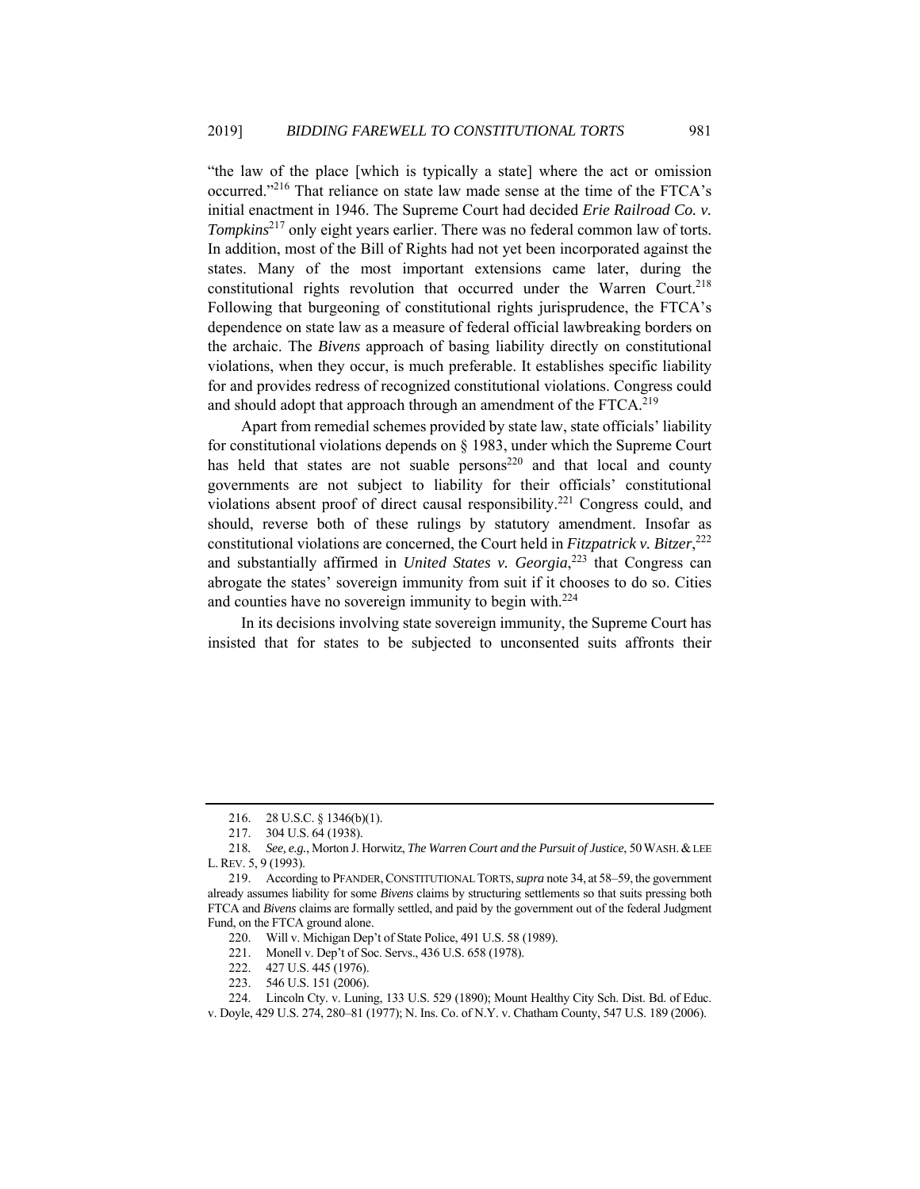"the law of the place [which is typically a state] where the act or omission occurred."[216] That reliance on state law made sense at the time of the FTCA's initial enactment in 1946. The Supreme Court had decided *Erie Railroad Co. v. Tompkins*[217] only eight years earlier. There was no federal common law of torts. In addition, most of the Bill of Rights had not yet been incorporated against the states. Many of the most important extensions came later, during the constitutional rights revolution that occurred under the Warren Court.[218] Following that burgeoning of constitutional rights jurisprudence, the FTCA's dependence on state law as a measure of federal official lawbreaking borders on the archaic. The *Bivens* approach of basing liability directly on constitutional violations, when they occur, is much preferable. It establishes specific liability for and provides redress of recognized constitutional violations. Congress could and should adopt that approach through an amendment of the FTCA.[219]

Apart from remedial schemes provided by state law, state officials' liability for constitutional violations depends on § 1983, under which the Supreme Court has held that states are not suable persons[220] and that local and county governments are not subject to liability for their officials' constitutional violations absent proof of direct causal responsibility.[221] Congress could, and should, reverse both of these rulings by statutory amendment. Insofar as constitutional violations are concerned, the Court held in *Fitzpatrick v. Bitzer*,[222] and substantially affirmed in *United States v. Georgia*,[223] that Congress can abrogate the states' sovereign immunity from suit if it chooses to do so. Cities and counties have no sovereign immunity to begin with.[224]

In its decisions involving state sovereign immunity, the Supreme Court has insisted that for states to be subjected to unconsented suits affronts their

---

216. 28 U.S.C. § 1346(b)(1).

217. 304 U.S. 64 (1938).

218. *See, e.g.*, Morton J. Horwitz, *The Warren Court and the Pursuit of Justice*, 50 WASH. & LEE L. REV. 5, 9 (1993).

219. According to PFANDER, CONSTITUTIONAL TORTS, *supra* note 34, at 58–59, the government already assumes liability for some *Bivens* claims by structuring settlements so that suits pressing both FTCA and *Bivens* claims are formally settled, and paid by the government out of the federal Judgment Fund, on the FTCA ground alone.

220. Will v. Michigan Dep't of State Police, 491 U.S. 58 (1989).

221. Monell v. Dep't of Soc. Servs., 436 U.S. 658 (1978).

222. 427 U.S. 445 (1976).

223. 546 U.S. 151 (2006).

224. Lincoln Cty. v. Luning, 133 U.S. 529 (1890); Mount Healthy City Sch. Dist. Bd. of Educ. v. Doyle, 429 U.S. 274, 280–81 (1977); N. Ins. Co. of N.Y. v. Chatham County, 547 U.S. 189 (2006).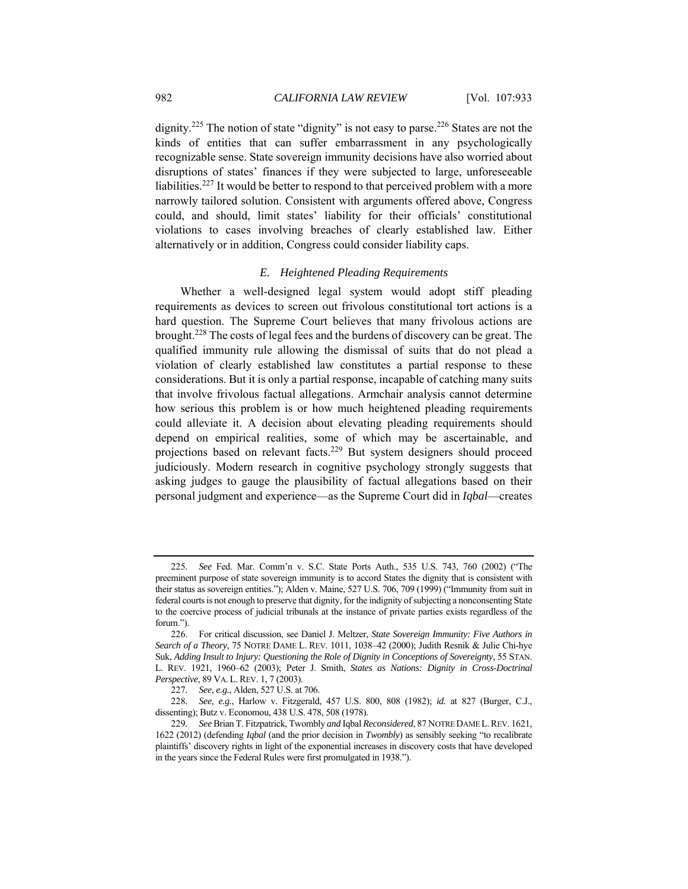dignity.[225] The notion of state "dignity" is not easy to parse.[226] States are not the kinds of entities that can suffer embarrassment in any psychologically recognizable sense. State sovereign immunity decisions have also worried about disruptions of states' finances if they were subjected to large, unforeseeable liabilities.[227] It would be better to respond to that perceived problem with a more narrowly tailored solution. Consistent with arguments offered above, Congress could, and should, limit states' liability for their officials' constitutional violations to cases involving breaches of clearly established law. Either alternatively or in addition, Congress could consider liability caps.

### *E. Heightened Pleading Requirements*

Whether a well-designed legal system would adopt stiff pleading requirements as devices to screen out frivolous constitutional tort actions is a hard question. The Supreme Court believes that many frivolous actions are brought.[228] The costs of legal fees and the burdens of discovery can be great. The qualified immunity rule allowing the dismissal of suits that do not plead a violation of clearly established law constitutes a partial response to these considerations. But it is only a partial response, incapable of catching many suits that involve frivolous factual allegations. Armchair analysis cannot determine how serious this problem is or how much heightened pleading requirements could alleviate it. A decision about elevating pleading requirements should depend on empirical realities, some of which may be ascertainable, and projections based on relevant facts.[229] But system designers should proceed judiciously. Modern research in cognitive psychology strongly suggests that asking judges to gauge the plausibility of factual allegations based on their personal judgment and experience—as the Supreme Court did in *Iqbal*—creates

---

225. *See* Fed. Mar. Comm'n v. S.C. State Ports Auth., 535 U.S. 743, 760 (2002) ("The preeminent purpose of state sovereign immunity is to accord States the dignity that is consistent with their status as sovereign entities."); Alden v. Maine, 527 U.S. 706, 709 (1999) ("Immunity from suit in federal courts is not enough to preserve that dignity, for the indignity of subjecting a nonconsenting State to the coercive process of judicial tribunals at the instance of private parties exists regardless of the forum.").

226. For critical discussion, see Daniel J. Meltzer, *State Sovereign Immunity: Five Authors in Search of a Theory*, 75 NOTRE DAME L. REV. 1011, 1038–42 (2000); Judith Resnik & Julie Chi-hye Suk, *Adding Insult to Injury: Questioning the Role of Dignity in Conceptions of Sovereignty*, 55 STAN. L. REV. 1921, 1960–62 (2003); Peter J. Smith, *States as Nations: Dignity in Cross-Doctrinal Perspective*, 89 VA. L. REV. 1, 7 (2003).

227. *See, e.g.*, Alden, 527 U.S. at 706.

228. *See, e.g.*, Harlow v. Fitzgerald, 457 U.S. 800, 808 (1982); *id.* at 827 (Burger, C.J., dissenting); Butz v. Economou, 438 U.S. 478, 508 (1978).

229. *See* Brian T. Fitzpatrick, Twombly *and* Iqbal *Reconsidered*, 87 NOTRE DAME L. REV. 1621, 1622 (2012) (defending *Iqbal* (and the prior decision in *Twombly*) as sensibly seeking "to recalibrate plaintiffs' discovery rights in light of the exponential increases in discovery costs that have developed in the years since the Federal Rules were first promulgated in 1938.").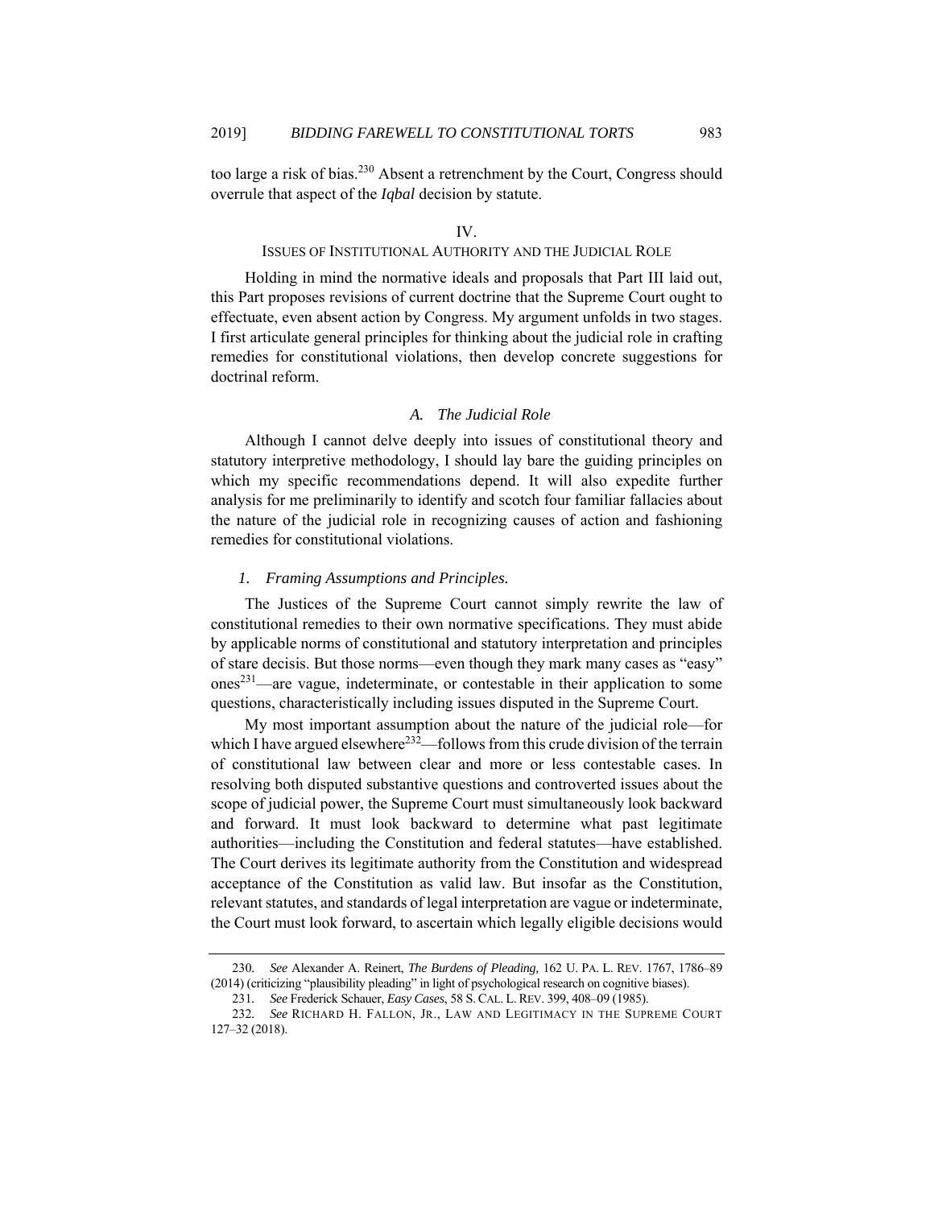too large a risk of bias.[230] Absent a retrenchment by the Court, Congress should overrule that aspect of the *Iqbal* decision by statute.

## IV.
## ISSUES OF INSTITUTIONAL AUTHORITY AND THE JUDICIAL ROLE

Holding in mind the normative ideals and proposals that Part III laid out, this Part proposes revisions of current doctrine that the Supreme Court ought to effectuate, even absent action by Congress. My argument unfolds in two stages. I first articulate general principles for thinking about the judicial role in crafting remedies for constitutional violations, then develop concrete suggestions for doctrinal reform.

### *A. The Judicial Role*

Although I cannot delve deeply into issues of constitutional theory and statutory interpretive methodology, I should lay bare the guiding principles on which my specific recommendations depend. It will also expedite further analysis for me preliminarily to identify and scotch four familiar fallacies about the nature of the judicial role in recognizing causes of action and fashioning remedies for constitutional violations.

#### *1. Framing Assumptions and Principles.*

The Justices of the Supreme Court cannot simply rewrite the law of constitutional remedies to their own normative specifications. They must abide by applicable norms of constitutional and statutory interpretation and principles of stare decisis. But those norms—even though they mark many cases as "easy" ones[231]—are vague, indeterminate, or contestable in their application to some questions, characteristically including issues disputed in the Supreme Court.

My most important assumption about the nature of the judicial role—for which I have argued elsewhere[232]—follows from this crude division of the terrain of constitutional law between clear and more or less contestable cases. In resolving both disputed substantive questions and controverted issues about the scope of judicial power, the Supreme Court must simultaneously look backward and forward. It must look backward to determine what past legitimate authorities—including the Constitution and federal statutes—have established. The Court derives its legitimate authority from the Constitution and widespread acceptance of the Constitution as valid law. But insofar as the Constitution, relevant statutes, and standards of legal interpretation are vague or indeterminate, the Court must look forward, to ascertain which legally eligible decisions would

---

230. *See* Alexander A. Reinert, *The Burdens of Pleading,* 162 U. PA. L. REV. 1767, 1786–89 (2014) (criticizing "plausibility pleading" in light of psychological research on cognitive biases).

231. *See* Frederick Schauer, *Easy Cases*, 58 S. CAL. L. REV. 399, 408–09 (1985).

232. *See* RICHARD H. FALLON, JR., LAW AND LEGITIMACY IN THE SUPREME COURT 127–32 (2018).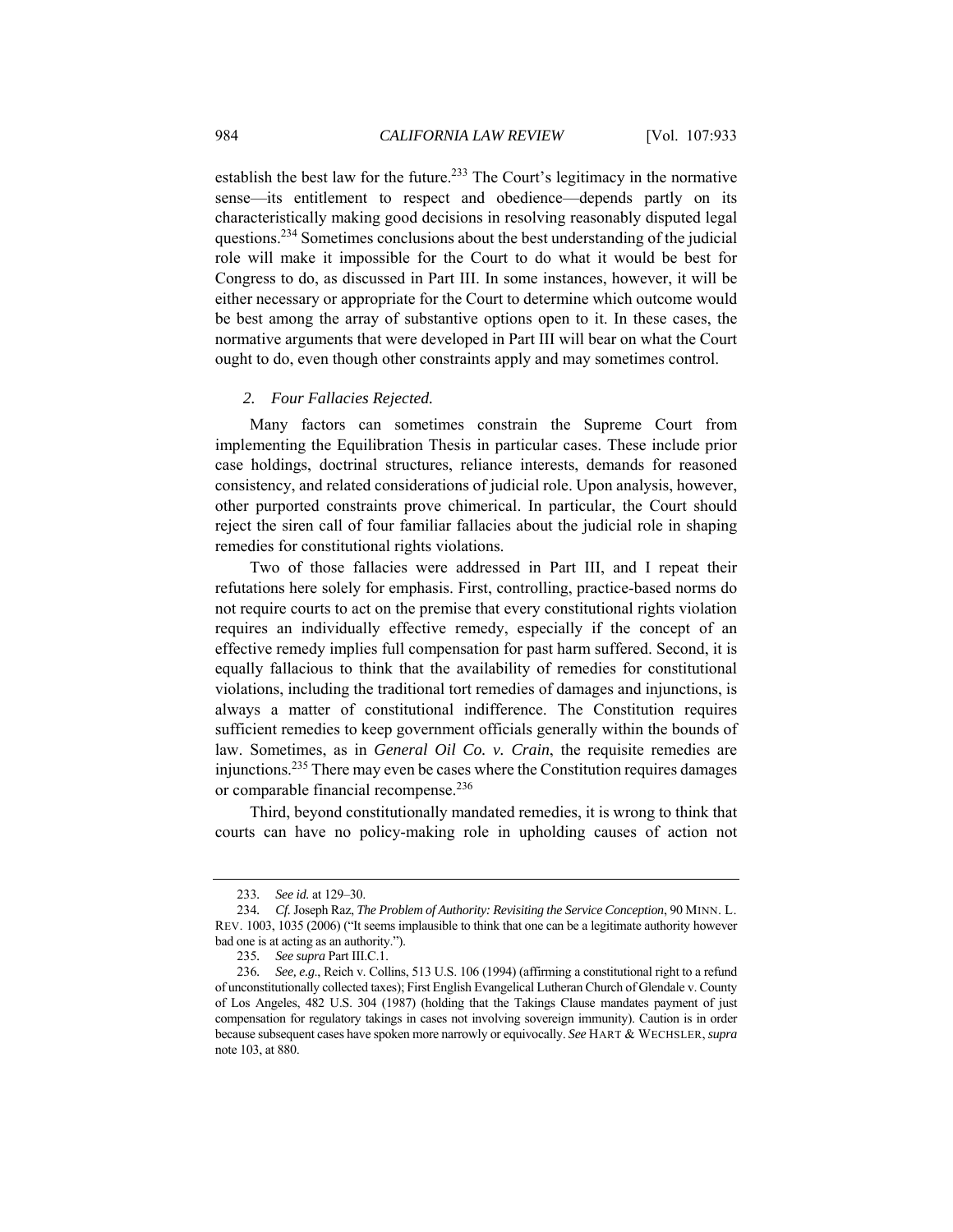establish the best law for the future.[233] The Court's legitimacy in the normative sense—its entitlement to respect and obedience—depends partly on its characteristically making good decisions in resolving reasonably disputed legal questions.[234] Sometimes conclusions about the best understanding of the judicial role will make it impossible for the Court to do what it would be best for Congress to do, as discussed in Part III. In some instances, however, it will be either necessary or appropriate for the Court to determine which outcome would be best among the array of substantive options open to it. In these cases, the normative arguments that were developed in Part III will bear on what the Court ought to do, even though other constraints apply and may sometimes control.

### *2. Four Fallacies Rejected.*

Many factors can sometimes constrain the Supreme Court from implementing the Equilibration Thesis in particular cases. These include prior case holdings, doctrinal structures, reliance interests, demands for reasoned consistency, and related considerations of judicial role. Upon analysis, however, other purported constraints prove chimerical. In particular, the Court should reject the siren call of four familiar fallacies about the judicial role in shaping remedies for constitutional rights violations.

Two of those fallacies were addressed in Part III, and I repeat their refutations here solely for emphasis. First, controlling, practice-based norms do not require courts to act on the premise that every constitutional rights violation requires an individually effective remedy, especially if the concept of an effective remedy implies full compensation for past harm suffered. Second, it is equally fallacious to think that the availability of remedies for constitutional violations, including the traditional tort remedies of damages and injunctions, is always a matter of constitutional indifference. The Constitution requires sufficient remedies to keep government officials generally within the bounds of law. Sometimes, as in *General Oil Co. v. Crain*, the requisite remedies are injunctions.[235] There may even be cases where the Constitution requires damages or comparable financial recompense.[236]

Third, beyond constitutionally mandated remedies, it is wrong to think that courts can have no policy-making role in upholding causes of action not

---

233. *See id.* at 129–30.

234. *Cf.* Joseph Raz, *The Problem of Authority: Revisiting the Service Conception*, 90 MINN. L. REV. 1003, 1035 (2006) ("It seems implausible to think that one can be a legitimate authority however bad one is at acting as an authority.").

235. *See supra* Part III.C.1.

236. *See, e.g.*, Reich v. Collins, 513 U.S. 106 (1994) (affirming a constitutional right to a refund of unconstitutionally collected taxes); First English Evangelical Lutheran Church of Glendale v. County of Los Angeles, 482 U.S. 304 (1987) (holding that the Takings Clause mandates payment of just compensation for regulatory takings in cases not involving sovereign immunity). Caution is in order because subsequent cases have spoken more narrowly or equivocally. *See* HART & WECHSLER, *supra* note 103, at 880.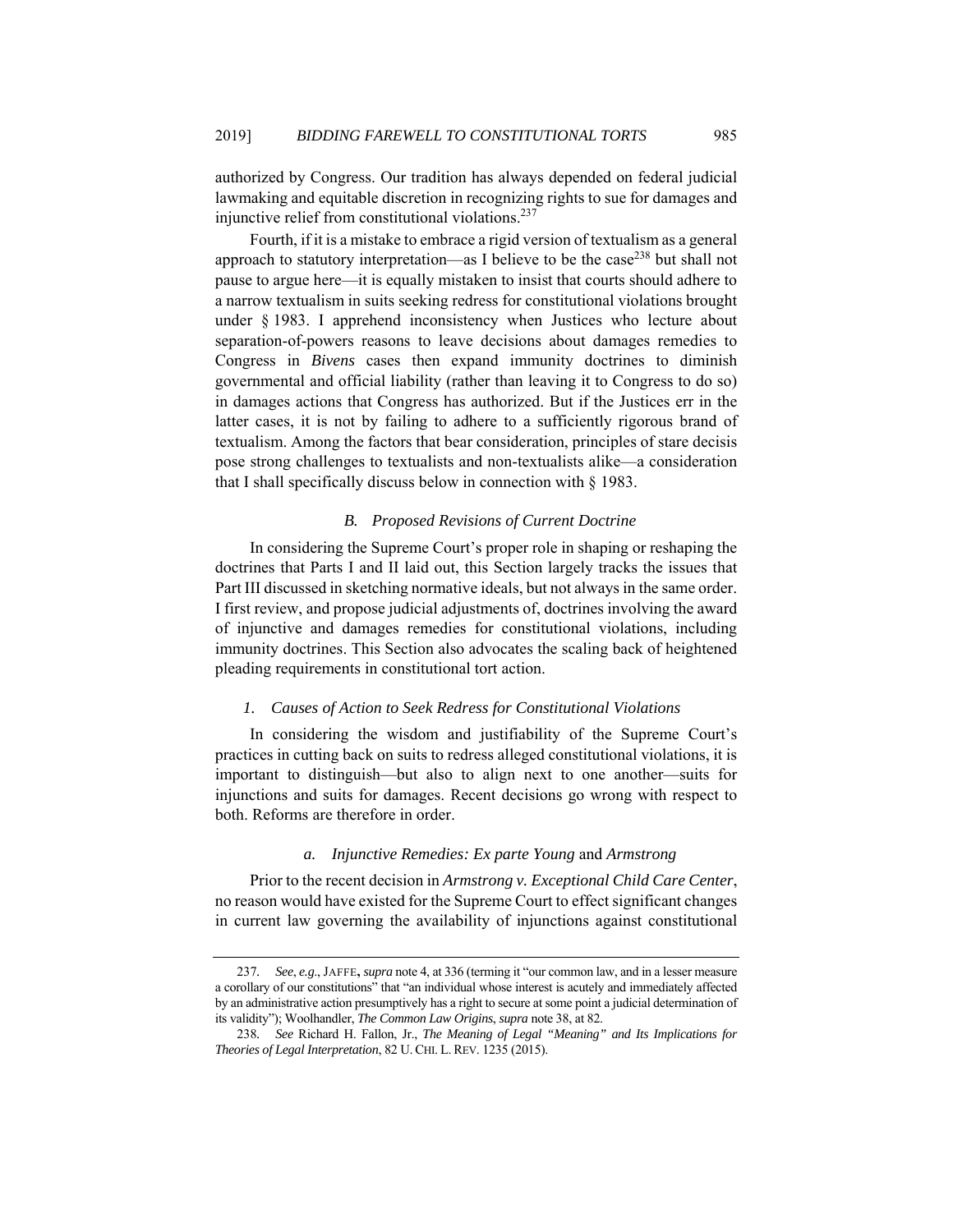authorized by Congress. Our tradition has always depended on federal judicial lawmaking and equitable discretion in recognizing rights to sue for damages and injunctive relief from constitutional violations.[237]

Fourth, if it is a mistake to embrace a rigid version of textualism as a general approach to statutory interpretation—as I believe to be the case[238] but shall not pause to argue here—it is equally mistaken to insist that courts should adhere to a narrow textualism in suits seeking redress for constitutional violations brought under § 1983. I apprehend inconsistency when Justices who lecture about separation-of-powers reasons to leave decisions about damages remedies to Congress in *Bivens* cases then expand immunity doctrines to diminish governmental and official liability (rather than leaving it to Congress to do so) in damages actions that Congress has authorized. But if the Justices err in the latter cases, it is not by failing to adhere to a sufficiently rigorous brand of textualism. Among the factors that bear consideration, principles of stare decisis pose strong challenges to textualists and non-textualists alike—a consideration that I shall specifically discuss below in connection with § 1983.

### *B. Proposed Revisions of Current Doctrine*

In considering the Supreme Court's proper role in shaping or reshaping the doctrines that Parts I and II laid out, this Section largely tracks the issues that Part III discussed in sketching normative ideals, but not always in the same order. I first review, and propose judicial adjustments of, doctrines involving the award of injunctive and damages remedies for constitutional violations, including immunity doctrines. This Section also advocates the scaling back of heightened pleading requirements in constitutional tort action.

#### *1. Causes of Action to Seek Redress for Constitutional Violations*

In considering the wisdom and justifiability of the Supreme Court's practices in cutting back on suits to redress alleged constitutional violations, it is important to distinguish—but also to align next to one another—suits for injunctions and suits for damages. Recent decisions go wrong with respect to both. Reforms are therefore in order.

##### *a. Injunctive Remedies: Ex parte Young* and *Armstrong*

Prior to the recent decision in *Armstrong v. Exceptional Child Care Center*, no reason would have existed for the Supreme Court to effect significant changes in current law governing the availability of injunctions against constitutional

---

237. *See*, *e.g.*, JAFFE, *supra* note 4, at 336 (terming it "our common law, and in a lesser measure a corollary of our constitutions" that "an individual whose interest is acutely and immediately affected by an administrative action presumptively has a right to secure at some point a judicial determination of its validity"); Woolhandler, *The Common Law Origins*, *supra* note 38, at 82.

238. *See* Richard H. Fallon, Jr., *The Meaning of Legal "Meaning" and Its Implications for Theories of Legal Interpretation*, 82 U. CHI. L. REV. 1235 (2015).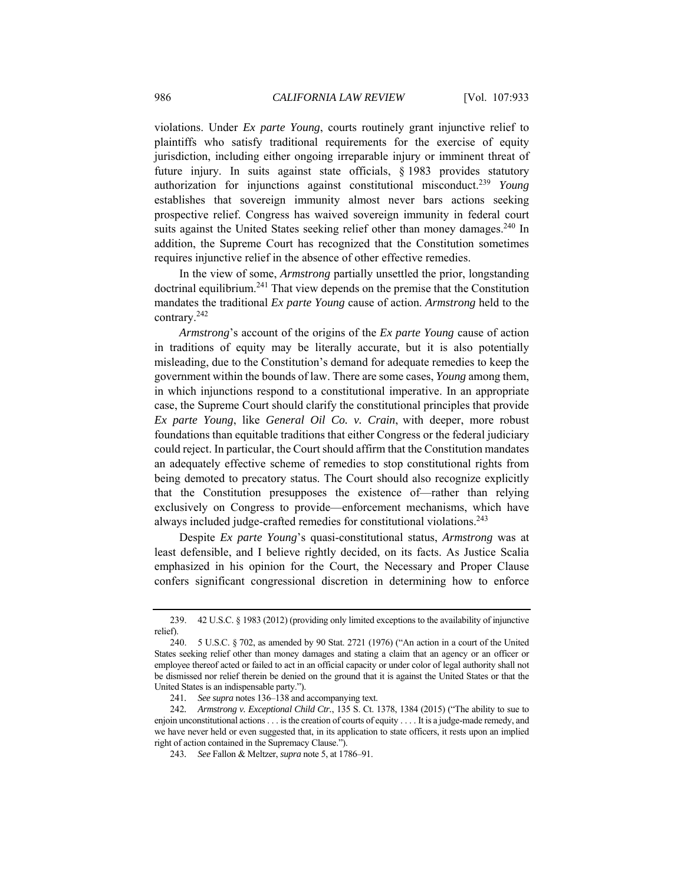violations. Under *Ex parte Young*, courts routinely grant injunctive relief to plaintiffs who satisfy traditional requirements for the exercise of equity jurisdiction, including either ongoing irreparable injury or imminent threat of future injury. In suits against state officials, § 1983 provides statutory authorization for injunctions against constitutional misconduct.[239] *Young* establishes that sovereign immunity almost never bars actions seeking prospective relief. Congress has waived sovereign immunity in federal court suits against the United States seeking relief other than money damages.[240] In addition, the Supreme Court has recognized that the Constitution sometimes requires injunctive relief in the absence of other effective remedies.

In the view of some, *Armstrong* partially unsettled the prior, longstanding doctrinal equilibrium.[241] That view depends on the premise that the Constitution mandates the traditional *Ex parte Young* cause of action. *Armstrong* held to the contrary.[242]

*Armstrong*'s account of the origins of the *Ex parte Young* cause of action in traditions of equity may be literally accurate, but it is also potentially misleading, due to the Constitution's demand for adequate remedies to keep the government within the bounds of law. There are some cases, *Young* among them, in which injunctions respond to a constitutional imperative. In an appropriate case, the Supreme Court should clarify the constitutional principles that provide *Ex parte Young*, like *General Oil Co. v. Crain*, with deeper, more robust foundations than equitable traditions that either Congress or the federal judiciary could reject. In particular, the Court should affirm that the Constitution mandates an adequately effective scheme of remedies to stop constitutional rights from being demoted to precatory status. The Court should also recognize explicitly that the Constitution presupposes the existence of—rather than relying exclusively on Congress to provide—enforcement mechanisms, which have always included judge-crafted remedies for constitutional violations.[243]

Despite *Ex parte Young*'s quasi-constitutional status, *Armstrong* was at least defensible, and I believe rightly decided, on its facts. As Justice Scalia emphasized in his opinion for the Court, the Necessary and Proper Clause confers significant congressional discretion in determining how to enforce

---

239. 42 U.S.C. § 1983 (2012) (providing only limited exceptions to the availability of injunctive relief).

240. 5 U.S.C. § 702, as amended by 90 Stat. 2721 (1976) ("An action in a court of the United States seeking relief other than money damages and stating a claim that an agency or an officer or employee thereof acted or failed to act in an official capacity or under color of legal authority shall not be dismissed nor relief therein be denied on the ground that it is against the United States or that the United States is an indispensable party.").

241. *See supra* notes 136–138 and accompanying text.

242. *Armstrong v. Exceptional Child Ctr.*, 135 S. Ct. 1378, 1384 (2015) ("The ability to sue to enjoin unconstitutional actions . . . is the creation of courts of equity . . . . It is a judge-made remedy, and we have never held or even suggested that, in its application to state officers, it rests upon an implied right of action contained in the Supremacy Clause.").

243. *See* Fallon & Meltzer, *supra* note 5, at 1786–91.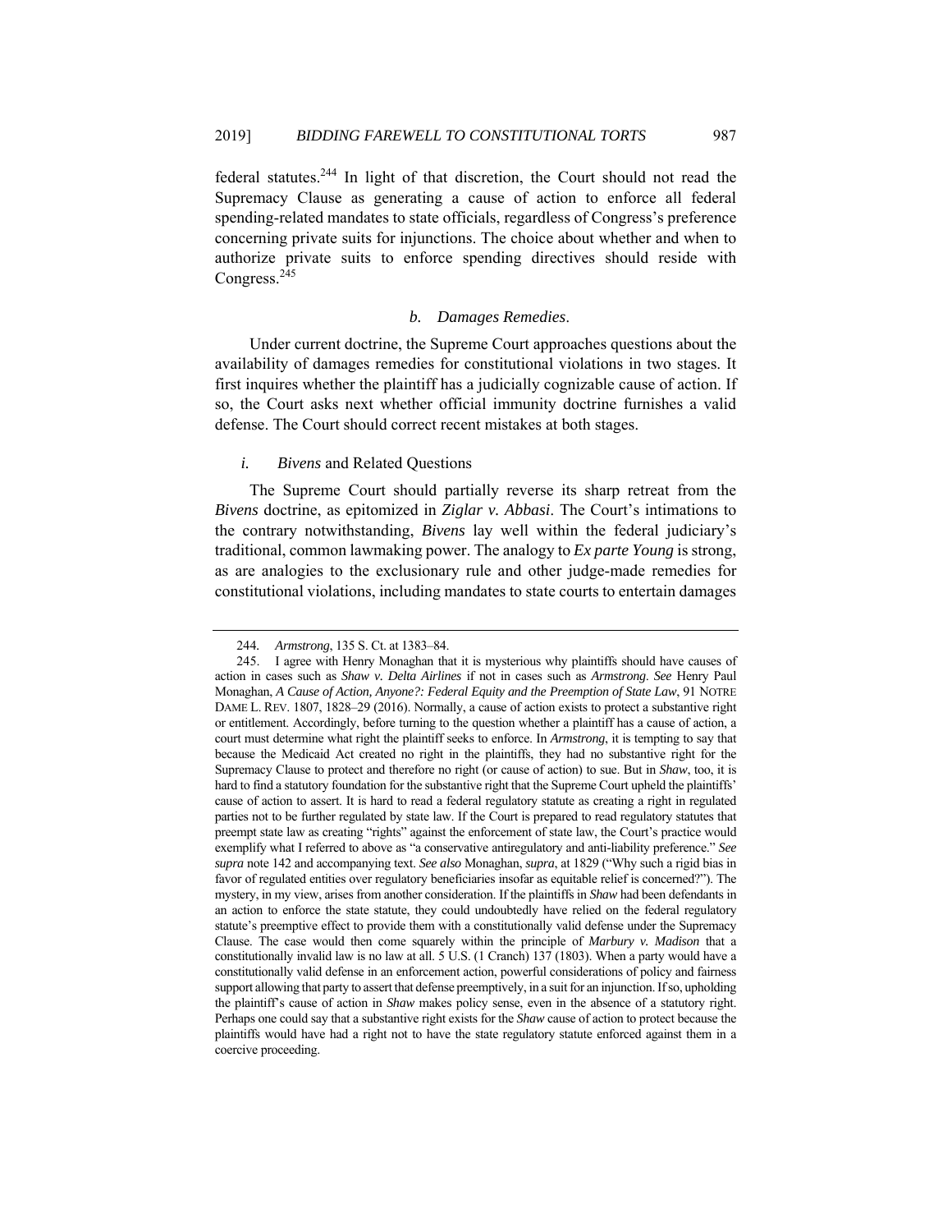federal statutes.[244] In light of that discretion, the Court should not read the Supremacy Clause as generating a cause of action to enforce all federal spending-related mandates to state officials, regardless of Congress's preference concerning private suits for injunctions. The choice about whether and when to authorize private suits to enforce spending directives should reside with Congress.[245]

### *b. Damages Remedies*.

Under current doctrine, the Supreme Court approaches questions about the availability of damages remedies for constitutional violations in two stages. It first inquires whether the plaintiff has a judicially cognizable cause of action. If so, the Court asks next whether official immunity doctrine furnishes a valid defense. The Court should correct recent mistakes at both stages.

#### *i. Bivens* and Related Questions

The Supreme Court should partially reverse its sharp retreat from the *Bivens* doctrine, as epitomized in *Ziglar v. Abbasi*. The Court's intimations to the contrary notwithstanding, *Bivens* lay well within the federal judiciary's traditional, common lawmaking power. The analogy to *Ex parte Young* is strong, as are analogies to the exclusionary rule and other judge-made remedies for constitutional violations, including mandates to state courts to entertain damages

---

244. *Armstrong*, 135 S. Ct. at 1383–84.

245. I agree with Henry Monaghan that it is mysterious why plaintiffs should have causes of action in cases such as *Shaw v. Delta Airlines* if not in cases such as *Armstrong*. *See* Henry Paul Monaghan, *A Cause of Action, Anyone?: Federal Equity and the Preemption of State Law*, 91 NOTRE DAME L. REV. 1807, 1828–29 (2016). Normally, a cause of action exists to protect a substantive right or entitlement. Accordingly, before turning to the question whether a plaintiff has a cause of action, a court must determine what right the plaintiff seeks to enforce. In *Armstrong*, it is tempting to say that because the Medicaid Act created no right in the plaintiffs, they had no substantive right for the Supremacy Clause to protect and therefore no right (or cause of action) to sue. But in *Shaw*, too, it is hard to find a statutory foundation for the substantive right that the Supreme Court upheld the plaintiffs' cause of action to assert. It is hard to read a federal regulatory statute as creating a right in regulated parties not to be further regulated by state law. If the Court is prepared to read regulatory statutes that preempt state law as creating "rights" against the enforcement of state law, the Court's practice would exemplify what I referred to above as "a conservative antiregulatory and anti-liability preference." *See supra* note 142 and accompanying text. *See also* Monaghan, *supra*, at 1829 ("Why such a rigid bias in favor of regulated entities over regulatory beneficiaries insofar as equitable relief is concerned?"). The mystery, in my view, arises from another consideration. If the plaintiffs in *Shaw* had been defendants in an action to enforce the state statute, they could undoubtedly have relied on the federal regulatory statute's preemptive effect to provide them with a constitutionally valid defense under the Supremacy Clause. The case would then come squarely within the principle of *Marbury v. Madison* that a constitutionally invalid law is no law at all. 5 U.S. (1 Cranch) 137 (1803). When a party would have a constitutionally valid defense in an enforcement action, powerful considerations of policy and fairness support allowing that party to assert that defense preemptively, in a suit for an injunction. If so, upholding the plaintiff's cause of action in *Shaw* makes policy sense, even in the absence of a statutory right. Perhaps one could say that a substantive right exists for the *Shaw* cause of action to protect because the plaintiffs would have had a right not to have the state regulatory statute enforced against them in a coercive proceeding.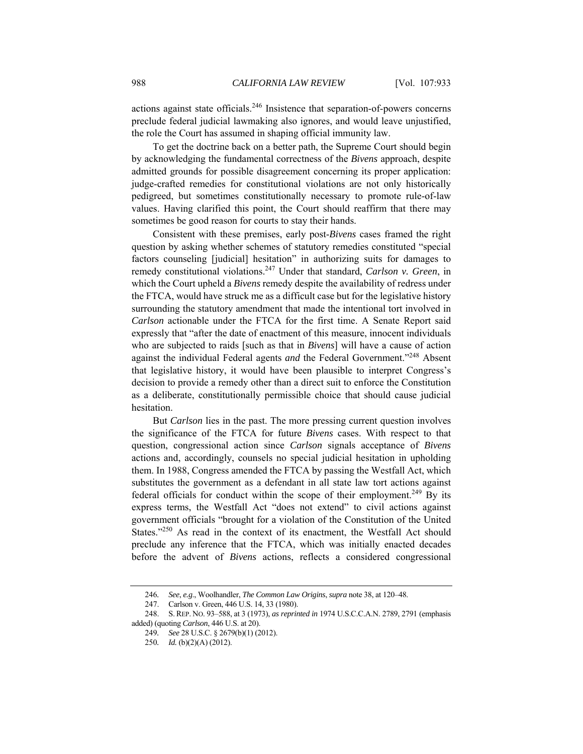actions against state officials.[246] Insistence that separation-of-powers concerns preclude federal judicial lawmaking also ignores, and would leave unjustified, the role the Court has assumed in shaping official immunity law.

To get the doctrine back on a better path, the Supreme Court should begin by acknowledging the fundamental correctness of the *Bivens* approach, despite admitted grounds for possible disagreement concerning its proper application: judge-crafted remedies for constitutional violations are not only historically pedigreed, but sometimes constitutionally necessary to promote rule-of-law values. Having clarified this point, the Court should reaffirm that there may sometimes be good reason for courts to stay their hands.

Consistent with these premises, early post-*Bivens* cases framed the right question by asking whether schemes of statutory remedies constituted "special factors counseling [judicial] hesitation" in authorizing suits for damages to remedy constitutional violations.[247] Under that standard, *Carlson v. Green*, in which the Court upheld a *Bivens* remedy despite the availability of redress under the FTCA, would have struck me as a difficult case but for the legislative history surrounding the statutory amendment that made the intentional tort involved in *Carlson* actionable under the FTCA for the first time. A Senate Report said expressly that "after the date of enactment of this measure, innocent individuals who are subjected to raids [such as that in *Bivens*] will have a cause of action against the individual Federal agents *and* the Federal Government."[248] Absent that legislative history, it would have been plausible to interpret Congress's decision to provide a remedy other than a direct suit to enforce the Constitution as a deliberate, constitutionally permissible choice that should cause judicial hesitation.

But *Carlson* lies in the past. The more pressing current question involves the significance of the FTCA for future *Bivens* cases. With respect to that question, congressional action since *Carlson* signals acceptance of *Bivens* actions and, accordingly, counsels no special judicial hesitation in upholding them. In 1988, Congress amended the FTCA by passing the Westfall Act, which substitutes the government as a defendant in all state law tort actions against federal officials for conduct within the scope of their employment.[249] By its express terms, the Westfall Act "does not extend" to civil actions against government officials "brought for a violation of the Constitution of the United States."[250] As read in the context of its enactment, the Westfall Act should preclude any inference that the FTCA, which was initially enacted decades before the advent of *Bivens* actions, reflects a considered congressional

246. *See*, *e.g.*, Woolhandler, *The Common Law Origins*, *supra* note 38, at 120–48.

247. Carlson v. Green, 446 U.S. 14, 33 (1980).

248. S. REP. NO. 93–588, at 3 (1973), *as reprinted in* 1974 U.S.C.C.A.N. 2789, 2791 (emphasis added) (quoting *Carlson*, 446 U.S. at 20).

249. *See* 28 U.S.C. § 2679(b)(1) (2012).

250. *Id.* (b)(2)(A) (2012).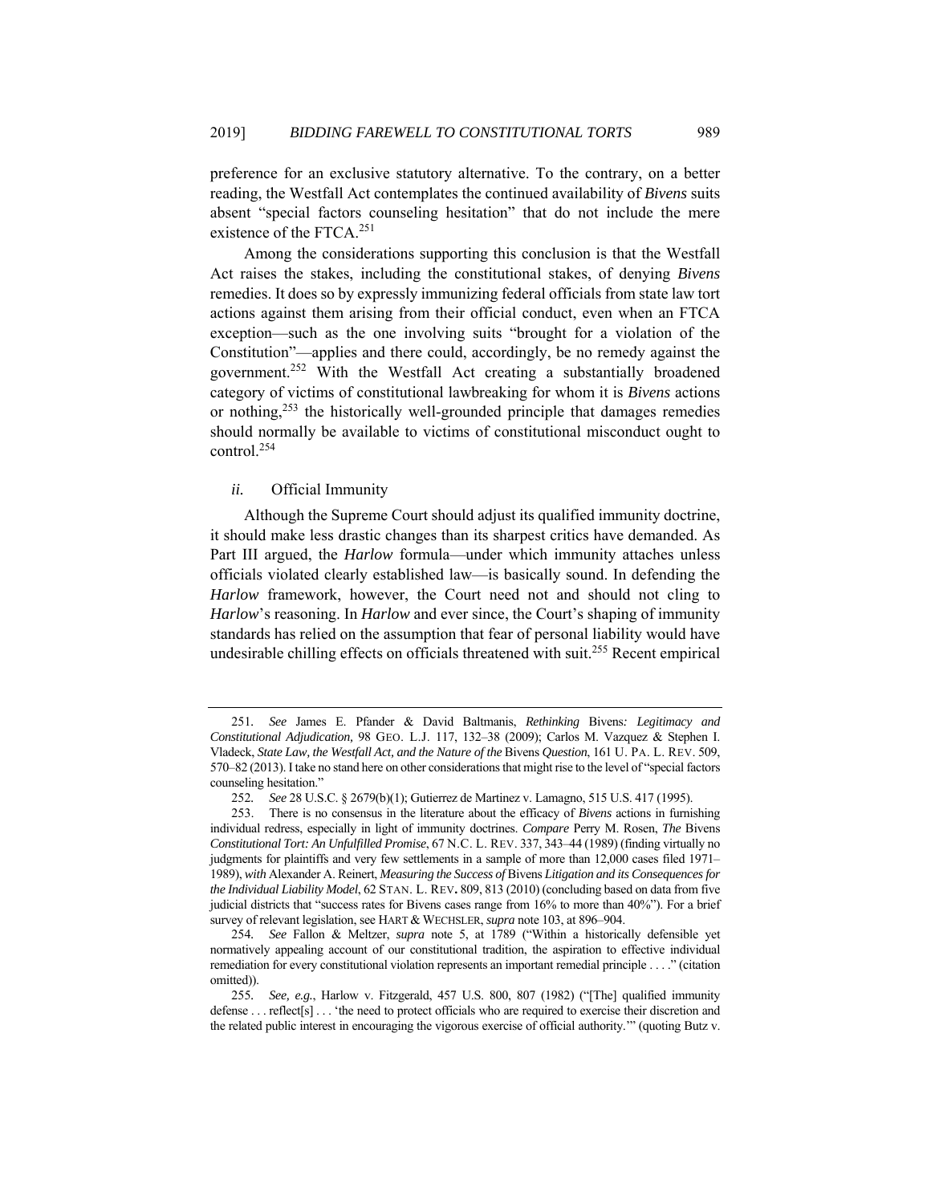preference for an exclusive statutory alternative. To the contrary, on a better reading, the Westfall Act contemplates the continued availability of *Bivens* suits absent "special factors counseling hesitation" that do not include the mere existence of the FTCA.[251]

Among the considerations supporting this conclusion is that the Westfall Act raises the stakes, including the constitutional stakes, of denying *Bivens* remedies. It does so by expressly immunizing federal officials from state law tort actions against them arising from their official conduct, even when an FTCA exception—such as the one involving suits "brought for a violation of the Constitution"—applies and there could, accordingly, be no remedy against the government.[252] With the Westfall Act creating a substantially broadened category of victims of constitutional lawbreaking for whom it is *Bivens* actions or nothing,[253] the historically well-grounded principle that damages remedies should normally be available to victims of constitutional misconduct ought to control.[254]

#### *ii.* Official Immunity

Although the Supreme Court should adjust its qualified immunity doctrine, it should make less drastic changes than its sharpest critics have demanded. As Part III argued, the *Harlow* formula—under which immunity attaches unless officials violated clearly established law—is basically sound. In defending the *Harlow* framework, however, the Court need not and should not cling to *Harlow*'s reasoning. In *Harlow* and ever since, the Court's shaping of immunity standards has relied on the assumption that fear of personal liability would have undesirable chilling effects on officials threatened with suit.[255] Recent empirical

---

251. *See* James E. Pfander & David Baltmanis, *Rethinking* Bivens*: Legitimacy and Constitutional Adjudication*, 98 GEO. L.J. 117, 132–38 (2009); Carlos M. Vazquez & Stephen I. Vladeck, *State Law, the Westfall Act, and the Nature of the* Bivens *Question*, 161 U. PA. L. REV. 509, 570–82 (2013). I take no stand here on other considerations that might rise to the level of "special factors counseling hesitation."

252. *See* 28 U.S.C. § 2679(b)(1); Gutierrez de Martinez v. Lamagno, 515 U.S. 417 (1995).

253. There is no consensus in the literature about the efficacy of *Bivens* actions in furnishing individual redress, especially in light of immunity doctrines. *Compare* Perry M. Rosen, *The* Bivens *Constitutional Tort: An Unfulfilled Promise*, 67 N.C. L. REV. 337, 343–44 (1989) (finding virtually no judgments for plaintiffs and very few settlements in a sample of more than 12,000 cases filed 1971–1989), *with* Alexander A. Reinert, *Measuring the Success of* Bivens *Litigation and its Consequences for the Individual Liability Model*, 62 STAN. L. REV. 809, 813 (2010) (concluding based on data from five judicial districts that "success rates for Bivens cases range from 16% to more than 40%"). For a brief survey of relevant legislation, see HART & WECHSLER, *supra* note 103, at 896–904.

254. *See* Fallon & Meltzer, *supra* note 5, at 1789 ("Within a historically defensible yet normatively appealing account of our constitutional tradition, the aspiration to effective individual remediation for every constitutional violation represents an important remedial principle . . . ." (citation omitted)).

255. *See, e.g.*, Harlow v. Fitzgerald, 457 U.S. 800, 807 (1982) ("[The] qualified immunity defense . . . reflect[s] . . . 'the need to protect officials who are required to exercise their discretion and the related public interest in encouraging the vigorous exercise of official authority.'" (quoting Butz v.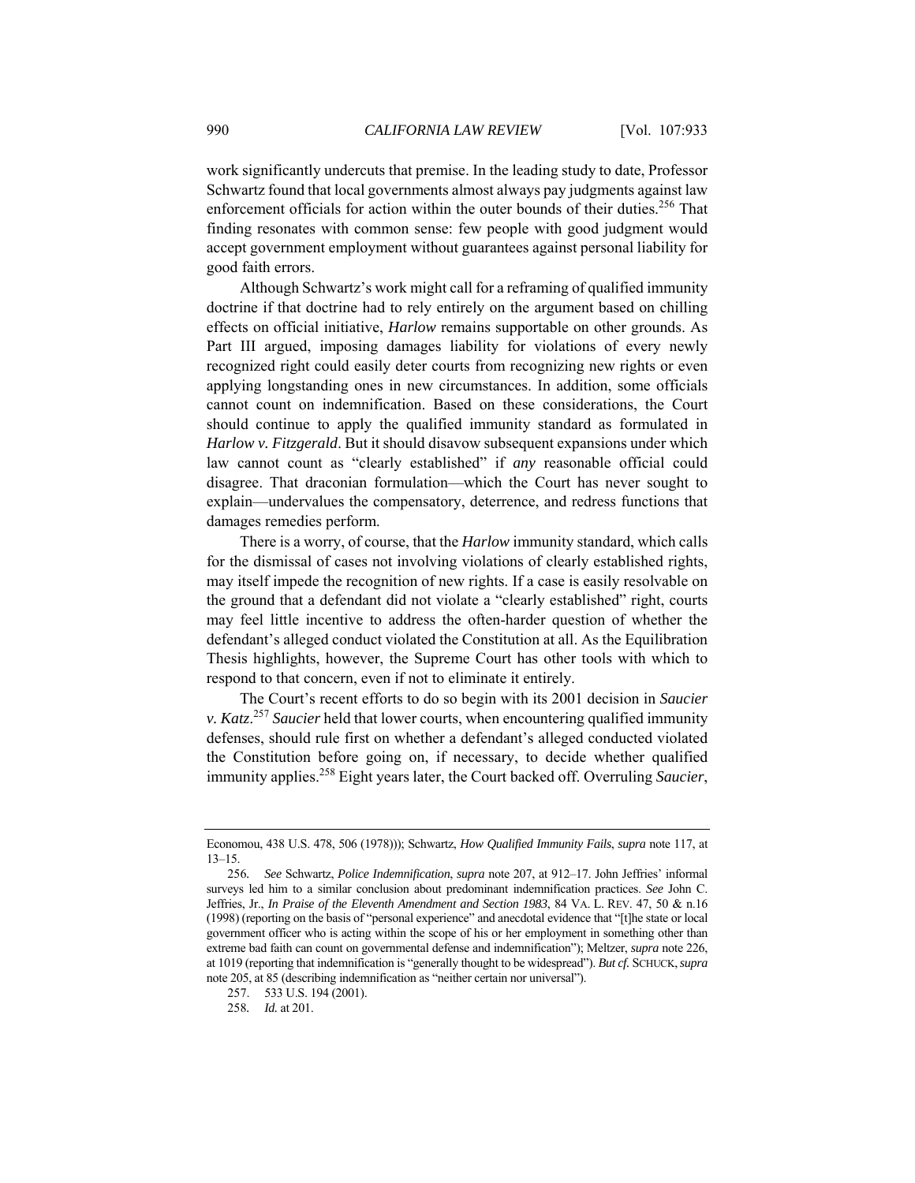work significantly undercuts that premise. In the leading study to date, Professor Schwartz found that local governments almost always pay judgments against law enforcement officials for action within the outer bounds of their duties.[256] That finding resonates with common sense: few people with good judgment would accept government employment without guarantees against personal liability for good faith errors.

Although Schwartz's work might call for a reframing of qualified immunity doctrine if that doctrine had to rely entirely on the argument based on chilling effects on official initiative, *Harlow* remains supportable on other grounds. As Part III argued, imposing damages liability for violations of every newly recognized right could easily deter courts from recognizing new rights or even applying longstanding ones in new circumstances. In addition, some officials cannot count on indemnification. Based on these considerations, the Court should continue to apply the qualified immunity standard as formulated in *Harlow v. Fitzgerald*. But it should disavow subsequent expansions under which law cannot count as "clearly established" if *any* reasonable official could disagree. That draconian formulation—which the Court has never sought to explain—undervalues the compensatory, deterrence, and redress functions that damages remedies perform.

There is a worry, of course, that the *Harlow* immunity standard, which calls for the dismissal of cases not involving violations of clearly established rights, may itself impede the recognition of new rights. If a case is easily resolvable on the ground that a defendant did not violate a "clearly established" right, courts may feel little incentive to address the often-harder question of whether the defendant's alleged conduct violated the Constitution at all. As the Equilibration Thesis highlights, however, the Supreme Court has other tools with which to respond to that concern, even if not to eliminate it entirely.

The Court's recent efforts to do so begin with its 2001 decision in *Saucier v. Katz*.[257] *Saucier* held that lower courts, when encountering qualified immunity defenses, should rule first on whether a defendant's alleged conducted violated the Constitution before going on, if necessary, to decide whether qualified immunity applies.[258] Eight years later, the Court backed off. Overruling *Saucier*,

---

Economou, 438 U.S. 478, 506 (1978))); Schwartz, *How Qualified Immunity Fails*, *supra* note 117, at 13–15.

256. *See* Schwartz, *Police Indemnification*, *supra* note 207, at 912–17. John Jeffries' informal surveys led him to a similar conclusion about predominant indemnification practices. *See* John C. Jeffries, Jr., *In Praise of the Eleventh Amendment and Section 1983*, 84 VA. L. REV. 47, 50 & n.16 (1998) (reporting on the basis of "personal experience" and anecdotal evidence that "[t]he state or local government officer who is acting within the scope of his or her employment in something other than extreme bad faith can count on governmental defense and indemnification"); Meltzer, *supra* note 226, at 1019 (reporting that indemnification is "generally thought to be widespread"). *But cf.* SCHUCK, *supra* note 205, at 85 (describing indemnification as "neither certain nor universal").

257. 533 U.S. 194 (2001).

258. *Id.* at 201.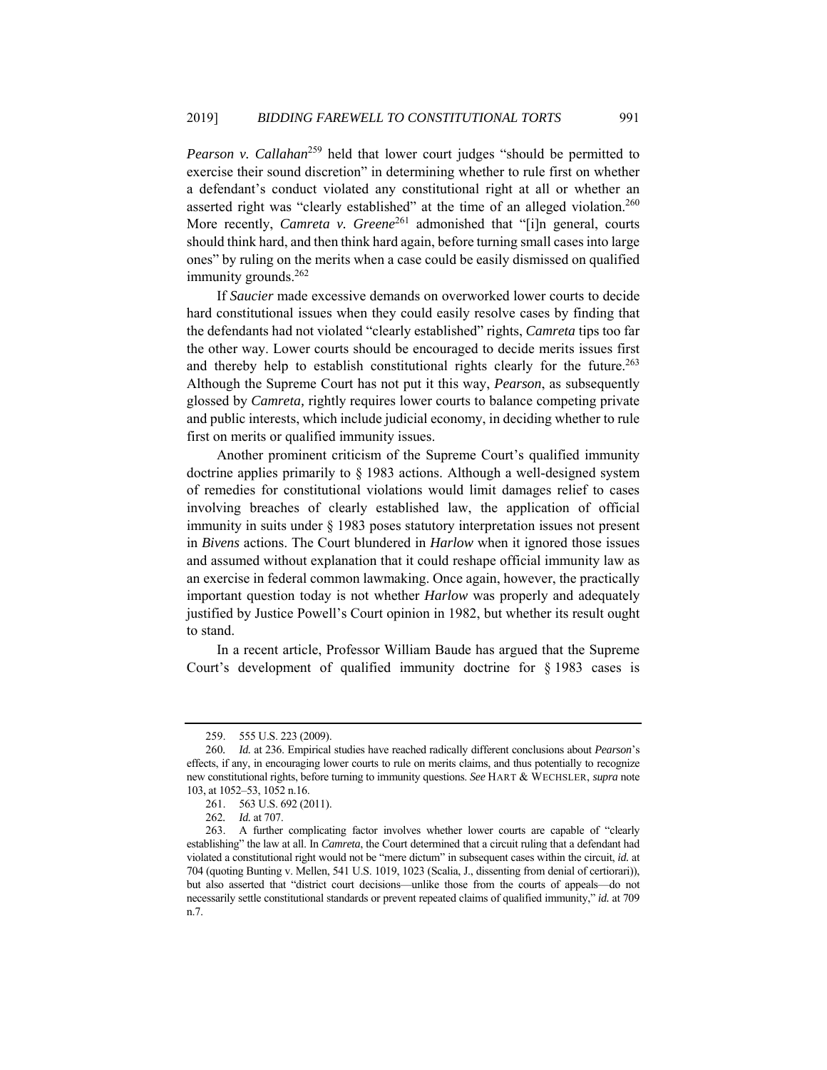*Pearson v. Callahan*[259] held that lower court judges "should be permitted to exercise their sound discretion" in determining whether to rule first on whether a defendant's conduct violated any constitutional right at all or whether an asserted right was "clearly established" at the time of an alleged violation.[260] More recently, *Camreta v. Greene*[261] admonished that "[i]n general, courts should think hard, and then think hard again, before turning small cases into large ones" by ruling on the merits when a case could be easily dismissed on qualified immunity grounds.[262]

If *Saucier* made excessive demands on overworked lower courts to decide hard constitutional issues when they could easily resolve cases by finding that the defendants had not violated "clearly established" rights, *Camreta* tips too far the other way. Lower courts should be encouraged to decide merits issues first and thereby help to establish constitutional rights clearly for the future.[263] Although the Supreme Court has not put it this way, *Pearson*, as subsequently glossed by *Camreta,* rightly requires lower courts to balance competing private and public interests, which include judicial economy, in deciding whether to rule first on merits or qualified immunity issues.

Another prominent criticism of the Supreme Court's qualified immunity doctrine applies primarily to § 1983 actions. Although a well-designed system of remedies for constitutional violations would limit damages relief to cases involving breaches of clearly established law, the application of official immunity in suits under § 1983 poses statutory interpretation issues not present in *Bivens* actions. The Court blundered in *Harlow* when it ignored those issues and assumed without explanation that it could reshape official immunity law as an exercise in federal common lawmaking. Once again, however, the practically important question today is not whether *Harlow* was properly and adequately justified by Justice Powell's Court opinion in 1982, but whether its result ought to stand.

In a recent article, Professor William Baude has argued that the Supreme Court's development of qualified immunity doctrine for § 1983 cases is

---

259. 555 U.S. 223 (2009).

260. *Id.* at 236. Empirical studies have reached radically different conclusions about *Pearson*'s effects, if any, in encouraging lower courts to rule on merits claims, and thus potentially to recognize new constitutional rights, before turning to immunity questions. *See* HART & WECHSLER, *supra* note 103, at 1052–53, 1052 n.16.

261. 563 U.S. 692 (2011).

262. *Id.* at 707.

263. A further complicating factor involves whether lower courts are capable of "clearly establishing" the law at all. In *Camreta*, the Court determined that a circuit ruling that a defendant had violated a constitutional right would not be "mere dictum" in subsequent cases within the circuit, *id.* at 704 (quoting Bunting v. Mellen, 541 U.S. 1019, 1023 (Scalia, J., dissenting from denial of certiorari)), but also asserted that "district court decisions—unlike those from the courts of appeals—do not necessarily settle constitutional standards or prevent repeated claims of qualified immunity," *id.* at 709 n.7.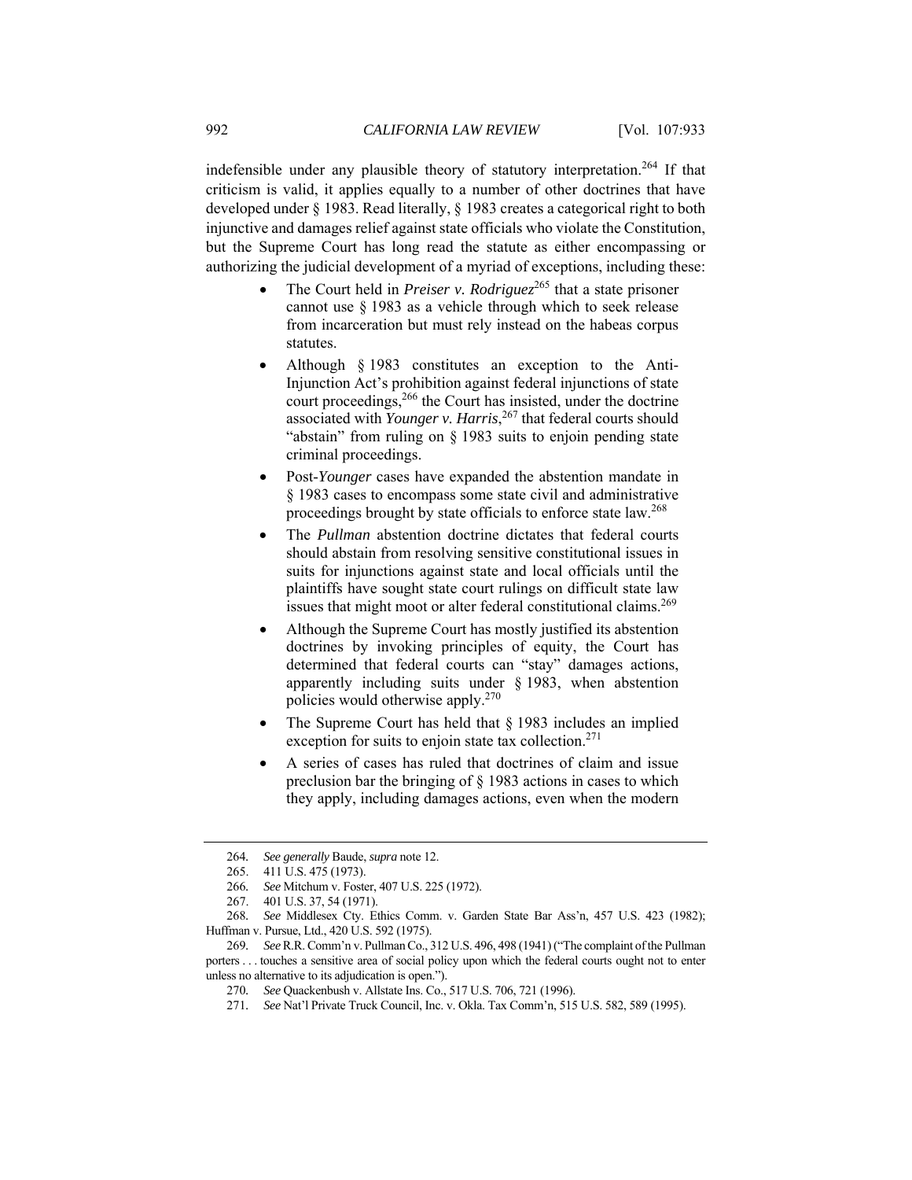indefensible under any plausible theory of statutory interpretation.[264] If that criticism is valid, it applies equally to a number of other doctrines that have developed under § 1983. Read literally, § 1983 creates a categorical right to both injunctive and damages relief against state officials who violate the Constitution, but the Supreme Court has long read the statute as either encompassing or authorizing the judicial development of a myriad of exceptions, including these:

- The Court held in *Preiser v. Rodriguez*[265] that a state prisoner cannot use § 1983 as a vehicle through which to seek release from incarceration but must rely instead on the habeas corpus statutes.
- Although § 1983 constitutes an exception to the Anti-Injunction Act's prohibition against federal injunctions of state court proceedings,[266] the Court has insisted, under the doctrine associated with *Younger v. Harris*,[267] that federal courts should "abstain" from ruling on § 1983 suits to enjoin pending state criminal proceedings.
- Post-*Younger* cases have expanded the abstention mandate in § 1983 cases to encompass some state civil and administrative proceedings brought by state officials to enforce state law.[268]
- The *Pullman* abstention doctrine dictates that federal courts should abstain from resolving sensitive constitutional issues in suits for injunctions against state and local officials until the plaintiffs have sought state court rulings on difficult state law issues that might moot or alter federal constitutional claims.[269]
- Although the Supreme Court has mostly justified its abstention doctrines by invoking principles of equity, the Court has determined that federal courts can "stay" damages actions, apparently including suits under § 1983, when abstention policies would otherwise apply.[270]
- The Supreme Court has held that § 1983 includes an implied exception for suits to enjoin state tax collection.[271]
- A series of cases has ruled that doctrines of claim and issue preclusion bar the bringing of § 1983 actions in cases to which they apply, including damages actions, even when the modern

---

264. *See generally* Baude, *supra* note 12.

265. 411 U.S. 475 (1973).

266. *See* Mitchum v. Foster, 407 U.S. 225 (1972).

267. 401 U.S. 37, 54 (1971).

268. *See* Middlesex Cty. Ethics Comm. v. Garden State Bar Ass'n, 457 U.S. 423 (1982); Huffman v. Pursue, Ltd., 420 U.S. 592 (1975).

269. *See* R.R. Comm'n v. Pullman Co., 312 U.S. 496, 498 (1941) ("The complaint of the Pullman porters . . . touches a sensitive area of social policy upon which the federal courts ought not to enter unless no alternative to its adjudication is open.").

270. *See* Quackenbush v. Allstate Ins. Co., 517 U.S. 706, 721 (1996).

271. *See* Nat'l Private Truck Council, Inc. v. Okla. Tax Comm'n, 515 U.S. 582, 589 (1995).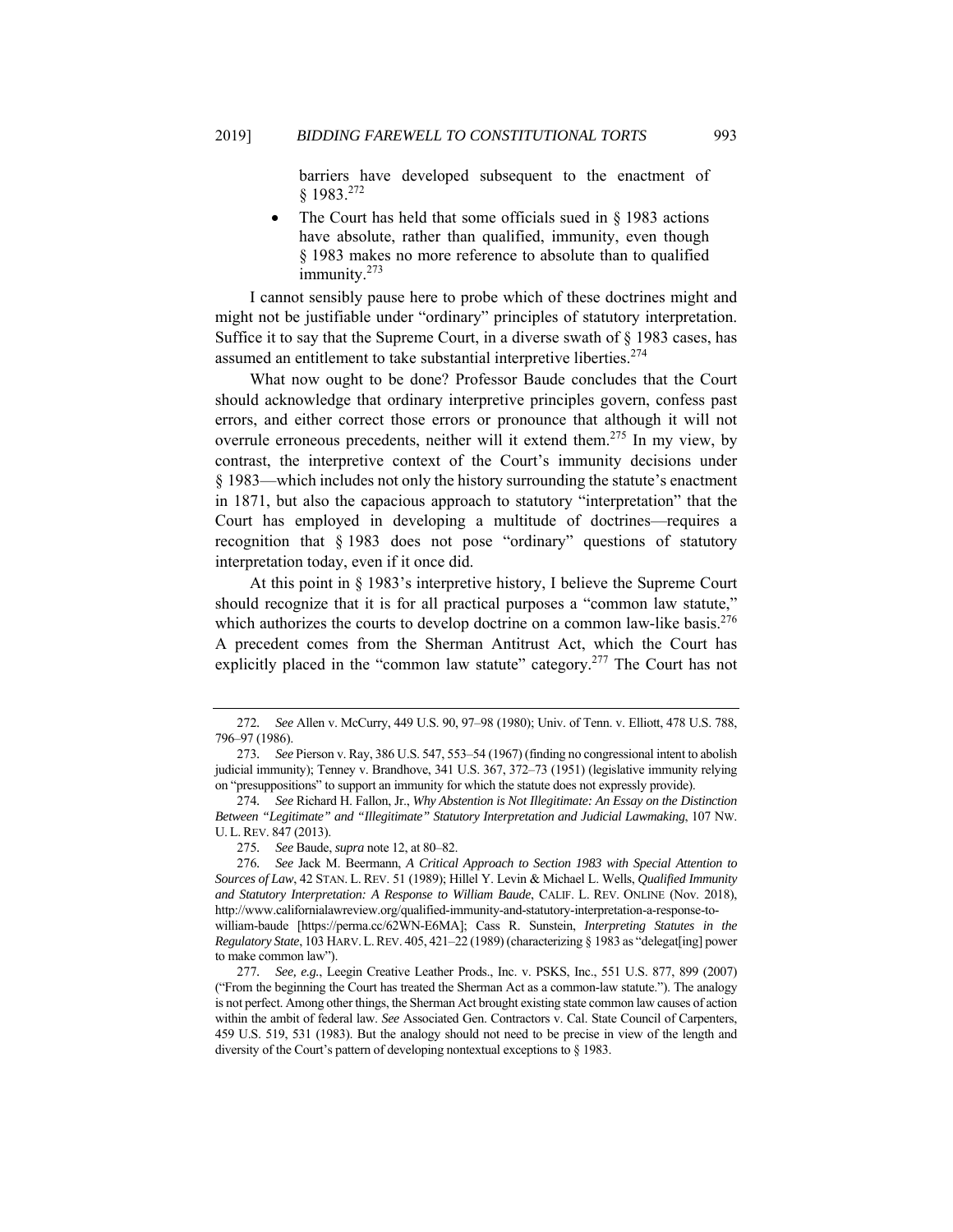barriers have developed subsequent to the enactment of § 1983.[272]

- The Court has held that some officials sued in § 1983 actions have absolute, rather than qualified, immunity, even though § 1983 makes no more reference to absolute than to qualified immunity.[273]

I cannot sensibly pause here to probe which of these doctrines might and might not be justifiable under "ordinary" principles of statutory interpretation. Suffice it to say that the Supreme Court, in a diverse swath of § 1983 cases, has assumed an entitlement to take substantial interpretive liberties.[274]

What now ought to be done? Professor Baude concludes that the Court should acknowledge that ordinary interpretive principles govern, confess past errors, and either correct those errors or pronounce that although it will not overrule erroneous precedents, neither will it extend them.[275] In my view, by contrast, the interpretive context of the Court's immunity decisions under § 1983—which includes not only the history surrounding the statute's enactment in 1871, but also the capacious approach to statutory "interpretation" that the Court has employed in developing a multitude of doctrines—requires a recognition that § 1983 does not pose "ordinary" questions of statutory interpretation today, even if it once did.

At this point in § 1983's interpretive history, I believe the Supreme Court should recognize that it is for all practical purposes a "common law statute," which authorizes the courts to develop doctrine on a common law-like basis.[276] A precedent comes from the Sherman Antitrust Act, which the Court has explicitly placed in the "common law statute" category.[277] The Court has not

---

272. *See* Allen v. McCurry, 449 U.S. 90, 97–98 (1980); Univ. of Tenn. v. Elliott, 478 U.S. 788, 796–97 (1986).

273. *See* Pierson v. Ray, 386 U.S. 547, 553–54 (1967) (finding no congressional intent to abolish judicial immunity); Tenney v. Brandhove, 341 U.S. 367, 372–73 (1951) (legislative immunity relying on "presuppositions" to support an immunity for which the statute does not expressly provide).

274. *See* Richard H. Fallon, Jr., *Why Abstention is Not Illegitimate: An Essay on the Distinction Between "Legitimate" and "Illegitimate" Statutory Interpretation and Judicial Lawmaking*, 107 NW. U. L. REV. 847 (2013).

275. *See* Baude, *supra* note 12, at 80–82.

276. *See* Jack M. Beermann, *A Critical Approach to Section 1983 with Special Attention to Sources of Law*, 42 STAN. L. REV. 51 (1989); Hillel Y. Levin & Michael L. Wells, *Qualified Immunity and Statutory Interpretation: A Response to William Baude*, CALIF. L. REV. ONLINE (Nov. 2018), http://www.californialawreview.org/qualified-immunity-and-statutory-interpretation-a-response-to-william-baude [https://perma.cc/62WN-E6MA]; Cass R. Sunstein, *Interpreting Statutes in the Regulatory State*, 103 HARV. L. REV. 405, 421–22 (1989) (characterizing § 1983 as "delegat[ing] power to make common law").

277. *See, e.g.*, Leegin Creative Leather Prods., Inc. v. PSKS, Inc., 551 U.S. 877, 899 (2007) ("From the beginning the Court has treated the Sherman Act as a common-law statute."). The analogy is not perfect. Among other things, the Sherman Act brought existing state common law causes of action within the ambit of federal law. *See* Associated Gen. Contractors v. Cal. State Council of Carpenters, 459 U.S. 519, 531 (1983). But the analogy should not need to be precise in view of the length and diversity of the Court's pattern of developing nontextual exceptions to § 1983.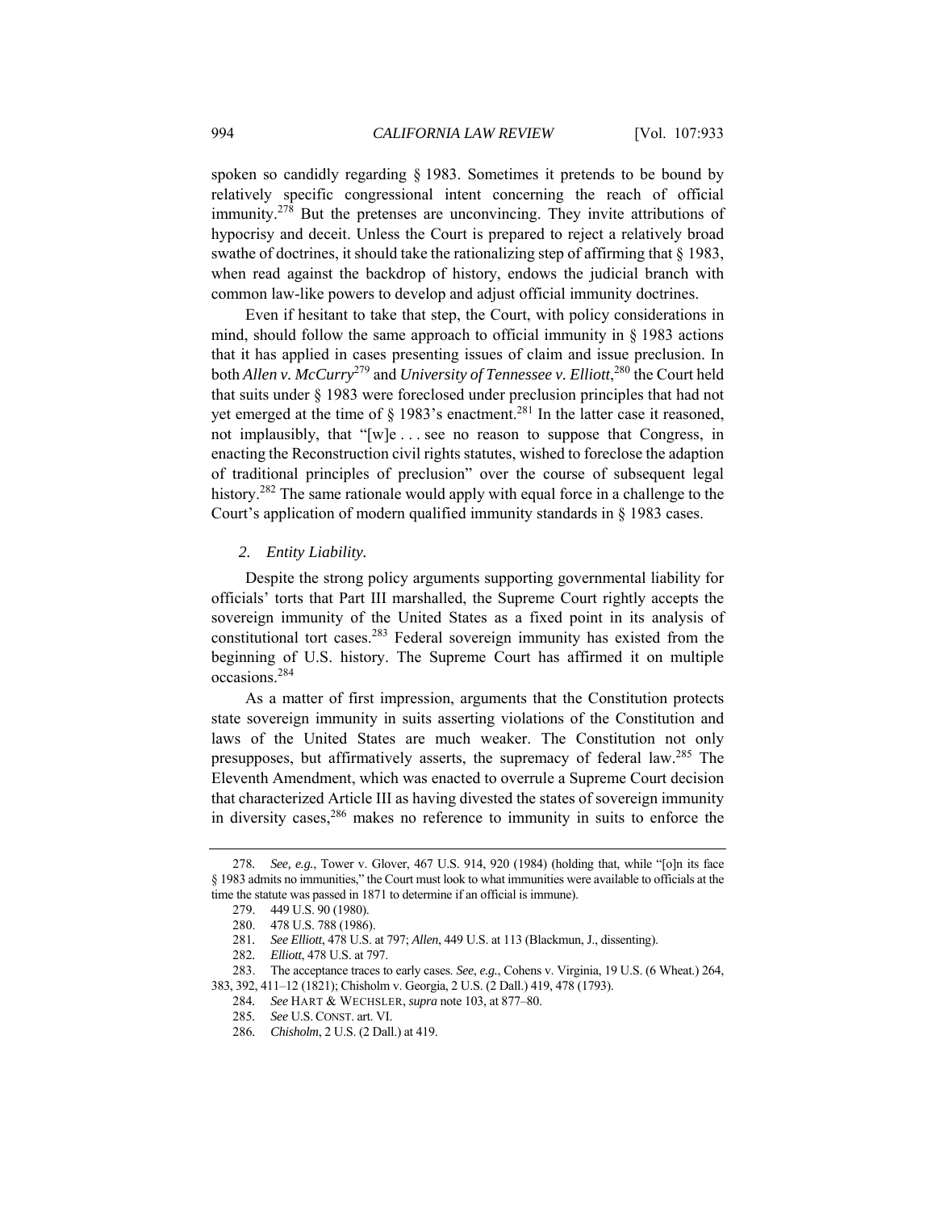spoken so candidly regarding § 1983. Sometimes it pretends to be bound by relatively specific congressional intent concerning the reach of official immunity.[278] But the pretenses are unconvincing. They invite attributions of hypocrisy and deceit. Unless the Court is prepared to reject a relatively broad swathe of doctrines, it should take the rationalizing step of affirming that § 1983, when read against the backdrop of history, endows the judicial branch with common law-like powers to develop and adjust official immunity doctrines.

Even if hesitant to take that step, the Court, with policy considerations in mind, should follow the same approach to official immunity in § 1983 actions that it has applied in cases presenting issues of claim and issue preclusion. In both *Allen v. McCurry*[279] and *University of Tennessee v. Elliott*,[280] the Court held that suits under § 1983 were foreclosed under preclusion principles that had not yet emerged at the time of § 1983's enactment.[281] In the latter case it reasoned, not implausibly, that "[w]e . . . see no reason to suppose that Congress, in enacting the Reconstruction civil rights statutes, wished to foreclose the adaption of traditional principles of preclusion" over the course of subsequent legal history.[282] The same rationale would apply with equal force in a challenge to the Court's application of modern qualified immunity standards in § 1983 cases.

*2. Entity Liability.*

Despite the strong policy arguments supporting governmental liability for officials' torts that Part III marshalled, the Supreme Court rightly accepts the sovereign immunity of the United States as a fixed point in its analysis of constitutional tort cases.[283] Federal sovereign immunity has existed from the beginning of U.S. history. The Supreme Court has affirmed it on multiple occasions.[284]

As a matter of first impression, arguments that the Constitution protects state sovereign immunity in suits asserting violations of the Constitution and laws of the United States are much weaker. The Constitution not only presupposes, but affirmatively asserts, the supremacy of federal law.[285] The Eleventh Amendment, which was enacted to overrule a Supreme Court decision that characterized Article III as having divested the states of sovereign immunity in diversity cases,[286] makes no reference to immunity in suits to enforce the

---

278. *See, e.g.*, Tower v. Glover, 467 U.S. 914, 920 (1984) (holding that, while "[o]n its face § 1983 admits no immunities," the Court must look to what immunities were available to officials at the time the statute was passed in 1871 to determine if an official is immune).

279. 449 U.S. 90 (1980).

280. 478 U.S. 788 (1986).

281. *See Elliott*, 478 U.S. at 797; *Allen*, 449 U.S. at 113 (Blackmun, J., dissenting).

282. *Elliott*, 478 U.S. at 797.

283. The acceptance traces to early cases. *See*, *e.g.*, Cohens v. Virginia, 19 U.S. (6 Wheat.) 264, 383, 392, 411–12 (1821); Chisholm v. Georgia, 2 U.S. (2 Dall.) 419, 478 (1793).

284. *See* HART & WECHSLER, *supra* note 103, at 877–80.

285. *See* U.S. CONST. art. VI.

286. *Chisholm*, 2 U.S. (2 Dall.) at 419.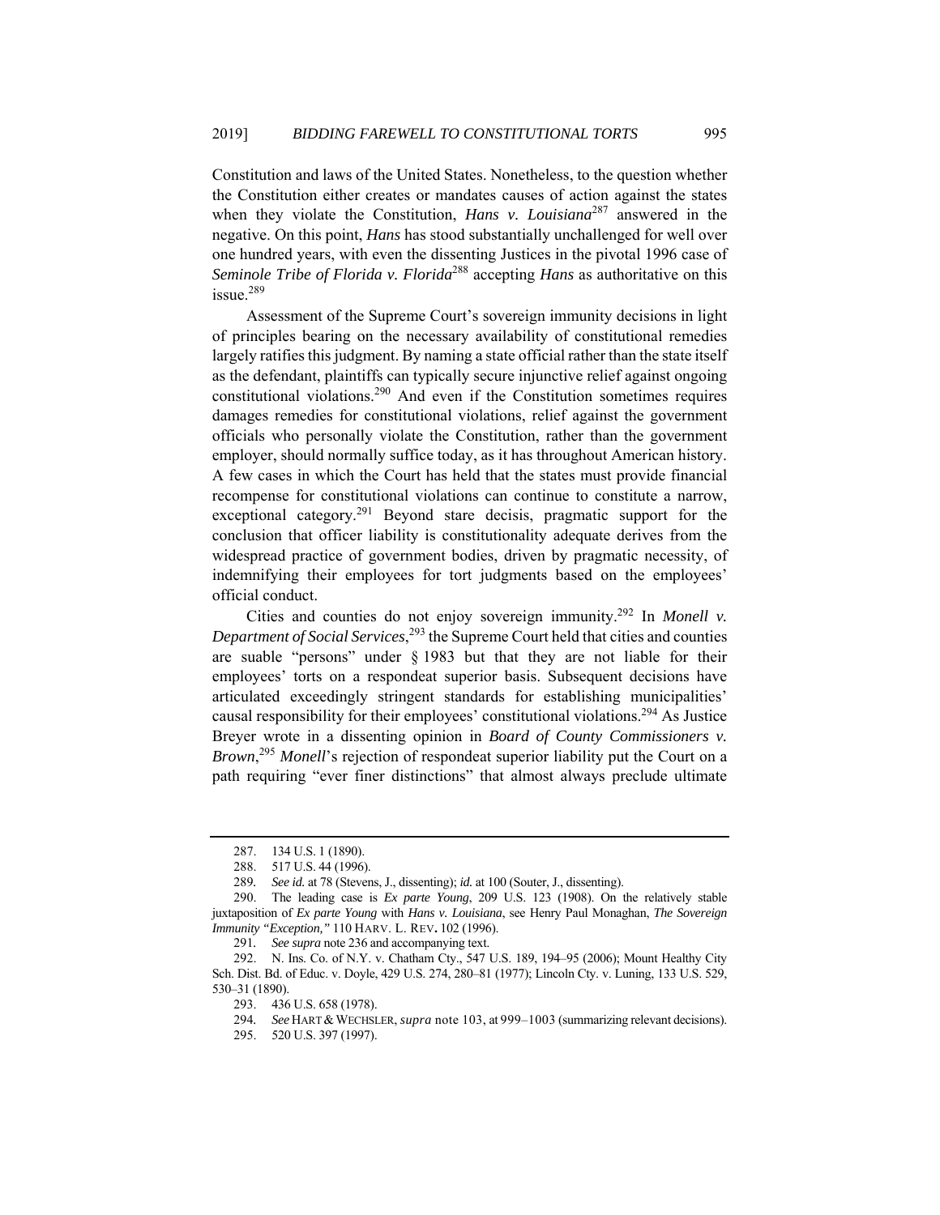Constitution and laws of the United States. Nonetheless, to the question whether the Constitution either creates or mandates causes of action against the states when they violate the Constitution, *Hans v. Louisiana*[287] answered in the negative. On this point, *Hans* has stood substantially unchallenged for well over one hundred years, with even the dissenting Justices in the pivotal 1996 case of *Seminole Tribe of Florida v. Florida*[288] accepting *Hans* as authoritative on this issue.[289]

Assessment of the Supreme Court's sovereign immunity decisions in light of principles bearing on the necessary availability of constitutional remedies largely ratifies this judgment. By naming a state official rather than the state itself as the defendant, plaintiffs can typically secure injunctive relief against ongoing constitutional violations.[290] And even if the Constitution sometimes requires damages remedies for constitutional violations, relief against the government officials who personally violate the Constitution, rather than the government employer, should normally suffice today, as it has throughout American history. A few cases in which the Court has held that the states must provide financial recompense for constitutional violations can continue to constitute a narrow, exceptional category.[291] Beyond stare decisis, pragmatic support for the conclusion that officer liability is constitutionality adequate derives from the widespread practice of government bodies, driven by pragmatic necessity, of indemnifying their employees for tort judgments based on the employees' official conduct.

Cities and counties do not enjoy sovereign immunity.[292] In *Monell v. Department of Social Services*,[293] the Supreme Court held that cities and counties are suable "persons" under § 1983 but that they are not liable for their employees' torts on a respondeat superior basis. Subsequent decisions have articulated exceedingly stringent standards for establishing municipalities' causal responsibility for their employees' constitutional violations.[294] As Justice Breyer wrote in a dissenting opinion in *Board of County Commissioners v. Brown*,[295] *Monell*'s rejection of respondeat superior liability put the Court on a path requiring "ever finer distinctions" that almost always preclude ultimate

---

287. 134 U.S. 1 (1890).

288. 517 U.S. 44 (1996).

289. *See id.* at 78 (Stevens, J., dissenting); *id.* at 100 (Souter, J., dissenting).

290. The leading case is *Ex parte Young*, 209 U.S. 123 (1908). On the relatively stable juxtaposition of *Ex parte Young* with *Hans v. Louisiana*, see Henry Paul Monaghan, *The Sovereign Immunity "Exception,"* 110 HARV. L. REV. 102 (1996).

291. *See supra* note 236 and accompanying text.

292. N. Ins. Co. of N.Y. v. Chatham Cty., 547 U.S. 189, 194–95 (2006); Mount Healthy City Sch. Dist. Bd. of Educ. v. Doyle, 429 U.S. 274, 280–81 (1977); Lincoln Cty. v. Luning, 133 U.S. 529, 530–31 (1890).

293. 436 U.S. 658 (1978).

294. *See* HART & WECHSLER, *supra* note 103, at 999–1003 (summarizing relevant decisions).

295. 520 U.S. 397 (1997).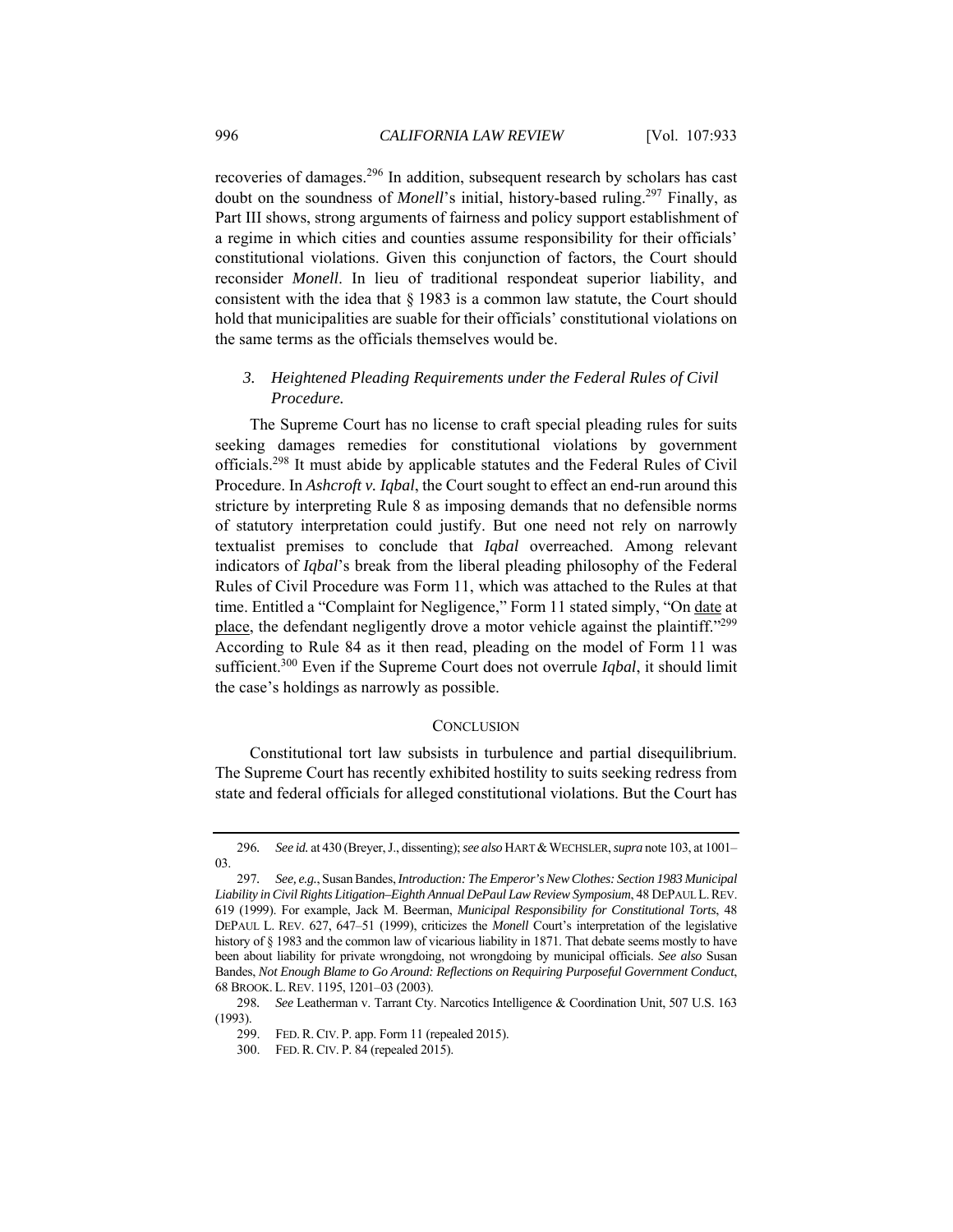recoveries of damages.[296] In addition, subsequent research by scholars has cast doubt on the soundness of *Monell*'s initial, history-based ruling.[297] Finally, as Part III shows, strong arguments of fairness and policy support establishment of a regime in which cities and counties assume responsibility for their officials' constitutional violations. Given this conjunction of factors, the Court should reconsider *Monell*. In lieu of traditional respondeat superior liability, and consistent with the idea that § 1983 is a common law statute, the Court should hold that municipalities are suable for their officials' constitutional violations on the same terms as the officials themselves would be.

### *3. Heightened Pleading Requirements under the Federal Rules of Civil Procedure.*

The Supreme Court has no license to craft special pleading rules for suits seeking damages remedies for constitutional violations by government officials.[298] It must abide by applicable statutes and the Federal Rules of Civil Procedure. In *Ashcroft v. Iqbal*, the Court sought to effect an end-run around this stricture by interpreting Rule 8 as imposing demands that no defensible norms of statutory interpretation could justify. But one need not rely on narrowly textualist premises to conclude that *Iqbal* overreached. Among relevant indicators of *Iqbal*'s break from the liberal pleading philosophy of the Federal Rules of Civil Procedure was Form 11, which was attached to the Rules at that time. Entitled a "Complaint for Negligence," Form 11 stated simply, "On date at place, the defendant negligently drove a motor vehicle against the plaintiff."[299] According to Rule 84 as it then read, pleading on the model of Form 11 was sufficient.[300] Even if the Supreme Court does not overrule *Iqbal*, it should limit the case's holdings as narrowly as possible.

## CONCLUSION

Constitutional tort law subsists in turbulence and partial disequilibrium. The Supreme Court has recently exhibited hostility to suits seeking redress from state and federal officials for alleged constitutional violations. But the Court has

---

296. *See id.* at 430 (Breyer, J., dissenting); *see also* HART & WECHSLER, *supra* note 103, at 1001–03.

297. *See, e.g.*, Susan Bandes, *Introduction: The Emperor's New Clothes: Section 1983 Municipal Liability in Civil Rights Litigation–Eighth Annual DePaul Law Review Symposium*, 48 DEPAUL L. REV. 619 (1999). For example, Jack M. Beerman, *Municipal Responsibility for Constitutional Torts*, 48 DEPAUL L. REV. 627, 647–51 (1999), criticizes the *Monell* Court's interpretation of the legislative history of § 1983 and the common law of vicarious liability in 1871. That debate seems mostly to have been about liability for private wrongdoing, not wrongdoing by municipal officials. *See also* Susan Bandes, *Not Enough Blame to Go Around: Reflections on Requiring Purposeful Government Conduct*, 68 BROOK. L. REV. 1195, 1201–03 (2003).

298. *See* Leatherman v. Tarrant Cty. Narcotics Intelligence & Coordination Unit, 507 U.S. 163 (1993).

299. FED. R. CIV. P. app. Form 11 (repealed 2015).

300. FED. R. CIV. P. 84 (repealed 2015).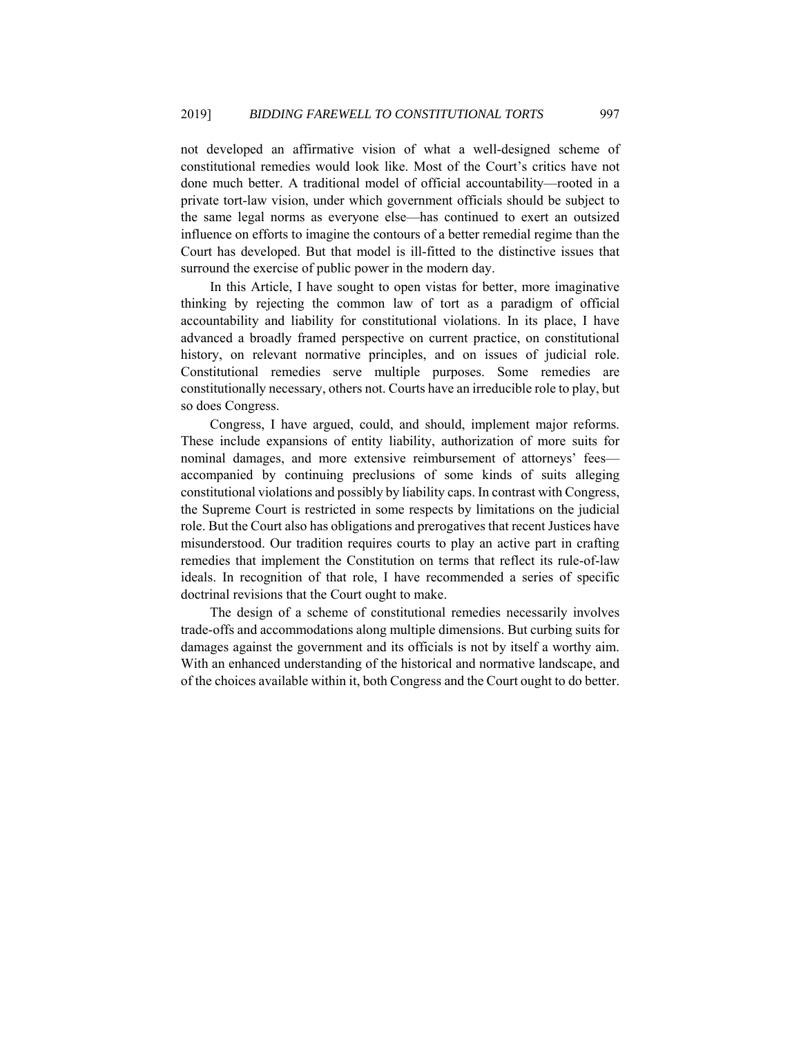not developed an affirmative vision of what a well-designed scheme of constitutional remedies would look like. Most of the Court's critics have not done much better. A traditional model of official accountability—rooted in a private tort-law vision, under which government officials should be subject to the same legal norms as everyone else—has continued to exert an outsized influence on efforts to imagine the contours of a better remedial regime than the Court has developed. But that model is ill-fitted to the distinctive issues that surround the exercise of public power in the modern day.

In this Article, I have sought to open vistas for better, more imaginative thinking by rejecting the common law of tort as a paradigm of official accountability and liability for constitutional violations. In its place, I have advanced a broadly framed perspective on current practice, on constitutional history, on relevant normative principles, and on issues of judicial role. Constitutional remedies serve multiple purposes. Some remedies are constitutionally necessary, others not. Courts have an irreducible role to play, but so does Congress.

Congress, I have argued, could, and should, implement major reforms. These include expansions of entity liability, authorization of more suits for nominal damages, and more extensive reimbursement of attorneys' fees—accompanied by continuing preclusions of some kinds of suits alleging constitutional violations and possibly by liability caps. In contrast with Congress, the Supreme Court is restricted in some respects by limitations on the judicial role. But the Court also has obligations and prerogatives that recent Justices have misunderstood. Our tradition requires courts to play an active part in crafting remedies that implement the Constitution on terms that reflect its rule-of-law ideals. In recognition of that role, I have recommended a series of specific doctrinal revisions that the Court ought to make.

The design of a scheme of constitutional remedies necessarily involves trade-offs and accommodations along multiple dimensions. But curbing suits for damages against the government and its officials is not by itself a worthy aim. With an enhanced understanding of the historical and normative landscape, and of the choices available within it, both Congress and the Court ought to do better.